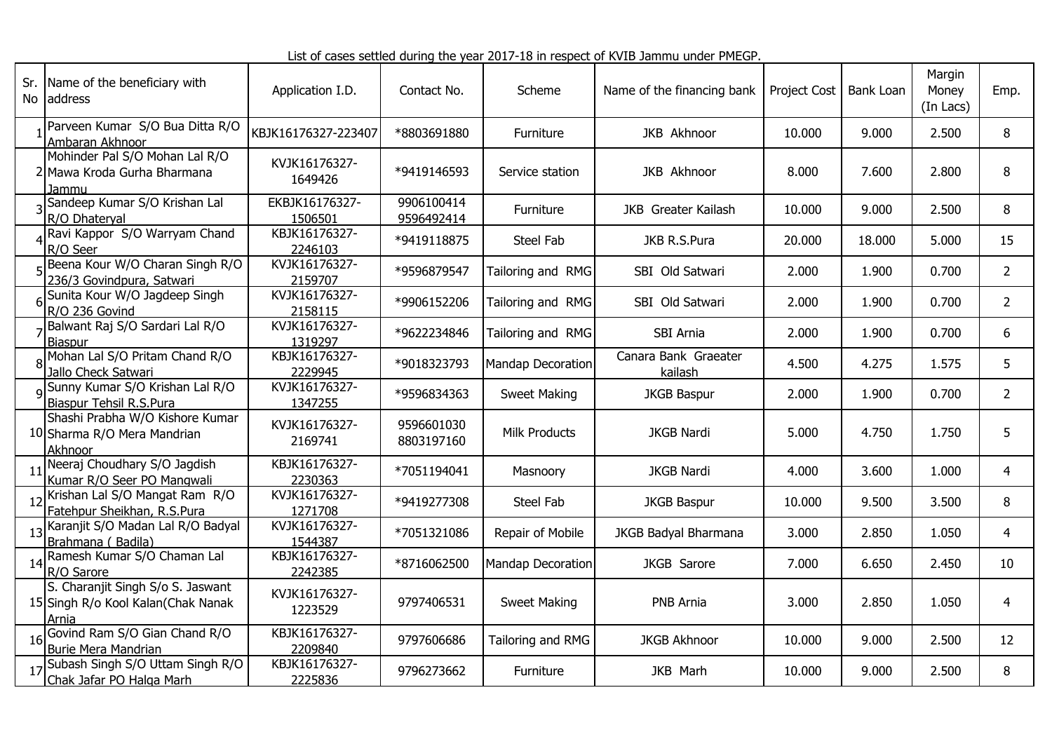List of cases settled during the year 2017-18 in respect of KVIB Jammu under PMEGP.

| Sr. No | Name of the beneficiary with address | Application I.D. | Contact No. | Scheme | Name of the financing bank | Project Cost | Bank Loan | Margin Money (In Lacs) | Emp. |
|---|---|---|---|---|---|---|---|---|---|
| 1 | Parveen Kumar S/O Bua Ditta R/O Ambaran Akhnoor | KBJK16176327-223407 | *8803691880 | Furniture | JKB Akhnoor | 10.000 | 9.000 | 2.500 | 8 |
| 2 | Mohinder Pal S/O Mohan Lal R/O Mawa Kroda Gurha Bharmana Jammu | KVJK16176327-1649426 | *9419146593 | Service station | JKB Akhnoor | 8.000 | 7.600 | 2.800 | 8 |
| 3 | Sandeep Kumar S/O Krishan Lal R/O Dhateryal | EKBJK16176327-1506501 | 9906100414 9596492414 | Furniture | JKB Greater Kailash | 10.000 | 9.000 | 2.500 | 8 |
| 4 | Ravi Kappor S/O Warryam Chand R/O Seer | KBJK16176327-2246103 | *9419118875 | Steel Fab | JKB R.S.Pura | 20.000 | 18.000 | 5.000 | 15 |
| 5 | Beena Kour W/O Charan Singh R/O 236/3 Govindpura, Satwari | KVJK16176327-2159707 | *9596879547 | Tailoring and RMG | SBI Old Satwari | 2.000 | 1.900 | 0.700 | 2 |
| 6 | Sunita Kour W/O Jagdeep Singh R/O 236 Govind | KVJK16176327-2158115 | *9906152206 | Tailoring and RMG | SBI Old Satwari | 2.000 | 1.900 | 0.700 | 2 |
| 7 | Balwant Raj S/O Sardari Lal R/O Biaspur | KVJK16176327-1319297 | *9622234846 | Tailoring and RMG | SBI Arnia | 2.000 | 1.900 | 0.700 | 6 |
| 8 | Mohan Lal S/O Pritam Chand R/O Jallo Check Satwari | KBJK16176327-2229945 | *9018323793 | Mandap Decoration | Canara Bank Graeater kailash | 4.500 | 4.275 | 1.575 | 5 |
| 9 | Sunny Kumar S/O Krishan Lal R/O Biaspur Tehsil R.S.Pura | KVJK16176327-1347255 | *9596834363 | Sweet Making | JKGB Baspur | 2.000 | 1.900 | 0.700 | 2 |
| 10 | Shashi Prabha W/O Kishore Kumar Sharma R/O Mera Mandrian Akhnoor | KVJK16176327-2169741 | 9596601030 8803197160 | Milk Products | JKGB Nardi | 5.000 | 4.750 | 1.750 | 5 |
| 11 | Neeraj Choudhary S/O Jagdish Kumar R/O Seer PO Mangwali | KBJK16176327-2230363 | *7051194041 | Masnoory | JKGB Nardi | 4.000 | 3.600 | 1.000 | 4 |
| 12 | Krishan Lal S/O Mangat Ram R/O Fatehpur Sheikhan, R.S.Pura | KVJK16176327-1271708 | *9419277308 | Steel Fab | JKGB Baspur | 10.000 | 9.500 | 3.500 | 8 |
| 13 | Karanjit S/O Madan Lal R/O Badyal Brahmana ( Badila) | KVJK16176327-1544387 | *7051321086 | Repair of Mobile | JKGB Badyal Bharmana | 3.000 | 2.850 | 1.050 | 4 |
| 14 | Ramesh Kumar S/O Chaman Lal R/O Sarore | KBJK16176327-2242385 | *8716062500 | Mandap Decoration | JKGB Sarore | 7.000 | 6.650 | 2.450 | 10 |
| 15 | S. Charanjit Singh S/o S. Jaswant Singh R/o Kool Kalan(Chak Nanak Arnia | KVJK16176327-1223529 | 9797406531 | Sweet Making | PNB Arnia | 3.000 | 2.850 | 1.050 | 4 |
| 16 | Govind Ram S/O Gian Chand R/O Burie Mera Mandrian | KBJK16176327-2209840 | 9797606686 | Tailoring and RMG | JKGB Akhnoor | 10.000 | 9.000 | 2.500 | 12 |
| 17 | Subash Singh S/O Uttam Singh R/O Chak Jafar PO Halqa Marh | KBJK16176327-2225836 | 9796273662 | Furniture | JKB Marh | 10.000 | 9.000 | 2.500 | 8 |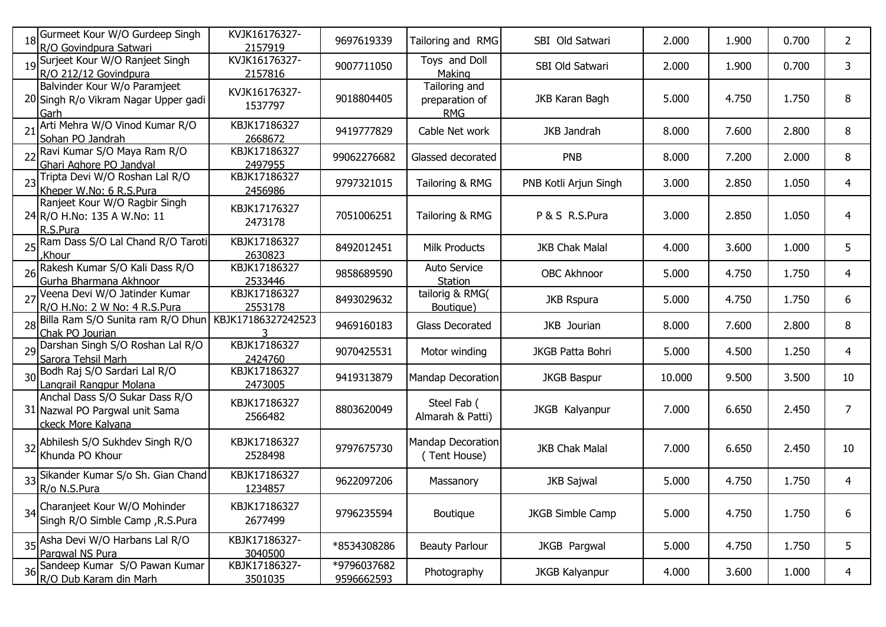| | | | | | | | | | |
|---|---|---|---|---|---|---|---|---|---|
| 18 | Gurmeet Kour W/O Gurdeep Singh R/O Govindpura Satwari | KVJK16176327-2157919 | 9697619339 | Tailoring and RMG | SBI Old Satwari | 2.000 | 1.900 | 0.700 | 2 |
| 19 | Surjeet Kour W/O Ranjeet Singh R/O 212/12 Govindpura | KVJK16176327-2157816 | 9007711050 | Toys and Doll Making | SBI Old Satwari | 2.000 | 1.900 | 0.700 | 3 |
| 20 | Balvinder Kour W/o Paramjeet Singh R/o Vikram Nagar Upper gadi Garh | KVJK16176327-1537797 | 9018804405 | Tailoring and preparation of RMG | JKB Karan Bagh | 5.000 | 4.750 | 1.750 | 8 |
| 21 | Arti Mehra W/O Vinod Kumar R/O Sohan PO Jandrah | KBJK17186327 2668672 | 9419777829 | Cable Net work | JKB Jandrah | 8.000 | 7.600 | 2.800 | 8 |
| 22 | Ravi Kumar S/O Maya Ram R/O Ghari Aghore PO Jandyal | KBJK17186327 2497955 | 99062276682 | Glassed decorated | PNB | 8.000 | 7.200 | 2.000 | 8 |
| 23 | Tripta Devi W/O Roshan Lal R/O Kheper W.No: 6 R.S.Pura | KBJK17186327 2456986 | 9797321015 | Tailoring & RMG | PNB Kotli Arjun Singh | 3.000 | 2.850 | 1.050 | 4 |
| 24 | Ranjeet Kour W/O Ragbir Singh R/O H.No: 135 A W.No: 11 R.S.Pura | KBJK17176327 2473178 | 7051006251 | Tailoring & RMG | P & S R.S.Pura | 3.000 | 2.850 | 1.050 | 4 |
| 25 | Ram Dass S/O Lal Chand R/O Taroti ,Khour | KBJK17186327 2630823 | 8492012451 | Milk Products | JKB Chak Malal | 4.000 | 3.600 | 1.000 | 5 |
| 26 | Rakesh Kumar S/O Kali Dass R/O Gurha Bharmana Akhnoor | KBJK17186327 2533446 | 9858689590 | Auto Service Station | OBC Akhnoor | 5.000 | 4.750 | 1.750 | 4 |
| 27 | Veena Devi W/O Jatinder Kumar R/O H.No: 2 W No: 4 R.S.Pura | KBJK17186327 2553178 | 8493029632 | tailorig & RMG( Boutique) | JKB Rspura | 5.000 | 4.750 | 1.750 | 6 |
| 28 | Billa Ram S/O Sunita ram R/O Dhun Chak PO Jourian | KBJK17186327242523 3 | 9469160183 | Glass Decorated | JKB Jourian | 8.000 | 7.600 | 2.800 | 8 |
| 29 | Darshan Singh S/O Roshan Lal R/O Sarora Tehsil Marh | KBJK17186327 2424760 | 9070425531 | Motor winding | JKGB Patta Bohri | 5.000 | 4.500 | 1.250 | 4 |
| 30 | Bodh Raj S/O Sardari Lal R/O Langrail Rangpur Molana | KBJK17186327 2473005 | 9419313879 | Mandap Decoration | JKGB Baspur | 10.000 | 9.500 | 3.500 | 10 |
| 31 | Anchal Dass S/O Sukar Dass R/O Nazwal PO Pargwal unit Sama ckeck More Kalyana | KBJK17186327 2566482 | 8803620049 | Steel Fab ( Almarah & Patti) | JKGB Kalyanpur | 7.000 | 6.650 | 2.450 | 7 |
| 32 | Abhilesh S/O Sukhdev Singh R/O Khunda PO Khour | KBJK17186327 2528498 | 9797675730 | Mandap Decoration ( Tent House) | JKB Chak Malal | 7.000 | 6.650 | 2.450 | 10 |
| 33 | Sikander Kumar S/o Sh. Gian Chand R/o N.S.Pura | KBJK17186327 1234857 | 9622097206 | Massanory | JKB Sajwal | 5.000 | 4.750 | 1.750 | 4 |
| 34 | Charanjeet Kour W/O Mohinder Singh R/O Simble Camp ,R.S.Pura | KBJK17186327 2677499 | 9796235594 | Boutique | JKGB Simble Camp | 5.000 | 4.750 | 1.750 | 6 |
| 35 | Asha Devi W/O Harbans Lal R/O Pargwal NS Pura | KBJK17186327-3040500 | *8534308286 | Beauty Parlour | JKGB Pargwal | 5.000 | 4.750 | 1.750 | 5 |
| 36 | Sandeep Kumar S/O Pawan Kumar R/O Dub Karam din Marh | KBJK17186327-3501035 | *9796037682 9596662593 | Photography | JKGB Kalyanpur | 4.000 | 3.600 | 1.000 | 4 |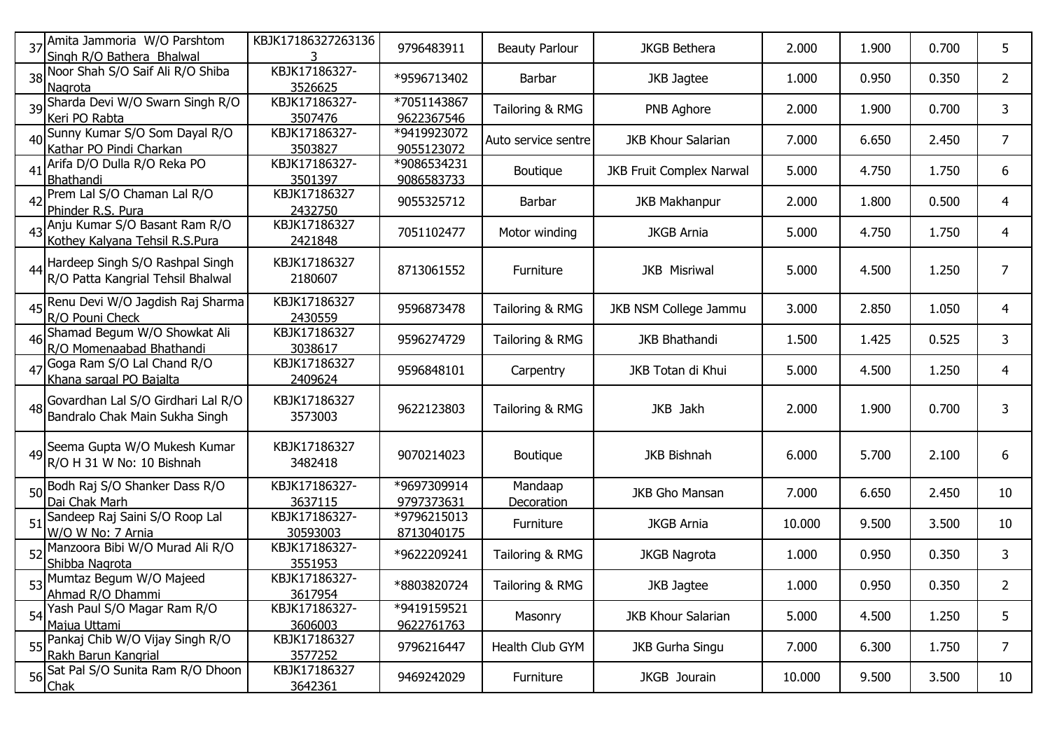| 37 | Amita Jammoria W/O Parshtom Singh R/O Bathera Bhalwal | KBJK171863272631363 | 9796483911 | Beauty Parlour | JKGB Bethera | 2.000 | 1.900 | 0.700 | 5 |
|---|---|---|---|---|---|---|---|---|---|
| 38 | Noor Shah S/O Saif Ali R/O Shiba Nagrota | KBJK17186327-3526625 | *9596713402 | Barbar | JKB Jagtee | 1.000 | 0.950 | 0.350 | 2 |
| 39 | Sharda Devi W/O Swarn Singh R/O Keri PO Rabta | KBJK17186327-3507476 | *7051143867 9622367546 | Tailoring & RMG | PNB Aghore | 2.000 | 1.900 | 0.700 | 3 |
| 40 | Sunny Kumar S/O Som Dayal R/O Kathar PO Pindi Charkan | KBJK17186327-3503827 | *9419923072 9055123072 | Auto service sentre | JKB Khour Salarian | 7.000 | 6.650 | 2.450 | 7 |
| 41 | Arifa D/O Dulla R/O Reka PO Bhathandi | KBJK17186327-3501397 | *9086534231 9086583733 | Boutique | JKB Fruit Complex Narwal | 5.000 | 4.750 | 1.750 | 6 |
| 42 | Prem Lal S/O Chaman Lal R/O Phinder R.S. Pura | KBJK17186327 2432750 | 9055325712 | Barbar | JKB Makhanpur | 2.000 | 1.800 | 0.500 | 4 |
| 43 | Anju Kumar S/O Basant Ram R/O Kothey Kalyana Tehsil R.S.Pura | KBJK17186327 2421848 | 7051102477 | Motor winding | JKGB Arnia | 5.000 | 4.750 | 1.750 | 4 |
| 44 | Hardeep Singh S/O Rashpal Singh R/O Patta Kangrial Tehsil Bhalwal | KBJK17186327 2180607 | 8713061552 | Furniture | JKB Misriwal | 5.000 | 4.500 | 1.250 | 7 |
| 45 | Renu Devi W/O Jagdish Raj Sharma R/O Pouni Check | KBJK17186327 2430559 | 9596873478 | Tailoring & RMG | JKB NSM College Jammu | 3.000 | 2.850 | 1.050 | 4 |
| 46 | Shamad Begum W/O Showkat Ali R/O Momenaabad Bhathandi | KBJK17186327 3038617 | 9596274729 | Tailoring & RMG | JKB Bhathandi | 1.500 | 1.425 | 0.525 | 3 |
| 47 | Goga Ram S/O Lal Chand R/O Khana sargal PO Bajalta | KBJK17186327 2409624 | 9596848101 | Carpentry | JKB Totan di Khui | 5.000 | 4.500 | 1.250 | 4 |
| 48 | Govardhan Lal S/O Girdhari Lal R/O Bandralo Chak Main Sukha Singh | KBJK17186327 3573003 | 9622123803 | Tailoring & RMG | JKB Jakh | 2.000 | 1.900 | 0.700 | 3 |
| 49 | Seema Gupta W/O Mukesh Kumar R/O H 31 W No: 10 Bishnah | KBJK17186327 3482418 | 9070214023 | Boutique | JKB Bishnah | 6.000 | 5.700 | 2.100 | 6 |
| 50 | Bodh Raj S/O Shanker Dass R/O Dai Chak Marh | KBJK17186327-3637115 | *9697309914 9797373631 | Mandaap Decoration | JKB Gho Mansan | 7.000 | 6.650 | 2.450 | 10 |
| 51 | Sandeep Raj Saini S/O Roop Lal W/O W No: 7 Arnia | KBJK17186327-30593003 | *9796215013 8713040175 | Furniture | JKGB Arnia | 10.000 | 9.500 | 3.500 | 10 |
| 52 | Manzoora Bibi W/O Murad Ali R/O Shibba Nagrota | KBJK17186327-3551953 | *9622209241 | Tailoring & RMG | JKGB Nagrota | 1.000 | 0.950 | 0.350 | 3 |
| 53 | Mumtaz Begum W/O Majeed Ahmad R/O Dhammi | KBJK17186327-3617954 | *8803820724 | Tailoring & RMG | JKB Jagtee | 1.000 | 0.950 | 0.350 | 2 |
| 54 | Yash Paul S/O Magar Ram R/O Majua Uttami | KBJK17186327-3606003 | *9419159521 9622761763 | Masonry | JKB Khour Salarian | 5.000 | 4.500 | 1.250 | 5 |
| 55 | Pankaj Chib W/O Vijay Singh R/O Rakh Barun Kangrial | KBJK17186327 3577252 | 9796216447 | Health Club GYM | JKB Gurha Singu | 7.000 | 6.300 | 1.750 | 7 |
| 56 | Sat Pal S/O Sunita Ram R/O Dhoon Chak | KBJK17186327 3642361 | 9469242029 | Furniture | JKGB Jourain | 10.000 | 9.500 | 3.500 | 10 |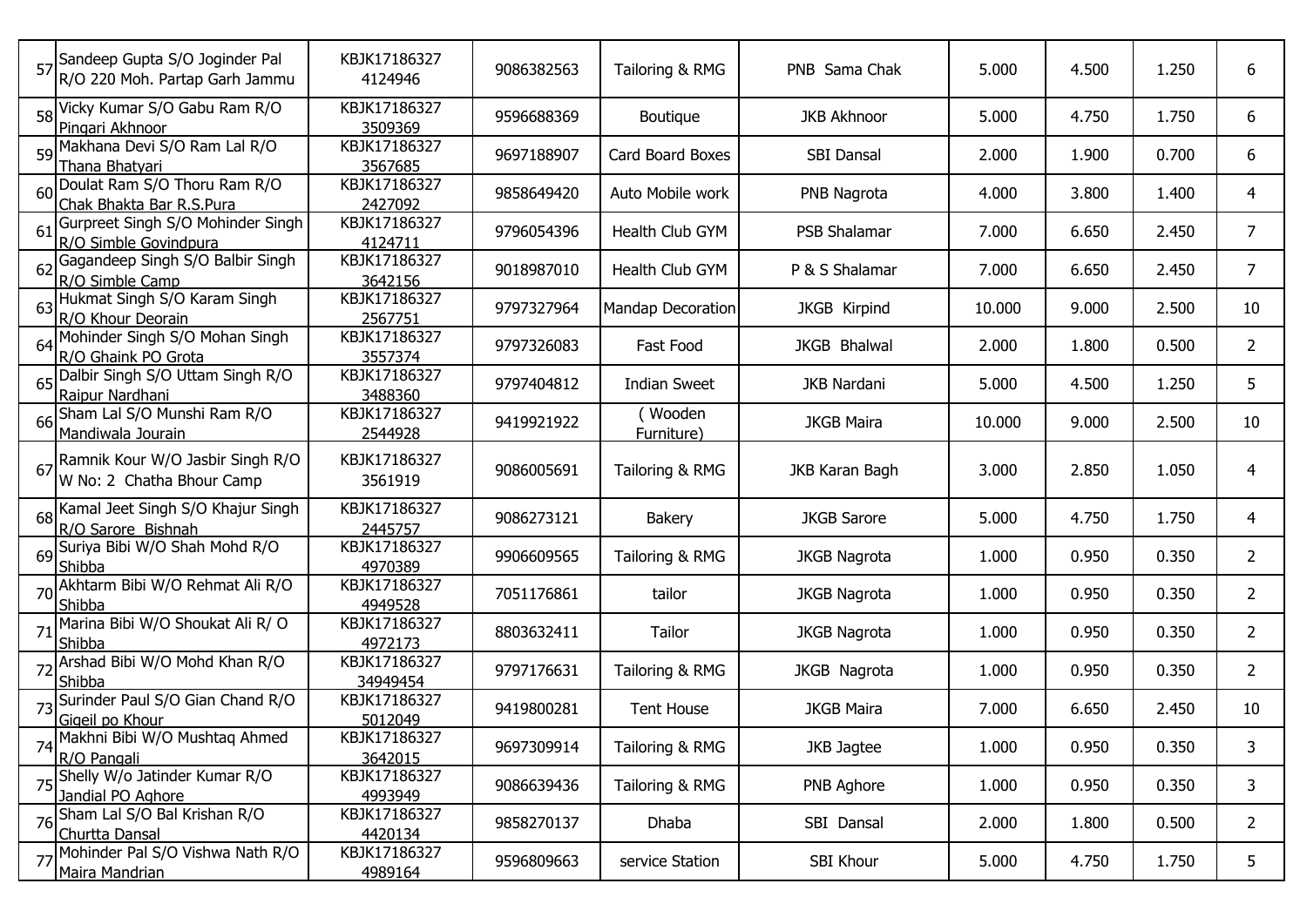| | | | | | | | | | |
|---|---|---|---|---|---|---|---|---|---|
| 57 | Sandeep Gupta S/O Joginder Pal R/O 220 Moh. Partap Garh Jammu | KBJK17186327 4124946 | 9086382563 | Tailoring & RMG | PNB Sama Chak | 5.000 | 4.500 | 1.250 | 6 |
| 58 | Vicky Kumar S/O Gabu Ram R/O Pingari Akhnoor | KBJK17186327 3509369 | 9596688369 | Boutique | JKB Akhnoor | 5.000 | 4.750 | 1.750 | 6 |
| 59 | Makhana Devi S/O Ram Lal R/O Thana Bhatyari | KBJK17186327 3567685 | 9697188907 | Card Board Boxes | SBI Dansal | 2.000 | 1.900 | 0.700 | 6 |
| 60 | Doulat Ram S/O Thoru Ram R/O Chak Bhakta Bar R.S.Pura | KBJK17186327 2427092 | 9858649420 | Auto Mobile work | PNB Nagrota | 4.000 | 3.800 | 1.400 | 4 |
| 61 | Gurpreet Singh S/O Mohinder Singh R/O Simble Govindpura | KBJK17186327 4124711 | 9796054396 | Health Club GYM | PSB Shalamar | 7.000 | 6.650 | 2.450 | 7 |
| 62 | Gagandeep Singh S/O Balbir Singh R/O Simble Camp | KBJK17186327 3642156 | 9018987010 | Health Club GYM | P & S Shalamar | 7.000 | 6.650 | 2.450 | 7 |
| 63 | Hukmat Singh S/O Karam Singh R/O Khour Deorain | KBJK17186327 2567751 | 9797327964 | Mandap Decoration | JKGB Kirpind | 10.000 | 9.000 | 2.500 | 10 |
| 64 | Mohinder Singh S/O Mohan Singh R/O Ghaink PO Grota | KBJK17186327 3557374 | 9797326083 | Fast Food | JKGB Bhalwal | 2.000 | 1.800 | 0.500 | 2 |
| 65 | Dalbir Singh S/O Uttam Singh R/O Raipur Nardhani | KBJK17186327 3488360 | 9797404812 | Indian Sweet | JKB Nardani | 5.000 | 4.500 | 1.250 | 5 |
| 66 | Sham Lal S/O Munshi Ram R/O Mandiwala Jourain | KBJK17186327 2544928 | 9419921922 | ( Wooden Furniture) | JKGB Maira | 10.000 | 9.000 | 2.500 | 10 |
| 67 | Ramnik Kour W/O Jasbir Singh R/O W No: 2 Chatha Bhour Camp | KBJK17186327 3561919 | 9086005691 | Tailoring & RMG | JKB Karan Bagh | 3.000 | 2.850 | 1.050 | 4 |
| 68 | Kamal Jeet Singh S/O Khajur Singh R/O Sarore Bishnah | KBJK17186327 2445757 | 9086273121 | Bakery | JKGB Sarore | 5.000 | 4.750 | 1.750 | 4 |
| 69 | Suriya Bibi W/O Shah Mohd R/O Shibba | KBJK17186327 4970389 | 9906609565 | Tailoring & RMG | JKGB Nagrota | 1.000 | 0.950 | 0.350 | 2 |
| 70 | Akhtarm Bibi W/O Rehmat Ali R/O Shibba | KBJK17186327 4949528 | 7051176861 | tailor | JKGB Nagrota | 1.000 | 0.950 | 0.350 | 2 |
| 71 | Marina Bibi W/O Shoukat Ali R/ O Shibba | KBJK17186327 4972173 | 8803632411 | Tailor | JKGB Nagrota | 1.000 | 0.950 | 0.350 | 2 |
| 72 | Arshad Bibi W/O Mohd Khan R/O Shibba | KBJK17186327 34949454 | 9797176631 | Tailoring & RMG | JKGB Nagrota | 1.000 | 0.950 | 0.350 | 2 |
| 73 | Surinder Paul S/O Gian Chand R/O Gigeil po Khour | KBJK17186327 5012049 | 9419800281 | Tent House | JKGB Maira | 7.000 | 6.650 | 2.450 | 10 |
| 74 | Makhni Bibi W/O Mushtaq Ahmed R/O Pangali | KBJK17186327 3642015 | 9697309914 | Tailoring & RMG | JKB Jagtee | 1.000 | 0.950 | 0.350 | 3 |
| 75 | Shelly W/o Jatinder Kumar R/O Jandial PO Aghore | KBJK17186327 4993949 | 9086639436 | Tailoring & RMG | PNB Aghore | 1.000 | 0.950 | 0.350 | 3 |
| 76 | Sham Lal S/O Bal Krishan R/O Churtta Dansal | KBJK17186327 4420134 | 9858270137 | Dhaba | SBI Dansal | 2.000 | 1.800 | 0.500 | 2 |
| 77 | Mohinder Pal S/O Vishwa Nath R/O Maira Mandrian | KBJK17186327 4989164 | 9596809663 | service Station | SBI Khour | 5.000 | 4.750 | 1.750 | 5 |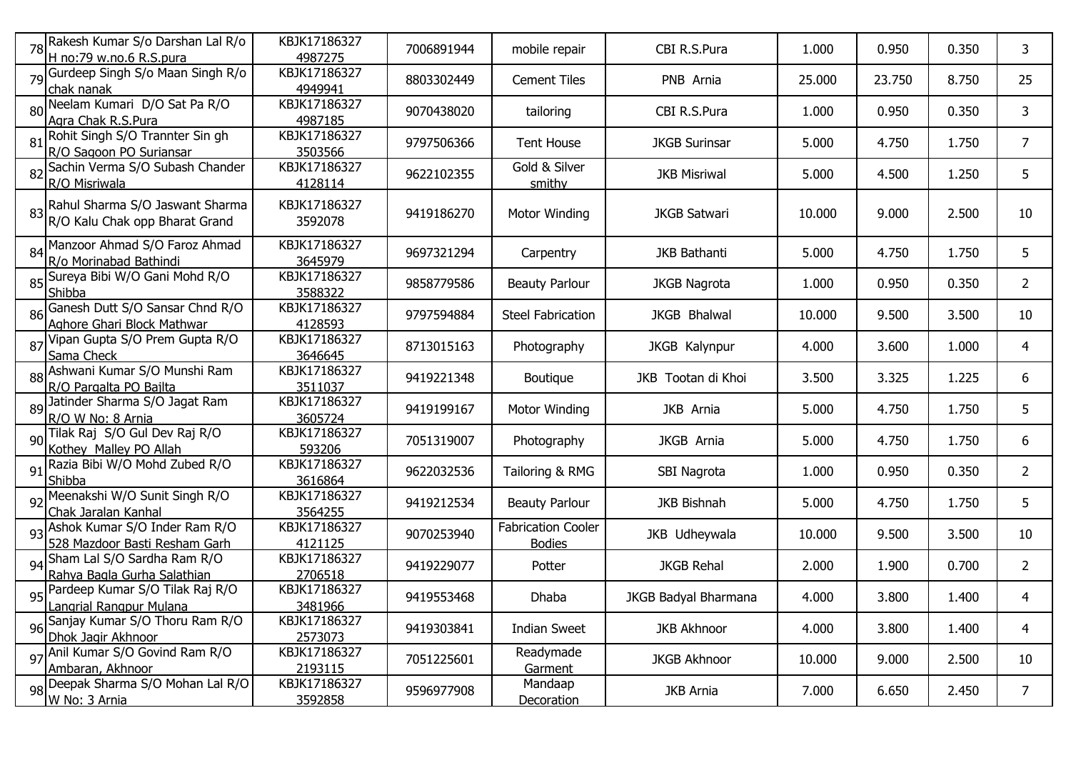| 78 | Rakesh Kumar S/o Darshan Lal R/o H no:79 w.no.6 R.S.pura | KBJK17186327 4987275 | 7006891944 | mobile repair | CBI R.S.Pura | 1.000 | 0.950 | 0.350 | 3 |
|---|---|---|---|---|---|---|---|---|---|
| 79 | Gurdeep Singh S/o Maan Singh R/o chak nanak | KBJK17186327 4949941 | 8803302449 | Cement Tiles | PNB Arnia | 25.000 | 23.750 | 8.750 | 25 |
| 80 | Neelam Kumari D/O Sat Pa R/O Agra Chak R.S.Pura | KBJK17186327 4987185 | 9070438020 | tailoring | CBI R.S.Pura | 1.000 | 0.950 | 0.350 | 3 |
| 81 | Rohit Singh S/O Trannter Sin gh R/O Sagoon PO Suriansar | KBJK17186327 3503566 | 9797506366 | Tent House | JKGB Surinsar | 5.000 | 4.750 | 1.750 | 7 |
| 82 | Sachin Verma S/O Subash Chander R/O Misriwala | KBJK17186327 4128114 | 9622102355 | Gold & Silver smithy | JKB Misriwal | 5.000 | 4.500 | 1.250 | 5 |
| 83 | Rahul Sharma S/O Jaswant Sharma R/O Kalu Chak opp Bharat Grand | KBJK17186327 3592078 | 9419186270 | Motor Winding | JKGB Satwari | 10.000 | 9.000 | 2.500 | 10 |
| 84 | Manzoor Ahmad S/O Faroz Ahmad R/o Morinabad Bathindi | KBJK17186327 3645979 | 9697321294 | Carpentry | JKB Bathanti | 5.000 | 4.750 | 1.750 | 5 |
| 85 | Sureya Bibi W/O Gani Mohd R/O Shibba | KBJK17186327 3588322 | 9858779586 | Beauty Parlour | JKGB Nagrota | 1.000 | 0.950 | 0.350 | 2 |
| 86 | Ganesh Dutt S/O Sansar Chnd R/O Aghore Ghari Block Mathwar | KBJK17186327 4128593 | 9797594884 | Steel Fabrication | JKGB Bhalwal | 10.000 | 9.500 | 3.500 | 10 |
| 87 | Vipan Gupta S/O Prem Gupta R/O Sama Check | KBJK17186327 3646645 | 8713015163 | Photography | JKGB Kalynpur | 4.000 | 3.600 | 1.000 | 4 |
| 88 | Ashwani Kumar S/O Munshi Ram R/O Pargalta PO Bajlta | KBJK17186327 3511037 | 9419221348 | Boutique | JKB Tootan di Khoi | 3.500 | 3.325 | 1.225 | 6 |
| 89 | Jatinder Sharma S/O Jagat Ram R/O W No: 8 Arnia | KBJK17186327 3605724 | 9419199167 | Motor Winding | JKB Arnia | 5.000 | 4.750 | 1.750 | 5 |
| 90 | Tilak Raj S/O Gul Dev Raj R/O Kothey Malley PO Allah | KBJK17186327 593206 | 7051319007 | Photography | JKGB Arnia | 5.000 | 4.750 | 1.750 | 6 |
| 91 | Razia Bibi W/O Mohd Zubed R/O Shibba | KBJK17186327 3616864 | 9622032536 | Tailoring & RMG | SBI Nagrota | 1.000 | 0.950 | 0.350 | 2 |
| 92 | Meenakshi W/O Sunit Singh R/O Chak Jaralan Kanhal | KBJK17186327 3564255 | 9419212534 | Beauty Parlour | JKB Bishnah | 5.000 | 4.750 | 1.750 | 5 |
| 93 | Ashok Kumar S/O Inder Ram R/O 528 Mazdoor Basti Resham Garh | KBJK17186327 4121125 | 9070253940 | Fabrication Cooler Bodies | JKB Udheywala | 10.000 | 9.500 | 3.500 | 10 |
| 94 | Sham Lal S/O Sardha Ram R/O Rahya Bagla Gurha Salathian | KBJK17186327 2706518 | 9419229077 | Potter | JKGB Rehal | 2.000 | 1.900 | 0.700 | 2 |
| 95 | Pardeep Kumar S/O Tilak Raj R/O Langrial Rangpur Mulana | KBJK17186327 3481966 | 9419553468 | Dhaba | JKGB Badyal Bharmana | 4.000 | 3.800 | 1.400 | 4 |
| 96 | Sanjay Kumar S/O Thoru Ram R/O Dhok Jagir Akhnoor | KBJK17186327 2573073 | 9419303841 | Indian Sweet | JKB Akhnoor | 4.000 | 3.800 | 1.400 | 4 |
| 97 | Anil Kumar S/O Govind Ram R/O Ambaran, Akhnoor | KBJK17186327 2193115 | 7051225601 | Readymade Garment | JKGB Akhnoor | 10.000 | 9.000 | 2.500 | 10 |
| 98 | Deepak Sharma S/O Mohan Lal R/O W No: 3 Arnia | KBJK17186327 3592858 | 9596977908 | Mandaap Decoration | JKB Arnia | 7.000 | 6.650 | 2.450 | 7 |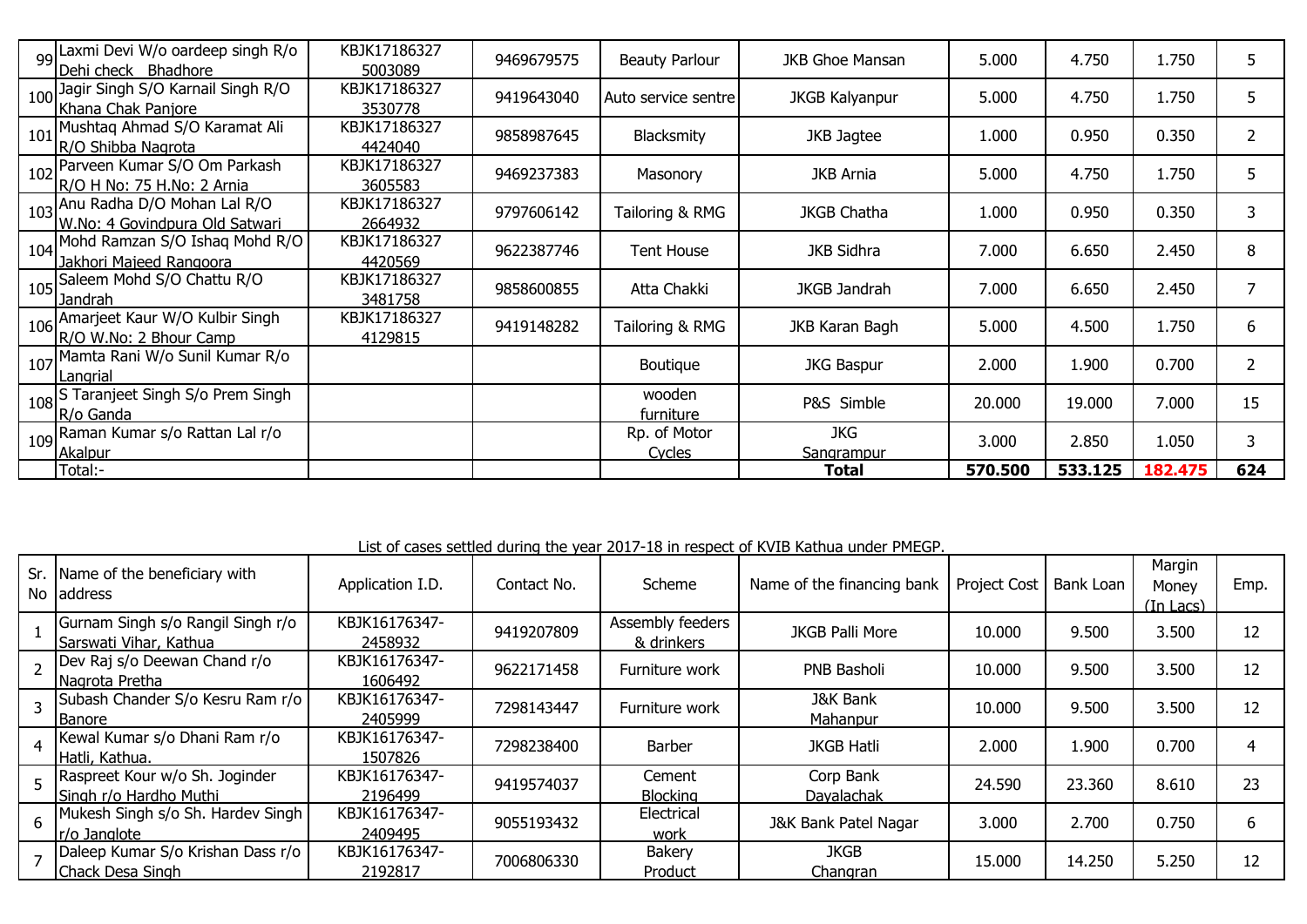| | | | | | | | | | |
|---|---|---|---|---|---|---|---|---|---|
| 99 | Laxmi Devi W/o oardeep singh R/o Dehi check Bhadhore | KBJK17186327 5003089 | 9469679575 | Beauty Parlour | JKB Ghoe Mansan | 5.000 | 4.750 | 1.750 | 5 |
| 100 | Jagir Singh S/O Karnail Singh R/O Khana Chak Panjore | KBJK17186327 3530778 | 9419643040 | Auto service sentre | JKGB Kalyanpur | 5.000 | 4.750 | 1.750 | 5 |
| 101 | Mushtaq Ahmad S/O Karamat Ali R/O Shibba Nagrota | KBJK17186327 4424040 | 9858987645 | Blacksmity | JKB Jagtee | 1.000 | 0.950 | 0.350 | 2 |
| 102 | Parveen Kumar S/O Om Parkash R/O H No: 75 H.No: 2 Arnia | KBJK17186327 3605583 | 9469237383 | Masonory | JKB Arnia | 5.000 | 4.750 | 1.750 | 5 |
| 103 | Anu Radha D/O Mohan Lal R/O W.No: 4 Govindpura Old Satwari | KBJK17186327 2664932 | 9797606142 | Tailoring & RMG | JKGB Chatha | 1.000 | 0.950 | 0.350 | 3 |
| 104 | Mohd Ramzan S/O Ishaq Mohd R/O Jakhori Majeed Rangoora | KBJK17186327 4420569 | 9622387746 | Tent House | JKB Sidhra | 7.000 | 6.650 | 2.450 | 8 |
| 105 | Saleem Mohd S/O Chattu R/O Jandrah | KBJK17186327 3481758 | 9858600855 | Atta Chakki | JKGB Jandrah | 7.000 | 6.650 | 2.450 | 7 |
| 106 | Amarjeet Kaur W/O Kulbir Singh R/O W.No: 2 Bhour Camp | KBJK17186327 4129815 | 9419148282 | Tailoring & RMG | JKB Karan Bagh | 5.000 | 4.500 | 1.750 | 6 |
| 107 | Mamta Rani W/o Sunil Kumar R/o Langrial | | | Boutique | JKG Baspur | 2.000 | 1.900 | 0.700 | 2 |
| 108 | S Taranjeet Singh S/o Prem Singh R/o Ganda | | | wooden furniture | P&S Simble | 20.000 | 19.000 | 7.000 | 15 |
| 109 | Raman Kumar s/o Rattan Lal r/o Akalpur | | | Rp. of Motor Cycles | JKG Sangrampur | 3.000 | 2.850 | 1.050 | 3 |
| | Total:- | | | | **Total** | **570.500** | **533.125** | **182.475** | **624** |

List of cases settled during the year 2017-18 in respect of KVIB Kathua under PMEGP.

| Sr. No | Name of the beneficiary with address | Application I.D. | Contact No. | Scheme | Name of the financing bank | Project Cost | Bank Loan | Margin Money (In Lacs) | Emp. |
|---|---|---|---|---|---|---|---|---|---|
| 1 | Gurnam Singh s/o Rangil Singh r/o Sarswati Vihar, Kathua | KBJK16176347-2458932 | 9419207809 | Assembly feeders & drinkers | JKGB Palli More | 10.000 | 9.500 | 3.500 | 12 |
| 2 | Dev Raj s/o Deewan Chand r/o Nagrota Pretha | KBJK16176347-1606492 | 9622171458 | Furniture work | PNB Basholi | 10.000 | 9.500 | 3.500 | 12 |
| 3 | Subash Chander S/o Kesru Ram r/o Banore | KBJK16176347-2405999 | 7298143447 | Furniture work | J&K Bank Mahanpur | 10.000 | 9.500 | 3.500 | 12 |
| 4 | Kewal Kumar s/o Dhani Ram r/o Hatli, Kathua. | KBJK16176347-1507826 | 7298238400 | Barber | JKGB Hatli | 2.000 | 1.900 | 0.700 | 4 |
| 5 | Raspreet Kour w/o Sh. Joginder Singh r/o Hardho Muthi | KBJK16176347-2196499 | 9419574037 | Cement Blocking | Corp Bank Dayalachak | 24.590 | 23.360 | 8.610 | 23 |
| 6 | Mukesh Singh s/o Sh. Hardev Singh r/o Janglote | KBJK16176347-2409495 | 9055193432 | Electrical work | J&K Bank Patel Nagar | 3.000 | 2.700 | 0.750 | 6 |
| 7 | Daleep Kumar S/o Krishan Dass r/o Chack Desa Singh | KBJK16176347-2192817 | 7006806330 | Bakery Product | JKGB Changran | 15.000 | 14.250 | 5.250 | 12 |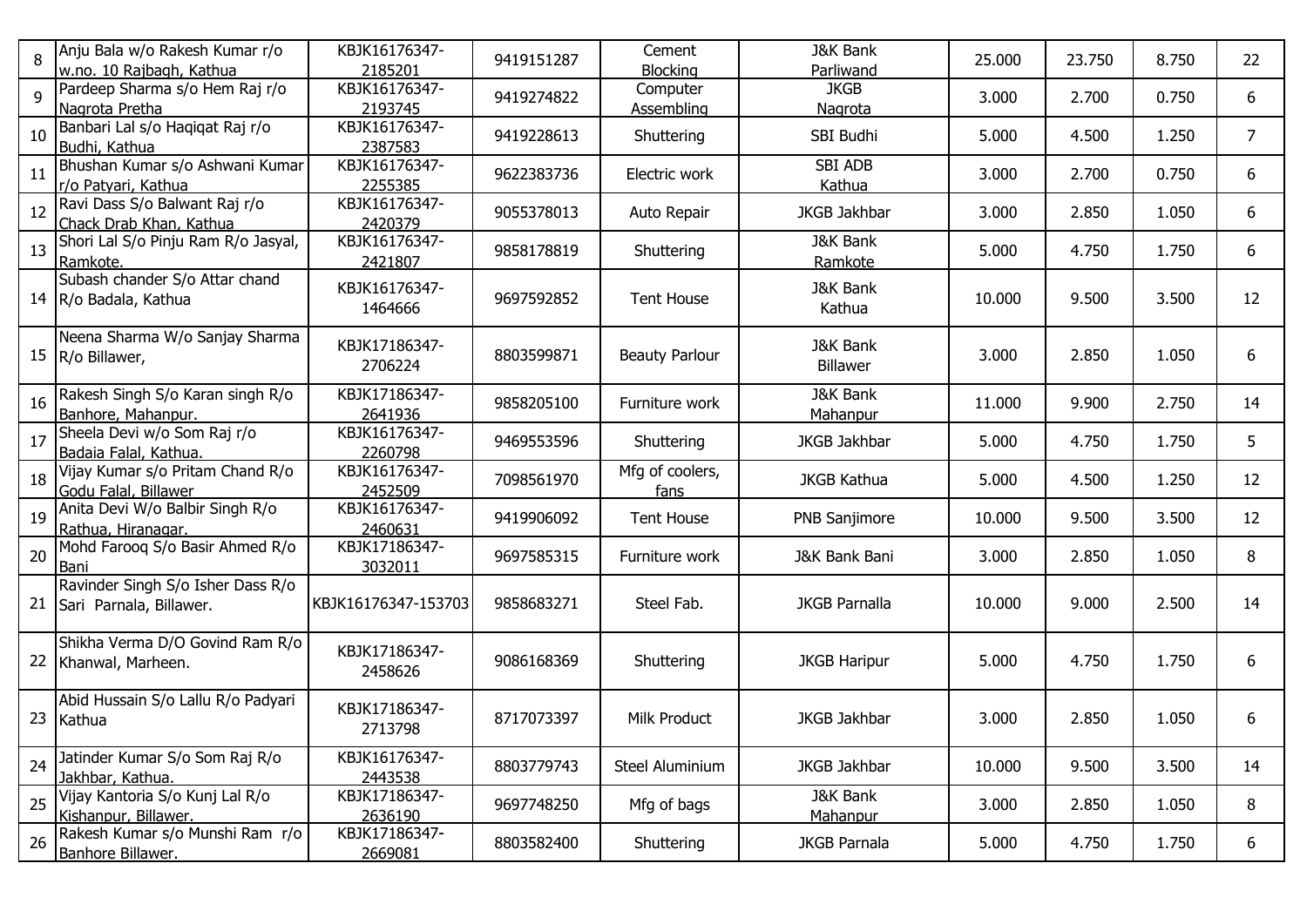| | | | | | | | | | |
|---|---|---|---|---|---|---|---|---|---|
| 8 | Anju Bala w/o Rakesh Kumar r/o w.no. 10 Rajbagh, Kathua | KBJK16176347-2185201 | 9419151287 | Cement Blocking | J&K Bank Parliwand | 25.000 | 23.750 | 8.750 | 22 |
| 9 | Pardeep Sharma s/o Hem Raj r/o Nagrota Pretha | KBJK16176347-2193745 | 9419274822 | Computer Assembling | JKGB Nagrota | 3.000 | 2.700 | 0.750 | 6 |
| 10 | Banbari Lal s/o Haqiqat Raj r/o Budhi, Kathua | KBJK16176347-2387583 | 9419228613 | Shuttering | SBI Budhi | 5.000 | 4.500 | 1.250 | 7 |
| 11 | Bhushan Kumar s/o Ashwani Kumar r/o Patyari, Kathua | KBJK16176347-2255385 | 9622383736 | Electric work | SBI ADB Kathua | 3.000 | 2.700 | 0.750 | 6 |
| 12 | Ravi Dass S/o Balwant Raj r/o Chack Drab Khan, Kathua | KBJK16176347-2420379 | 9055378013 | Auto Repair | JKGB Jakhbar | 3.000 | 2.850 | 1.050 | 6 |
| 13 | Shori Lal S/o Pinju Ram R/o Jasyal, Ramkote. | KBJK16176347-2421807 | 9858178819 | Shuttering | J&K Bank Ramkote | 5.000 | 4.750 | 1.750 | 6 |
| 14 | Subash chander S/o Attar chand R/o Badala, Kathua | KBJK16176347-1464666 | 9697592852 | Tent House | J&K Bank Kathua | 10.000 | 9.500 | 3.500 | 12 |
| 15 | Neena Sharma W/o Sanjay Sharma R/o Billawer, | KBJK17186347-2706224 | 8803599871 | Beauty Parlour | J&K Bank Billawer | 3.000 | 2.850 | 1.050 | 6 |
| 16 | Rakesh Singh S/o Karan singh R/o Banhore, Mahanpur. | KBJK17186347-2641936 | 9858205100 | Furniture work | J&K Bank Mahanpur | 11.000 | 9.900 | 2.750 | 14 |
| 17 | Sheela Devi w/o Som Raj r/o Badaia Falal, Kathua. | KBJK16176347-2260798 | 9469553596 | Shuttering | JKGB Jakhbar | 5.000 | 4.750 | 1.750 | 5 |
| 18 | Vijay Kumar s/o Pritam Chand R/o Godu Falal, Billawer | KBJK16176347-2452509 | 7098561970 | Mfg of coolers, fans | JKGB Kathua | 5.000 | 4.500 | 1.250 | 12 |
| 19 | Anita Devi W/o Balbir Singh R/o Rathua, Hiranagar. | KBJK16176347-2460631 | 9419906092 | Tent House | PNB Sanjimore | 10.000 | 9.500 | 3.500 | 12 |
| 20 | Mohd Farooq S/o Basir Ahmed R/o Bani | KBJK17186347-3032011 | 9697585315 | Furniture work | J&K Bank Bani | 3.000 | 2.850 | 1.050 | 8 |
| 21 | Ravinder Singh S/o Isher Dass R/o Sari Parnala, Billawer. | KBJK16176347-153703 | 9858683271 | Steel Fab. | JKGB Parnalla | 10.000 | 9.000 | 2.500 | 14 |
| 22 | Shikha Verma D/O Govind Ram R/o Khanwal, Marheen. | KBJK17186347-2458626 | 9086168369 | Shuttering | JKGB Haripur | 5.000 | 4.750 | 1.750 | 6 |
| 23 | Abid Hussain S/o Lallu R/o Padyari Kathua | KBJK17186347-2713798 | 8717073397 | Milk Product | JKGB Jakhbar | 3.000 | 2.850 | 1.050 | 6 |
| 24 | Jatinder Kumar S/o Som Raj R/o Jakhbar, Kathua. | KBJK16176347-2443538 | 8803779743 | Steel Aluminium | JKGB Jakhbar | 10.000 | 9.500 | 3.500 | 14 |
| 25 | Vijay Kantoria S/o Kunj Lal R/o Kishanpur, Billawer. | KBJK17186347-2636190 | 9697748250 | Mfg of bags | J&K Bank Mahanpur | 3.000 | 2.850 | 1.050 | 8 |
| 26 | Rakesh Kumar s/o Munshi Ram r/o Banhore Billawer. | KBJK17186347-2669081 | 8803582400 | Shuttering | JKGB Parnala | 5.000 | 4.750 | 1.750 | 6 |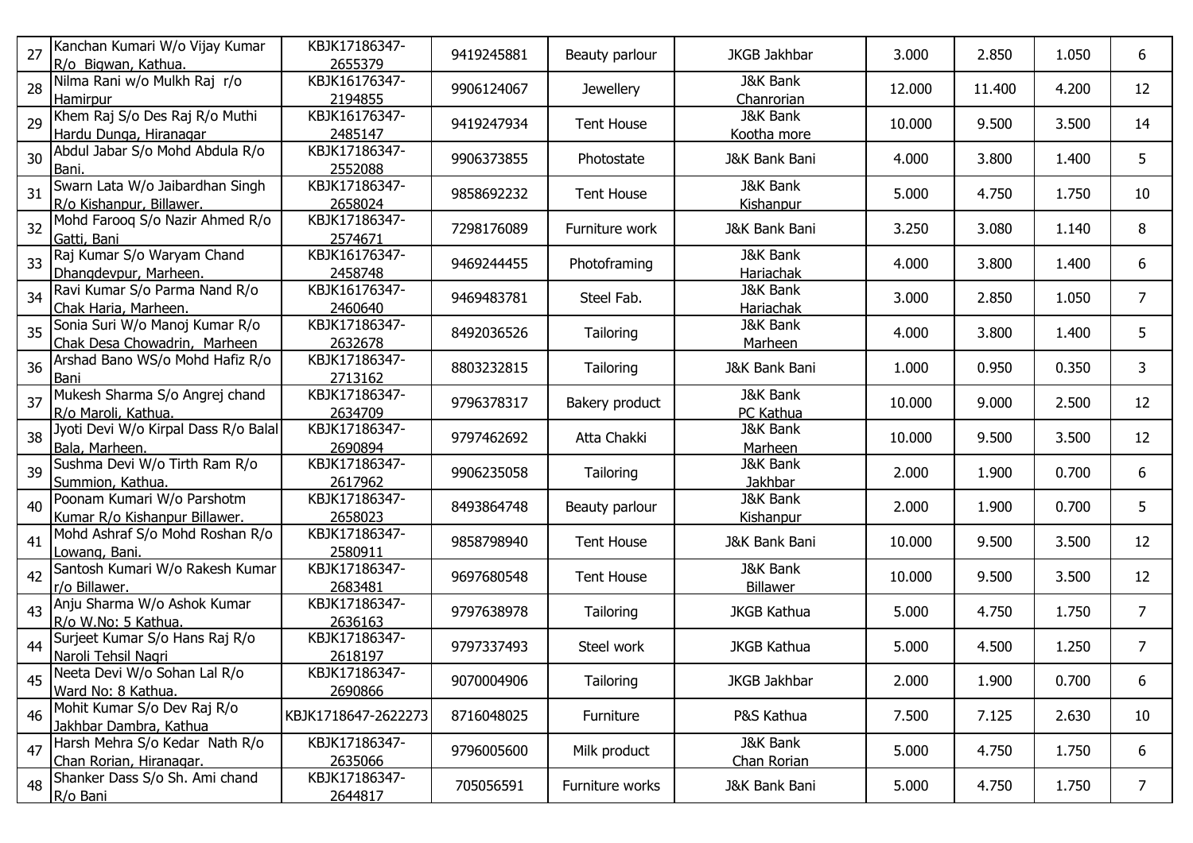| 27 | Kanchan Kumari W/o Vijay Kumar R/o Bigwan, Kathua. | KBJK17186347-2655379 | 9419245881 | Beauty parlour | JKGB Jakhbar | 3.000 | 2.850 | 1.050 | 6 |
|---|---|---|---|---|---|---|---|---|---|
| 28 | Nilma Rani w/o Mulkh Raj r/o Hamirpur | KBJK16176347-2194855 | 9906124067 | Jewellery | J&K Bank Chanrorian | 12.000 | 11.400 | 4.200 | 12 |
| 29 | Khem Raj S/o Des Raj R/o Muthi Hardu Dunga, Hiranagar | KBJK16176347-2485147 | 9419247934 | Tent House | J&K Bank Kootha more | 10.000 | 9.500 | 3.500 | 14 |
| 30 | Abdul Jabar S/o Mohd Abdula R/o Bani. | KBJK17186347-2552088 | 9906373855 | Photostate | J&K Bank Bani | 4.000 | 3.800 | 1.400 | 5 |
| 31 | Swarn Lata W/o Jaibardhan Singh R/o Kishanpur, Billawer. | KBJK17186347-2658024 | 9858692232 | Tent House | J&K Bank Kishanpur | 5.000 | 4.750 | 1.750 | 10 |
| 32 | Mohd Farooq S/o Nazir Ahmed R/o Gatti, Bani | KBJK17186347-2574671 | 7298176089 | Furniture work | J&K Bank Bani | 3.250 | 3.080 | 1.140 | 8 |
| 33 | Raj Kumar S/o Waryam Chand Dhangdevpur, Marheen. | KBJK16176347-2458748 | 9469244455 | Photoframing | J&K Bank Hariachak | 4.000 | 3.800 | 1.400 | 6 |
| 34 | Ravi Kumar S/o Parma Nand R/o Chak Haria, Marheen. | KBJK16176347-2460640 | 9469483781 | Steel Fab. | J&K Bank Hariachak | 3.000 | 2.850 | 1.050 | 7 |
| 35 | Sonia Suri W/o Manoj Kumar R/o Chak Desa Chowadrin, Marheen | KBJK17186347-2632678 | 8492036526 | Tailoring | J&K Bank Marheen | 4.000 | 3.800 | 1.400 | 5 |
| 36 | Arshad Bano WS/o Mohd Hafiz R/o Bani | KBJK17186347-2713162 | 8803232815 | Tailoring | J&K Bank Bani | 1.000 | 0.950 | 0.350 | 3 |
| 37 | Mukesh Sharma S/o Angrej chand R/o Maroli, Kathua. | KBJK17186347-2634709 | 9796378317 | Bakery product | J&K Bank PC Kathua | 10.000 | 9.000 | 2.500 | 12 |
| 38 | Jyoti Devi W/o Kirpal Dass R/o Balal Bala, Marheen. | KBJK17186347-2690894 | 9797462692 | Atta Chakki | J&K Bank Marheen | 10.000 | 9.500 | 3.500 | 12 |
| 39 | Sushma Devi W/o Tirth Ram R/o Summion, Kathua. | KBJK17186347-2617962 | 9906235058 | Tailoring | J&K Bank Jakhbar | 2.000 | 1.900 | 0.700 | 6 |
| 40 | Poonam Kumari W/o Parshotm Kumar R/o Kishanpur Billawer. | KBJK17186347-2658023 | 8493864748 | Beauty parlour | J&K Bank Kishanpur | 2.000 | 1.900 | 0.700 | 5 |
| 41 | Mohd Ashraf S/o Mohd Roshan R/o Lowang, Bani. | KBJK17186347-2580911 | 9858798940 | Tent House | J&K Bank Bani | 10.000 | 9.500 | 3.500 | 12 |
| 42 | Santosh Kumari W/o Rakesh Kumar r/o Billawer. | KBJK17186347-2683481 | 9697680548 | Tent House | J&K Bank Billawer | 10.000 | 9.500 | 3.500 | 12 |
| 43 | Anju Sharma W/o Ashok Kumar R/o W.No: 5 Kathua. | KBJK17186347-2636163 | 9797638978 | Tailoring | JKGB Kathua | 5.000 | 4.750 | 1.750 | 7 |
| 44 | Surjeet Kumar S/o Hans Raj R/o Naroli Tehsil Nagri | KBJK17186347-2618197 | 9797337493 | Steel work | JKGB Kathua | 5.000 | 4.500 | 1.250 | 7 |
| 45 | Neeta Devi W/o Sohan Lal R/o Ward No: 8 Kathua. | KBJK17186347-2690866 | 9070004906 | Tailoring | JKGB Jakhbar | 2.000 | 1.900 | 0.700 | 6 |
| 46 | Mohit Kumar S/o Dev Raj R/o Jakhbar Dambra, Kathua | KBJK1718647-2622273 | 8716048025 | Furniture | P&S Kathua | 7.500 | 7.125 | 2.630 | 10 |
| 47 | Harsh Mehra S/o Kedar Nath R/o Chan Rorian, Hiranagar. | KBJK17186347-2635066 | 9796005600 | Milk product | J&K Bank Chan Rorian | 5.000 | 4.750 | 1.750 | 6 |
| 48 | Shanker Dass S/o Sh. Ami chand R/o Bani | KBJK17186347-2644817 | 705056591 | Furniture works | J&K Bank Bani | 5.000 | 4.750 | 1.750 | 7 |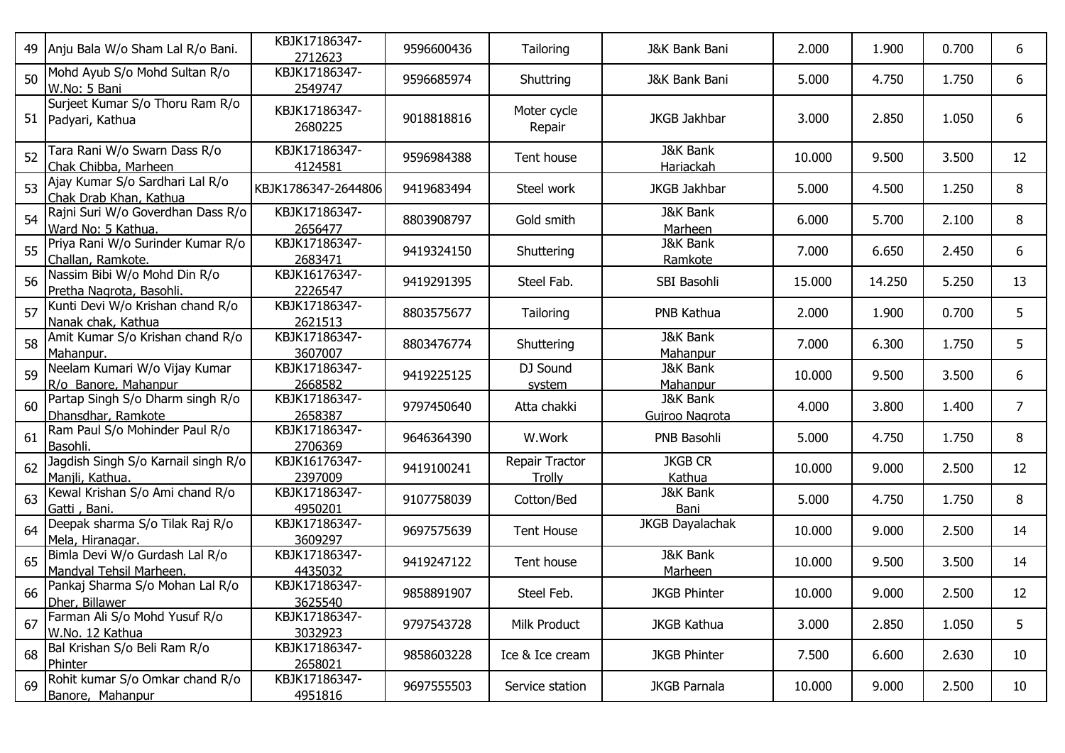| 49 | Anju Bala W/o Sham Lal R/o Bani. | KBJK17186347-2712623 | 9596600436 | Tailoring | J&K Bank Bani | 2.000 | 1.900 | 0.700 | 6 |
|---|---|---|---|---|---|---|---|---|---|
| 50 | Mohd Ayub S/o Mohd Sultan R/o W.No: 5 Bani | KBJK17186347-2549747 | 9596685974 | Shuttring | J&K Bank Bani | 5.000 | 4.750 | 1.750 | 6 |
| 51 | Surjeet Kumar S/o Thoru Ram R/o Padyari, Kathua | KBJK17186347-2680225 | 9018818816 | Moter cycle Repair | JKGB Jakhbar | 3.000 | 2.850 | 1.050 | 6 |
| 52 | Tara Rani W/o Swarn Dass R/o Chak Chibba, Marheen | KBJK17186347-4124581 | 9596984388 | Tent house | J&K Bank Hariackah | 10.000 | 9.500 | 3.500 | 12 |
| 53 | Ajay Kumar S/o Sardhari Lal R/o Chak Drab Khan, Kathua | KBJK1786347-2644806 | 9419683494 | Steel work | JKGB Jakhbar | 5.000 | 4.500 | 1.250 | 8 |
| 54 | Rajni Suri W/o Goverdhan Dass R/o Ward No: 5 Kathua. | KBJK17186347-2656477 | 8803908797 | Gold smith | J&K Bank Marheen | 6.000 | 5.700 | 2.100 | 8 |
| 55 | Priya Rani W/o Surinder Kumar R/o Challan, Ramkote. | KBJK17186347-2683471 | 9419324150 | Shuttering | J&K Bank Ramkote | 7.000 | 6.650 | 2.450 | 6 |
| 56 | Nassim Bibi W/o Mohd Din R/o Pretha Nagrota, Basohli. | KBJK16176347-2226547 | 9419291395 | Steel Fab. | SBI Basohli | 15.000 | 14.250 | 5.250 | 13 |
| 57 | Kunti Devi W/o Krishan chand R/o Nanak chak, Kathua | KBJK17186347-2621513 | 8803575677 | Tailoring | PNB Kathua | 2.000 | 1.900 | 0.700 | 5 |
| 58 | Amit Kumar S/o Krishan chand R/o Mahanpur. | KBJK17186347-3607007 | 8803476774 | Shuttering | J&K Bank Mahanpur | 7.000 | 6.300 | 1.750 | 5 |
| 59 | Neelam Kumari W/o Vijay Kumar R/o Banore, Mahanpur | KBJK17186347-2668582 | 9419225125 | DJ Sound system | J&K Bank Mahanpur | 10.000 | 9.500 | 3.500 | 6 |
| 60 | Partap Singh S/o Dharm singh R/o Dhansdhar, Ramkote | KBJK17186347-2658387 | 9797450640 | Atta chakki | J&K Bank Gujroo Nagrota | 4.000 | 3.800 | 1.400 | 7 |
| 61 | Ram Paul S/o Mohinder Paul R/o Basohli. | KBJK17186347-2706369 | 9646364390 | W.Work | PNB Basohli | 5.000 | 4.750 | 1.750 | 8 |
| 62 | Jagdish Singh S/o Karnail singh R/o Manjli, Kathua. | KBJK16176347-2397009 | 9419100241 | Repair Tractor Trolly | JKGB CR Kathua | 10.000 | 9.000 | 2.500 | 12 |
| 63 | Kewal Krishan S/o Ami chand R/o Gatti , Bani. | KBJK17186347-4950201 | 9107758039 | Cotton/Bed | J&K Bank Bani | 5.000 | 4.750 | 1.750 | 8 |
| 64 | Deepak sharma S/o Tilak Raj R/o Mela, Hiranagar. | KBJK17186347-3609297 | 9697575639 | Tent House | JKGB Dayalachak | 10.000 | 9.000 | 2.500 | 14 |
| 65 | Bimla Devi W/o Gurdash Lal R/o Mandyal Tehsil Marheen. | KBJK17186347-4435032 | 9419247122 | Tent house | J&K Bank Marheen | 10.000 | 9.500 | 3.500 | 14 |
| 66 | Pankaj Sharma S/o Mohan Lal R/o Dher, Billawer | KBJK17186347-3625540 | 9858891907 | Steel Feb. | JKGB Phinter | 10.000 | 9.000 | 2.500 | 12 |
| 67 | Farman Ali S/o Mohd Yusuf R/o W.No. 12 Kathua | KBJK17186347-3032923 | 9797543728 | Milk Product | JKGB Kathua | 3.000 | 2.850 | 1.050 | 5 |
| 68 | Bal Krishan S/o Beli Ram R/o Phinter | KBJK17186347-2658021 | 9858603228 | Ice & Ice cream | JKGB Phinter | 7.500 | 6.600 | 2.630 | 10 |
| 69 | Rohit kumar S/o Omkar chand R/o Banore, Mahanpur | KBJK17186347-4951816 | 9697555503 | Service station | JKGB Parnala | 10.000 | 9.000 | 2.500 | 10 |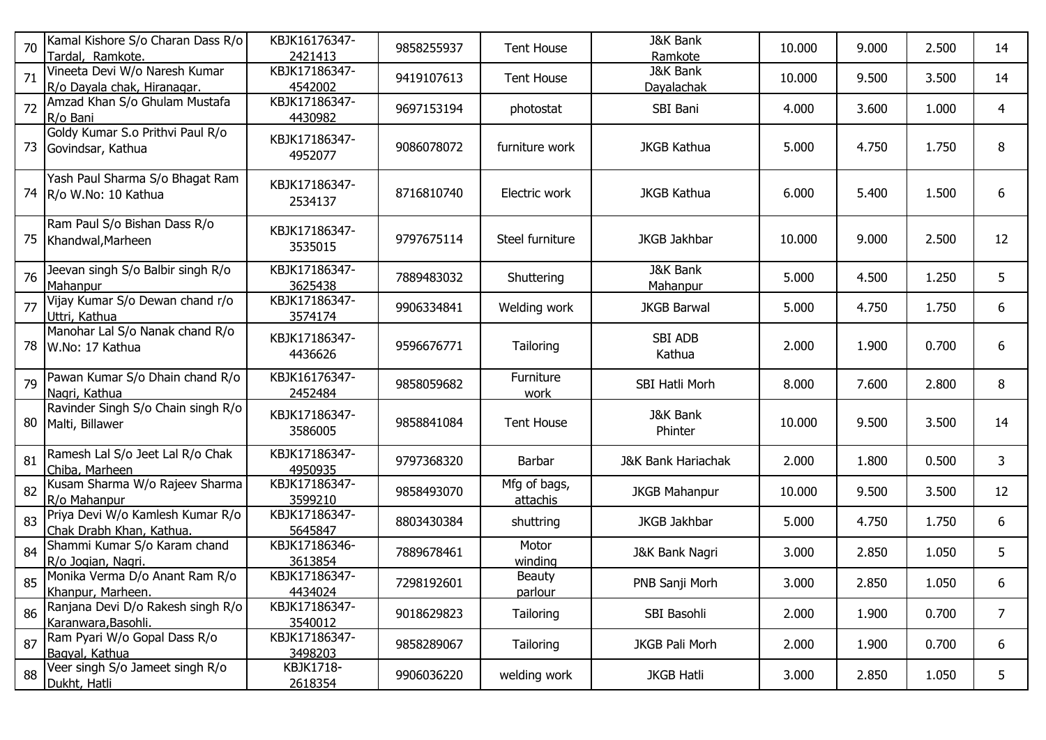| 70 | Kamal Kishore S/o Charan Dass R/o Tardal, Ramkote. | KBJK16176347-2421413 | 9858255937 | Tent House | J&K Bank Ramkote | 10.000 | 9.000 | 2.500 | 14 |
|---|---|---|---|---|---|---|---|---|---|
| 71 | Vineeta Devi W/o Naresh Kumar R/o Dayala chak, Hiranagar. | KBJK17186347-4542002 | 9419107613 | Tent House | J&K Bank Dayalachak | 10.000 | 9.500 | 3.500 | 14 |
| 72 | Amzad Khan S/o Ghulam Mustafa R/o Bani | KBJK17186347-4430982 | 9697153194 | photostat | SBI Bani | 4.000 | 3.600 | 1.000 | 4 |
| 73 | Goldy Kumar S.o Prithvi Paul R/o Govindsar, Kathua | KBJK17186347-4952077 | 9086078072 | furniture work | JKGB Kathua | 5.000 | 4.750 | 1.750 | 8 |
| 74 | Yash Paul Sharma S/o Bhagat Ram R/o W.No: 10 Kathua | KBJK17186347-2534137 | 8716810740 | Electric work | JKGB Kathua | 6.000 | 5.400 | 1.500 | 6 |
| 75 | Ram Paul S/o Bishan Dass R/o Khandwal,Marheen | KBJK17186347-3535015 | 9797675114 | Steel furniture | JKGB Jakhbar | 10.000 | 9.000 | 2.500 | 12 |
| 76 | Jeevan singh S/o Balbir singh R/o Mahanpur | KBJK17186347-3625438 | 7889483032 | Shuttering | J&K Bank Mahanpur | 5.000 | 4.500 | 1.250 | 5 |
| 77 | Vijay Kumar S/o Dewan chand r/o Uttri, Kathua | KBJK17186347-3574174 | 9906334841 | Welding work | JKGB Barwal | 5.000 | 4.750 | 1.750 | 6 |
| 78 | Manohar Lal S/o Nanak chand R/o W.No: 17 Kathua | KBJK17186347-4436626 | 9596676771 | Tailoring | SBI ADB Kathua | 2.000 | 1.900 | 0.700 | 6 |
| 79 | Pawan Kumar S/o Dhain chand R/o Nagri, Kathua | KBJK16176347-2452484 | 9858059682 | Furniture work | SBI Hatli Morh | 8.000 | 7.600 | 2.800 | 8 |
| 80 | Ravinder Singh S/o Chain singh R/o Malti, Billawer | KBJK17186347-3586005 | 9858841084 | Tent House | J&K Bank Phinter | 10.000 | 9.500 | 3.500 | 14 |
| 81 | Ramesh Lal S/o Jeet Lal R/o Chak Chiba, Marheen | KBJK17186347-4950935 | 9797368320 | Barbar | J&K Bank Hariachak | 2.000 | 1.800 | 0.500 | 3 |
| 82 | Kusam Sharma W/o Rajeev Sharma R/o Mahanpur | KBJK17186347-3599210 | 9858493070 | Mfg of bags, attachis | JKGB Mahanpur | 10.000 | 9.500 | 3.500 | 12 |
| 83 | Priya Devi W/o Kamlesh Kumar R/o Chak Drabh Khan, Kathua. | KBJK17186347-5645847 | 8803430384 | shuttring | JKGB Jakhbar | 5.000 | 4.750 | 1.750 | 6 |
| 84 | Shammi Kumar S/o Karam chand R/o Jogian, Nagri. | KBJK17186346-3613854 | 7889678461 | Motor winding | J&K Bank Nagri | 3.000 | 2.850 | 1.050 | 5 |
| 85 | Monika Verma D/o Anant Ram R/o Khanpur, Marheen. | KBJK17186347-4434024 | 7298192601 | Beauty parlour | PNB Sanji Morh | 3.000 | 2.850 | 1.050 | 6 |
| 86 | Ranjana Devi D/o Rakesh singh R/o Karanwara,Basohli. | KBJK17186347-3540012 | 9018629823 | Tailoring | SBI Basohli | 2.000 | 1.900 | 0.700 | 7 |
| 87 | Ram Pyari W/o Gopal Dass R/o Bagyal, Kathua | KBJK17186347-3498203 | 9858289067 | Tailoring | JKGB Pali Morh | 2.000 | 1.900 | 0.700 | 6 |
| 88 | Veer singh S/o Jameet singh R/o Dukht, Hatli | KBJK1718-2618354 | 9906036220 | welding work | JKGB Hatli | 3.000 | 2.850 | 1.050 | 5 |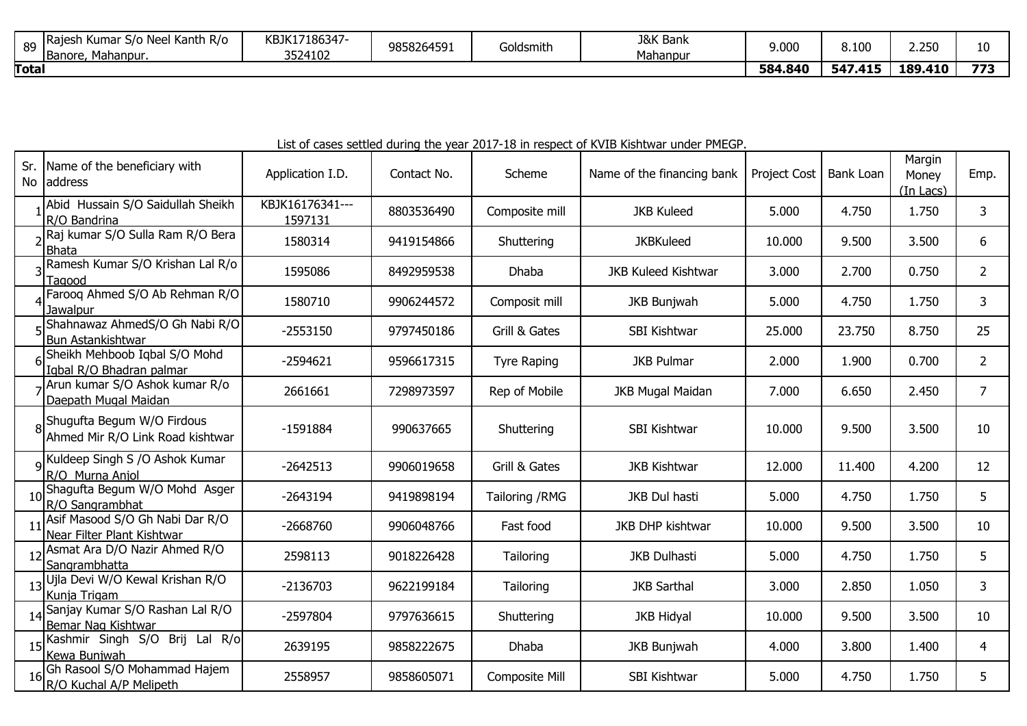| 89 | Rajesh Kumar S/o Neel Kanth R/o Banore, Mahanpur. | KBJK17186347-3524102 | 9858264591 | Goldsmith | J&K Bank Mahanpur | 9.000 | 8.100 | 2.250 | 10 |
|---|---|---|---|---|---|---|---|---|---|
| **Total** | | | | | | **584.840** | **547.415** | **189.410** | **773** |

List of cases settled during the year 2017-18 in respect of KVIB Kishtwar under PMEGP.

| Sr. No | Name of the beneficiary with address | Application I.D. | Contact No. | Scheme | Name of the financing bank | Project Cost | Bank Loan | Margin Money (In Lacs) | Emp. |
|---|---|---|---|---|---|---|---|---|---|
| 1 | Abid Hussain S/O Saidullah Sheikh R/O Bandrina | KBJK16176341---1597131 | 8803536490 | Composite mill | JKB Kuleed | 5.000 | 4.750 | 1.750 | 3 |
| 2 | Raj kumar S/O Sulla Ram R/O Bera Bhata | 1580314 | 9419154866 | Shuttering | JKBKuleed | 10.000 | 9.500 | 3.500 | 6 |
| 3 | Ramesh Kumar S/O Krishan Lal R/o Tagood | 1595086 | 8492959538 | Dhaba | JKB Kuleed Kishtwar | 3.000 | 2.700 | 0.750 | 2 |
| 4 | Farooq Ahmed S/O Ab Rehman R/O Jawalpur | 1580710 | 9906244572 | Composit mill | JKB Bunjwah | 5.000 | 4.750 | 1.750 | 3 |
| 5 | Shahnawaz AhmedS/O Gh Nabi R/O Bun Astankishtwar | -2553150 | 9797450186 | Grill & Gates | SBI Kishtwar | 25.000 | 23.750 | 8.750 | 25 |
| 6 | Sheikh Mehboob Iqbal S/O Mohd Iqbal R/O Bhadran palmar | -2594621 | 9596617315 | Tyre Raping | JKB Pulmar | 2.000 | 1.900 | 0.700 | 2 |
| 7 | Arun kumar S/O Ashok kumar R/o Daepath Mugal Maidan | 2661661 | 7298973597 | Rep of Mobile | JKB Mugal Maidan | 7.000 | 6.650 | 2.450 | 7 |
| 8 | Shugufta Begum W/O Firdous Ahmed Mir R/O Link Road kishtwar | -1591884 | 990637665 | Shuttering | SBI Kishtwar | 10.000 | 9.500 | 3.500 | 10 |
| 9 | Kuldeep Singh S /O Ashok Kumar R/O Murna Anjol | -2642513 | 9906019658 | Grill & Gates | JKB Kishtwar | 12.000 | 11.400 | 4.200 | 12 |
| 10 | Shagufta Begum W/O Mohd Asger R/O Sangrambhat | -2643194 | 9419898194 | Tailoring /RMG | JKB Dul hasti | 5.000 | 4.750 | 1.750 | 5 |
| 11 | Asif Masood S/O Gh Nabi Dar R/O Near Filter Plant Kishtwar | -2668760 | 9906048766 | Fast food | JKB DHP kishtwar | 10.000 | 9.500 | 3.500 | 10 |
| 12 | Asmat Ara D/O Nazir Ahmed R/O Sangrambhatta | 2598113 | 9018226428 | Tailoring | JKB Dulhasti | 5.000 | 4.750 | 1.750 | 5 |
| 13 | Ujla Devi W/O Kewal Krishan R/O Kunja Trigam | -2136703 | 9622199184 | Tailoring | JKB Sarthal | 3.000 | 2.850 | 1.050 | 3 |
| 14 | Sanjay Kumar S/O Rashan Lal R/O Bemar Nag Kishtwar | -2597804 | 9797636615 | Shuttering | JKB Hidyal | 10.000 | 9.500 | 3.500 | 10 |
| 15 | Kashmir Singh S/O Brij Lal R/o Kewa Bunjwah | 2639195 | 9858222675 | Dhaba | JKB Bunjwah | 4.000 | 3.800 | 1.400 | 4 |
| 16 | Gh Rasool S/O Mohammad Hajem R/O Kuchal A/P Melipeth | 2558957 | 9858605071 | Composite Mill | SBI Kishtwar | 5.000 | 4.750 | 1.750 | 5 |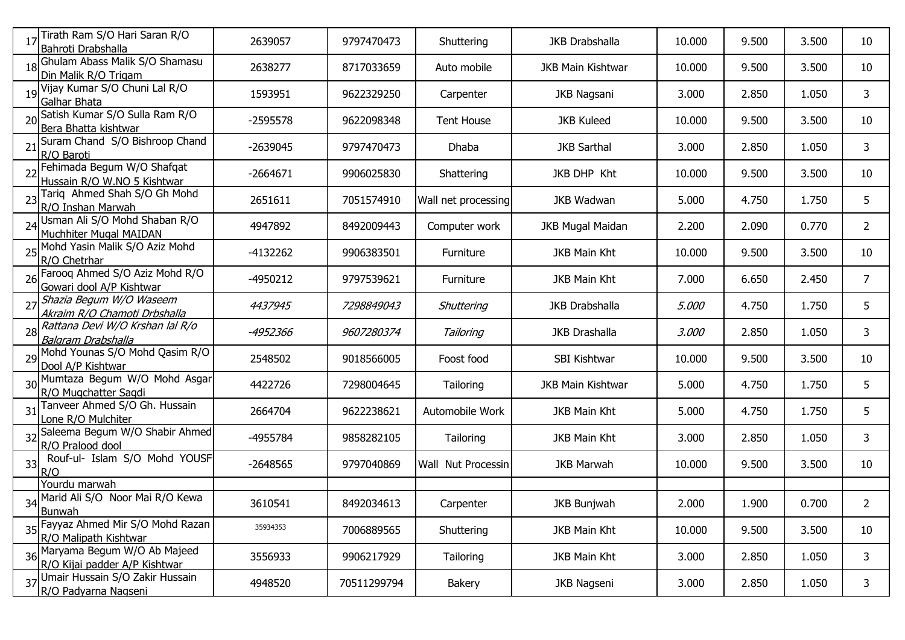| | | | | | | | | | |
|---|---|---|---|---|---|---|---|---|---|
| 17 | Tirath Ram S/O Hari Saran R/O Bahroti Drabshalla | 2639057 | 9797470473 | Shuttering | JKB Drabshalla | 10.000 | 9.500 | 3.500 | 10 |
| 18 | Ghulam Abass Malik S/O Shamasu Din Malik R/O Trigam | 2638277 | 8717033659 | Auto mobile | JKB Main Kishtwar | 10.000 | 9.500 | 3.500 | 10 |
| 19 | Vijay Kumar S/O Chuni Lal R/O Galhar Bhata | 1593951 | 9622329250 | Carpenter | JKB Nagsani | 3.000 | 2.850 | 1.050 | 3 |
| 20 | Satish Kumar S/O Sulla Ram R/O Bera Bhatta kishtwar | -2595578 | 9622098348 | Tent House | JKB Kuleed | 10.000 | 9.500 | 3.500 | 10 |
| 21 | Suram Chand S/O Bishroop Chand R/O Baroti | -2639045 | 9797470473 | Dhaba | JKB Sarthal | 3.000 | 2.850 | 1.050 | 3 |
| 22 | Fehimada Begum W/O Shafqat Hussain R/O W.NO 5 Kishtwar | -2664671 | 9906025830 | Shattering | JKB DHP Kht | 10.000 | 9.500 | 3.500 | 10 |
| 23 | Tariq Ahmed Shah S/O Gh Mohd R/O Inshan Marwah | 2651611 | 7051574910 | Wall net processing | JKB Wadwan | 5.000 | 4.750 | 1.750 | 5 |
| 24 | Usman Ali S/O Mohd Shaban R/O Muchhiter Mugal MAIDAN | 4947892 | 8492009443 | Computer work | JKB Mugal Maidan | 2.200 | 2.090 | 0.770 | 2 |
| 25 | Mohd Yasin Malik S/O Aziz Mohd R/O Chetrhar | -4132262 | 9906383501 | Furniture | JKB Main Kht | 10.000 | 9.500 | 3.500 | 10 |
| 26 | Farooq Ahmed S/O Aziz Mohd R/O Gowari dool A/P Kishtwar | -4950212 | 9797539621 | Furniture | JKB Main Kht | 7.000 | 6.650 | 2.450 | 7 |
| 27 | *Shazia Begum W/O Waseem Akraim R/O Chamoti Drbshalla* | *4437945* | *7298849043* | *Shuttering* | JKB Drabshalla | *5.000* | 4.750 | 1.750 | 5 |
| 28 | *Rattana Devi W/O Krshan lal R/o Balgram Drabshalla* | *-4952366* | *9607280374* | *Tailoring* | JKB Drashalla | *3.000* | 2.850 | 1.050 | 3 |
| 29 | Mohd Younas S/O Mohd Qasim R/O Dool A/P Kishtwar | 2548502 | 9018566005 | Foost food | SBI Kishtwar | 10.000 | 9.500 | 3.500 | 10 |
| 30 | Mumtaza Begum W/O Mohd Asgar R/O Mugchatter Sagdi | 4422726 | 7298004645 | Tailoring | JKB Main Kishtwar | 5.000 | 4.750 | 1.750 | 5 |
| 31 | Tanveer Ahmed S/O Gh. Hussain Lone R/O Mulchiter | 2664704 | 9622238621 | Automobile Work | JKB Main Kht | 5.000 | 4.750 | 1.750 | 5 |
| 32 | Saleema Begum W/O Shabir Ahmed R/O Pralood dool | -4955784 | 9858282105 | Tailoring | JKB Main Kht | 3.000 | 2.850 | 1.050 | 3 |
| 33 | Rouf-ul- Islam S/O Mohd YOUSF R/O | -2648565 | 9797040869 | Wall Nut Processin | JKB Marwah | 10.000 | 9.500 | 3.500 | 10 |
| | Yourdu marwah | | | | | | | | |
| 34 | Marid Ali S/O Noor Mai R/O Kewa Bunwah | 3610541 | 8492034613 | Carpenter | JKB Bunjwah | 2.000 | 1.900 | 0.700 | 2 |
| 35 | Fayyaz Ahmed Mir S/O Mohd Razan R/O Malipath Kishtwar | 35934353 | 7006889565 | Shuttering | JKB Main Kht | 10.000 | 9.500 | 3.500 | 10 |
| 36 | Maryama Begum W/O Ab Majeed R/O Kijai padder A/P Kishtwar | 3556933 | 9906217929 | Tailoring | JKB Main Kht | 3.000 | 2.850 | 1.050 | 3 |
| 37 | Umair Hussain S/O Zakir Hussain R/O Padyarna Nagseni | 4948520 | 70511299794 | Bakery | JKB Nagseni | 3.000 | 2.850 | 1.050 | 3 |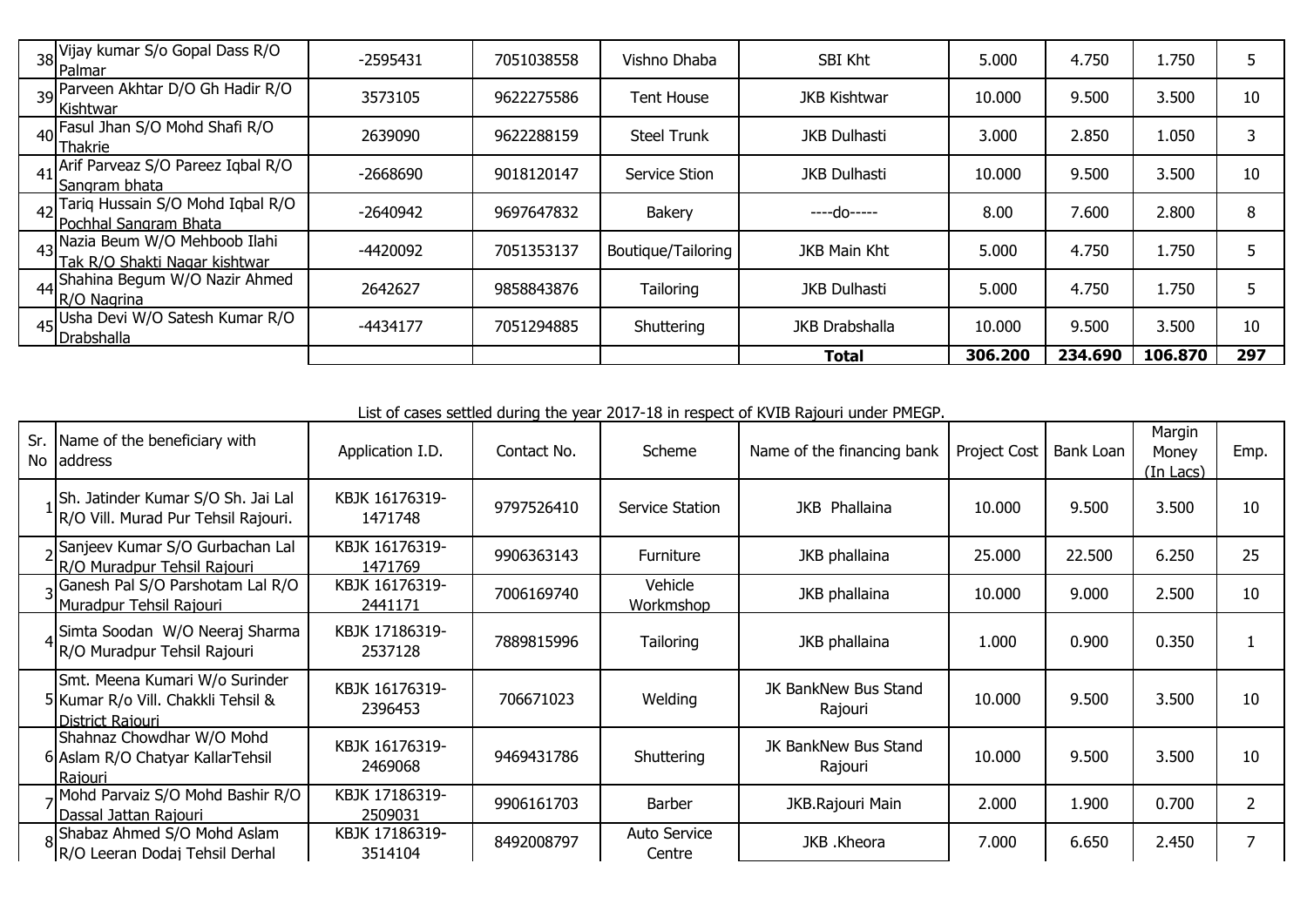| | | | | | | | | | |
|---|---|---|---|---|---|---|---|---|---|
| 38 | Vijay kumar S/o Gopal Dass R/O Palmar | -2595431 | 7051038558 | Vishno Dhaba | SBI Kht | 5.000 | 4.750 | 1.750 | 5 |
| 39 | Parveen Akhtar D/O Gh Hadir R/O Kishtwar | 3573105 | 9622275586 | Tent House | JKB Kishtwar | 10.000 | 9.500 | 3.500 | 10 |
| 40 | Fasul Jhan S/O Mohd Shafi R/O Thakrie | 2639090 | 9622288159 | Steel Trunk | JKB Dulhasti | 3.000 | 2.850 | 1.050 | 3 |
| 41 | Arif Parveaz S/O Pareez Iqbal R/O Sangram bhata | -2668690 | 9018120147 | Service Stion | JKB Dulhasti | 10.000 | 9.500 | 3.500 | 10 |
| 42 | Tariq Hussain S/O Mohd Iqbal R/O Pochhal Sangram Bhata | -2640942 | 9697647832 | Bakery | ----do----- | 8.00 | 7.600 | 2.800 | 8 |
| 43 | Nazia Beum W/O Mehboob Ilahi Tak R/O Shakti Nagar kishtwar | -4420092 | 7051353137 | Boutique/Tailoring | JKB Main Kht | 5.000 | 4.750 | 1.750 | 5 |
| 44 | Shahina Begum W/O Nazir Ahmed R/O Nagrina | 2642627 | 9858843876 | Tailoring | JKB Dulhasti | 5.000 | 4.750 | 1.750 | 5 |
| 45 | Usha Devi W/O Satesh Kumar R/O Drabshalla | -4434177 | 7051294885 | Shuttering | JKB Drabshalla | 10.000 | 9.500 | 3.500 | 10 |
| | | | | | **Total** | **306.200** | **234.690** | **106.870** | **297** |

List of cases settled during the year 2017-18 in respect of KVIB Rajouri under PMEGP.

| Sr. No | Name of the beneficiary with address | Application I.D. | Contact No. | Scheme | Name of the financing bank | Project Cost | Bank Loan | Margin Money (In Lacs) | Emp. |
|---|---|---|---|---|---|---|---|---|---|
| 1 | Sh. Jatinder Kumar S/O Sh. Jai Lal R/O Vill. Murad Pur Tehsil Rajouri. | KBJK 16176319-1471748 | 9797526410 | Service Station | JKB Phallaina | 10.000 | 9.500 | 3.500 | 10 |
| 2 | Sanjeev Kumar S/O Gurbachan Lal R/O Muradpur Tehsil Rajouri | KBJK 16176319-1471769 | 9906363143 | Furniture | JKB phallaina | 25.000 | 22.500 | 6.250 | 25 |
| 3 | Ganesh Pal S/O Parshotam Lal R/O Muradpur Tehsil Rajouri | KBJK 16176319-2441171 | 7006169740 | Vehicle Workmshop | JKB phallaina | 10.000 | 9.000 | 2.500 | 10 |
| 4 | Simta Soodan W/O Neeraj Sharma R/O Muradpur Tehsil Rajouri | KBJK 17186319-2537128 | 7889815996 | Tailoring | JKB phallaina | 1.000 | 0.900 | 0.350 | 1 |
| 5 | Smt. Meena Kumari W/o Surinder Kumar R/o Vill. Chakkli Tehsil & District Rajouri | KBJK 16176319-2396453 | 706671023 | Welding | JK BankNew Bus Stand Rajouri | 10.000 | 9.500 | 3.500 | 10 |
| 6 | Shahnaz Chowdhar W/O Mohd Aslam R/O Chatyar KallarTehsil Rajouri | KBJK 16176319-2469068 | 9469431786 | Shuttering | JK BankNew Bus Stand Rajouri | 10.000 | 9.500 | 3.500 | 10 |
| 7 | Mohd Parvaiz S/O Mohd Bashir R/O Dassal Jattan Rajouri | KBJK 17186319-2509031 | 9906161703 | Barber | JKB.Rajouri Main | 2.000 | 1.900 | 0.700 | 2 |
| 8 | Shabaz Ahmed S/O Mohd Aslam R/O Leeran Dodaj Tehsil Derhal | KBJK 17186319-3514104 | 8492008797 | Auto Service Centre | JKB .Kheora | 7.000 | 6.650 | 2.450 | 7 |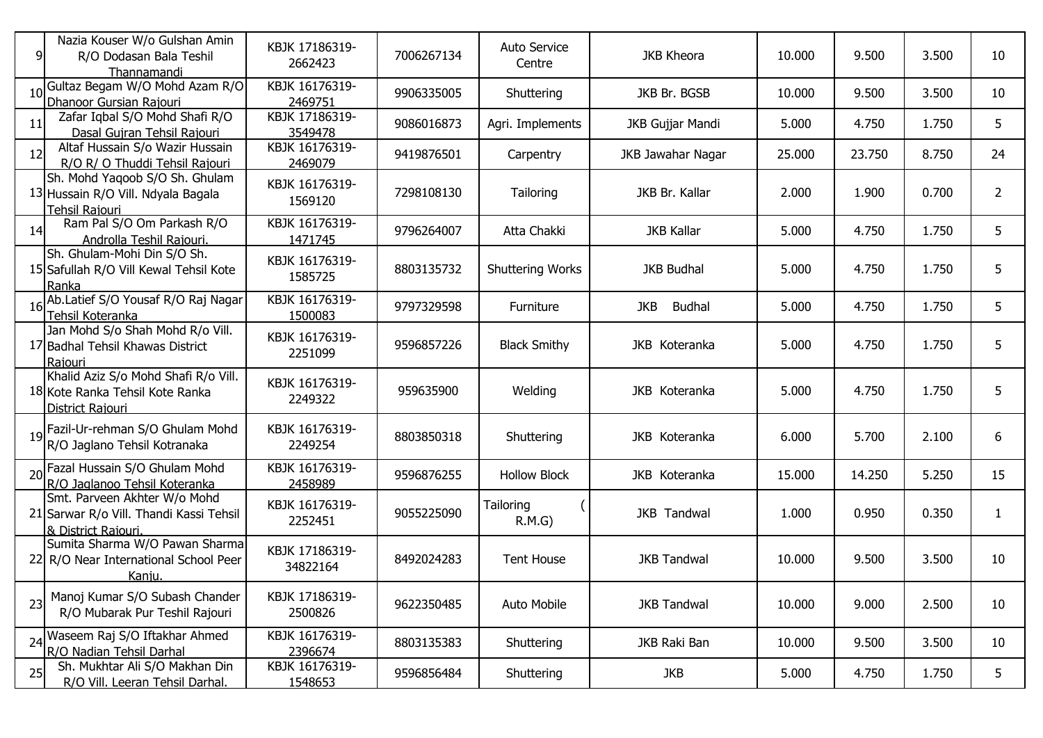| 9 | Nazia Kouser W/o Gulshan Amin R/O Dodasan Bala Teshil Thannamandi | KBJK 17186319-2662423 | 7006267134 | Auto Service Centre | JKB Kheora | 10.000 | 9.500 | 3.500 | 10 |
|---|---|---|---|---|---|---|---|---|---|
| 10 | Gultaz Begam W/O Mohd Azam R/O Dhanoor Gursian Rajouri | KBJK 16176319-2469751 | 9906335005 | Shuttering | JKB Br. BGSB | 10.000 | 9.500 | 3.500 | 10 |
| 11 | Zafar Iqbal S/O Mohd Shafi R/O Dasal Gujran Tehsil Rajouri | KBJK 17186319-3549478 | 9086016873 | Agri. Implements | JKB Gujjar Mandi | 5.000 | 4.750 | 1.750 | 5 |
| 12 | Altaf Hussain S/o Wazir Hussain R/O R/ O Thuddi Tehsil Rajouri | KBJK 16176319-2469079 | 9419876501 | Carpentry | JKB Jawahar Nagar | 25.000 | 23.750 | 8.750 | 24 |
| 13 | Sh. Mohd Yaqoob S/O Sh. Ghulam Hussain R/O Vill. Ndyala Bagala Tehsil Rajouri | KBJK 16176319-1569120 | 7298108130 | Tailoring | JKB Br. Kallar | 2.000 | 1.900 | 0.700 | 2 |
| 14 | Ram Pal S/O Om Parkash R/O Androlla Teshil Rajouri. | KBJK 16176319-1471745 | 9796264007 | Atta Chakki | JKB Kallar | 5.000 | 4.750 | 1.750 | 5 |
| 15 | Sh. Ghulam-Mohi Din S/O Sh. Safullah R/O Vill Kewal Tehsil Kote Ranka | KBJK 16176319-1585725 | 8803135732 | Shuttering Works | JKB Budhal | 5.000 | 4.750 | 1.750 | 5 |
| 16 | Ab.Latief S/O Yousaf R/O Raj Nagar Tehsil Koteranka | KBJK 16176319-1500083 | 9797329598 | Furniture | JKB Budhal | 5.000 | 4.750 | 1.750 | 5 |
| 17 | Jan Mohd S/o Shah Mohd R/o Vill. Badhal Tehsil Khawas District Rajouri | KBJK 16176319-2251099 | 9596857226 | Black Smithy | JKB Koteranka | 5.000 | 4.750 | 1.750 | 5 |
| 18 | Khalid Aziz S/o Mohd Shafi R/o Vill. Kote Ranka Tehsil Kote Ranka District Rajouri | KBJK 16176319-2249322 | 959635900 | Welding | JKB Koteranka | 5.000 | 4.750 | 1.750 | 5 |
| 19 | Fazil-Ur-rehman S/O Ghulam Mohd R/O Jaglano Tehsil Kotranaka | KBJK 16176319-2249254 | 8803850318 | Shuttering | JKB Koteranka | 6.000 | 5.700 | 2.100 | 6 |
| 20 | Fazal Hussain S/O Ghulam Mohd R/O Jaglanoo Tehsil Koteranka | KBJK 16176319-2458989 | 9596876255 | Hollow Block | JKB Koteranka | 15.000 | 14.250 | 5.250 | 15 |
| 21 | Smt. Parveen Akhter W/o Mohd Sarwar R/o Vill. Thandi Kassi Tehsil & District Rajouri. | KBJK 16176319-2252451 | 9055225090 | Tailoring ( R.M.G) | JKB Tandwal | 1.000 | 0.950 | 0.350 | 1 |
| 22 | Sumita Sharma W/O Pawan Sharma R/O Near International School Peer Kanju. | KBJK 17186319-34822164 | 8492024283 | Tent House | JKB Tandwal | 10.000 | 9.500 | 3.500 | 10 |
| 23 | Manoj Kumar S/O Subash Chander R/O Mubarak Pur Teshil Rajouri | KBJK 17186319-2500826 | 9622350485 | Auto Mobile | JKB Tandwal | 10.000 | 9.000 | 2.500 | 10 |
| 24 | Waseem Raj S/O Iftakhar Ahmed R/O Nadian Tehsil Darhal | KBJK 16176319-2396674 | 8803135383 | Shuttering | JKB Raki Ban | 10.000 | 9.500 | 3.500 | 10 |
| 25 | Sh. Mukhtar Ali S/O Makhan Din R/O Vill. Leeran Tehsil Darhal. | KBJK 16176319-1548653 | 9596856484 | Shuttering | JKB | 5.000 | 4.750 | 1.750 | 5 |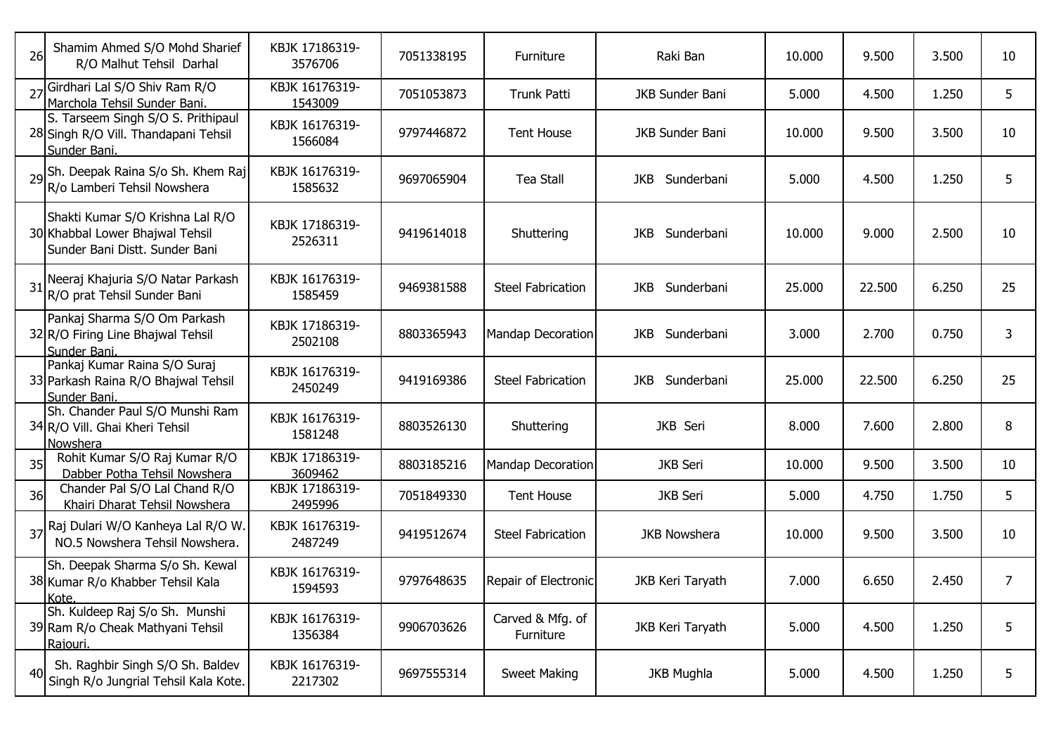| | | | | | | | | | |
|---|---|---|---|---|---|---|---|---|---|
| 26 | Shamim Ahmed S/O Mohd Sharief R/O Malhut Tehsil Darhal | KBJK 17186319-3576706 | 7051338195 | Furniture | Raki Ban | 10.000 | 9.500 | 3.500 | 10 |
| 27 | Girdhari Lal S/O Shiv Ram R/O Marchola Tehsil Sunder Bani. | KBJK 16176319-1543009 | 7051053873 | Trunk Patti | JKB Sunder Bani | 5.000 | 4.500 | 1.250 | 5 |
| 28 | S. Tarseem Singh S/O S. Prithipaul Singh R/O Vill. Thandapani Tehsil Sunder Bani. | KBJK 16176319-1566084 | 9797446872 | Tent House | JKB Sunder Bani | 10.000 | 9.500 | 3.500 | 10 |
| 29 | Sh. Deepak Raina S/o Sh. Khem Raj R/o Lamberi Tehsil Nowshera | KBJK 16176319-1585632 | 9697065904 | Tea Stall | JKB Sunderbani | 5.000 | 4.500 | 1.250 | 5 |
| 30 | Shakti Kumar S/O Krishna Lal R/O Khabbal Lower Bhajwal Tehsil Sunder Bani Distt. Sunder Bani | KBJK 17186319-2526311 | 9419614018 | Shuttering | JKB Sunderbani | 10.000 | 9.000 | 2.500 | 10 |
| 31 | Neeraj Khajuria S/O Natar Parkash R/O prat Tehsil Sunder Bani | KBJK 16176319-1585459 | 9469381588 | Steel Fabrication | JKB Sunderbani | 25.000 | 22.500 | 6.250 | 25 |
| 32 | Pankaj Sharma S/O Om Parkash R/O Firing Line Bhajwal Tehsil Sunder Bani. | KBJK 17186319-2502108 | 8803365943 | Mandap Decoration | JKB Sunderbani | 3.000 | 2.700 | 0.750 | 3 |
| 33 | Pankaj Kumar Raina S/O Suraj Parkash Raina R/O Bhajwal Tehsil Sunder Bani. | KBJK 16176319-2450249 | 9419169386 | Steel Fabrication | JKB Sunderbani | 25.000 | 22.500 | 6.250 | 25 |
| 34 | Sh. Chander Paul S/O Munshi Ram R/O Vill. Ghai Kheri Tehsil Nowshera | KBJK 16176319-1581248 | 8803526130 | Shuttering | JKB Seri | 8.000 | 7.600 | 2.800 | 8 |
| 35 | Rohit Kumar S/O Raj Kumar R/O Dabber Potha Tehsil Nowshera | KBJK 17186319-3609462 | 8803185216 | Mandap Decoration | JKB Seri | 10.000 | 9.500 | 3.500 | 10 |
| 36 | Chander Pal S/O Lal Chand R/O Khairi Dharat Tehsil Nowshera | KBJK 17186319-2495996 | 7051849330 | Tent House | JKB Seri | 5.000 | 4.750 | 1.750 | 5 |
| 37 | Raj Dulari W/O Kanheya Lal R/O W. NO.5 Nowshera Tehsil Nowshera. | KBJK 16176319-2487249 | 9419512674 | Steel Fabrication | JKB Nowshera | 10.000 | 9.500 | 3.500 | 10 |
| 38 | Sh. Deepak Sharma S/o Sh. Kewal Kumar R/o Khabber Tehsil Kala Kote. | KBJK 16176319-1594593 | 9797648635 | Repair of Electronic | JKB Keri Taryath | 7.000 | 6.650 | 2.450 | 7 |
| 39 | Sh. Kuldeep Raj S/o Sh. Munshi Ram R/o Cheak Mathyani Tehsil Rajouri. | KBJK 16176319-1356384 | 9906703626 | Carved & Mfg. of Furniture | JKB Keri Taryath | 5.000 | 4.500 | 1.250 | 5 |
| 40 | Sh. Raghbir Singh S/O Sh. Baldev Singh R/o Jungrial Tehsil Kala Kote. | KBJK 16176319-2217302 | 9697555314 | Sweet Making | JKB Mughla | 5.000 | 4.500 | 1.250 | 5 |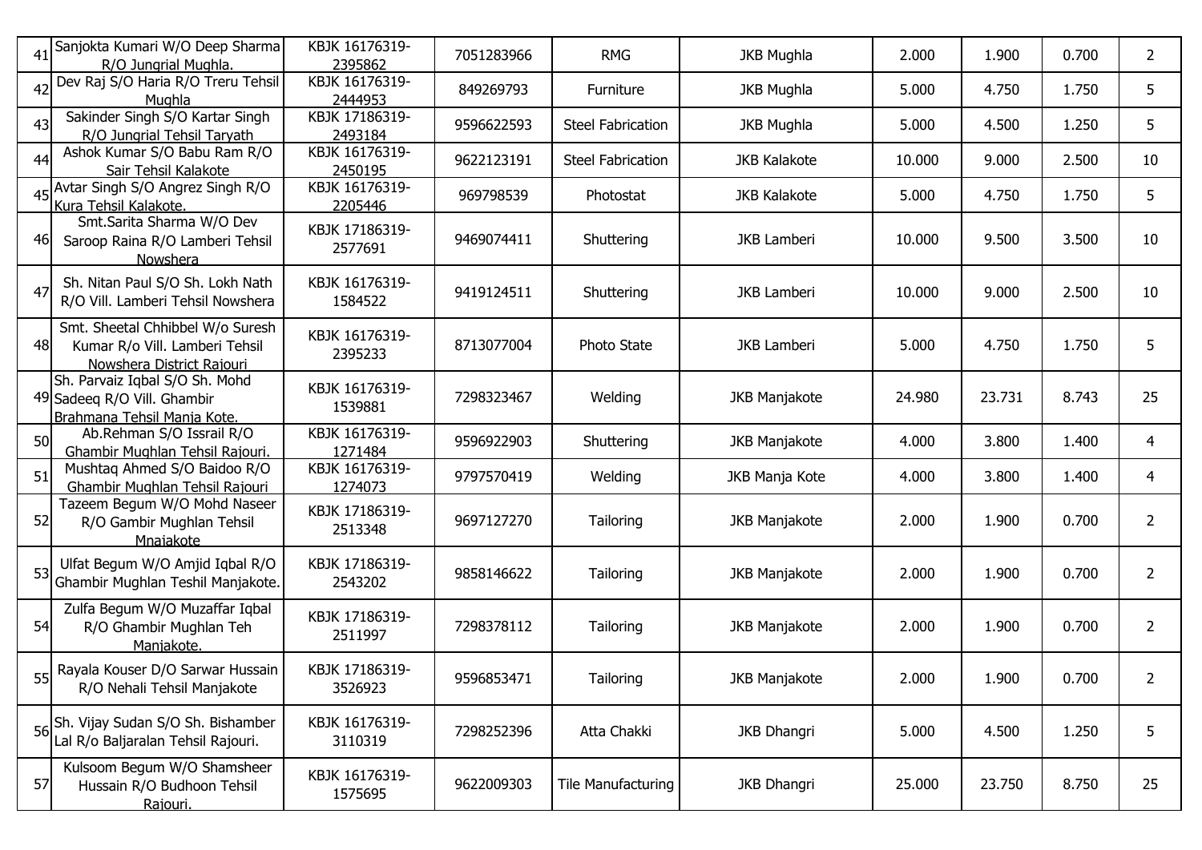| | | | | | | | | |
|---|---|---|---|---|---|---|---|---|
| 41 | Sanjokta Kumari W/O Deep Sharma R/O Jungrial Mughla. | KBJK 16176319-2395862 | 7051283966 | RMG | JKB Mughla | 2.000 | 1.900 | 0.700 | 2 |
| 42 | Dev Raj S/O Haria R/O Treru Tehsil Mughla | KBJK 16176319-2444953 | 849269793 | Furniture | JKB Mughla | 5.000 | 4.750 | 1.750 | 5 |
| 43 | Sakinder Singh S/O Kartar Singh R/O Jungrial Tehsil Taryath | KBJK 17186319-2493184 | 9596622593 | Steel Fabrication | JKB Mughla | 5.000 | 4.500 | 1.250 | 5 |
| 44 | Ashok Kumar S/O Babu Ram R/O Sair Tehsil Kalakote | KBJK 16176319-2450195 | 9622123191 | Steel Fabrication | JKB Kalakote | 10.000 | 9.000 | 2.500 | 10 |
| 45 | Avtar Singh S/O Angrez Singh R/O Kura Tehsil Kalakote. | KBJK 16176319-2205446 | 969798539 | Photostat | JKB Kalakote | 5.000 | 4.750 | 1.750 | 5 |
| 46 | Smt.Sarita Sharma W/O Dev Saroop Raina R/O Lamberi Tehsil Nowshera | KBJK 17186319-2577691 | 9469074411 | Shuttering | JKB Lamberi | 10.000 | 9.500 | 3.500 | 10 |
| 47 | Sh. Nitan Paul S/O Sh. Lokh Nath R/O Vill. Lamberi Tehsil Nowshera | KBJK 16176319-1584522 | 9419124511 | Shuttering | JKB Lamberi | 10.000 | 9.000 | 2.500 | 10 |
| 48 | Smt. Sheetal Chhibbel W/o Suresh Kumar R/o Vill. Lamberi Tehsil Nowshera District Rajouri | KBJK 16176319-2395233 | 8713077004 | Photo State | JKB Lamberi | 5.000 | 4.750 | 1.750 | 5 |
| 49 | Sh. Parvaiz Iqbal S/O Sh. Mohd Sadeeq R/O Vill. Ghambir Brahmana Tehsil Manja Kote. | KBJK 16176319-1539881 | 7298323467 | Welding | JKB Manjakote | 24.980 | 23.731 | 8.743 | 25 |
| 50 | Ab.Rehman S/O Issrail R/O Ghambir Mughlan Tehsil Rajouri. | KBJK 16176319-1271484 | 9596922903 | Shuttering | JKB Manjakote | 4.000 | 3.800 | 1.400 | 4 |
| 51 | Mushtaq Ahmed S/O Baidoo R/O Ghambir Mughlan Tehsil Rajouri | KBJK 16176319-1274073 | 9797570419 | Welding | JKB Manja Kote | 4.000 | 3.800 | 1.400 | 4 |
| 52 | Tazeem Begum W/O Mohd Naseer R/O Gambir Mughlan Tehsil Mnajakote | KBJK 17186319-2513348 | 9697127270 | Tailoring | JKB Manjakote | 2.000 | 1.900 | 0.700 | 2 |
| 53 | Ulfat Begum W/O Amjid Iqbal R/O Ghambir Mughlan Teshil Manjakote. | KBJK 17186319-2543202 | 9858146622 | Tailoring | JKB Manjakote | 2.000 | 1.900 | 0.700 | 2 |
| 54 | Zulfa Begum W/O Muzaffar Iqbal R/O Ghambir Mughlan Teh Manjakote. | KBJK 17186319-2511997 | 7298378112 | Tailoring | JKB Manjakote | 2.000 | 1.900 | 0.700 | 2 |
| 55 | Rayala Kouser D/O Sarwar Hussain R/O Nehali Tehsil Manjakote | KBJK 17186319-3526923 | 9596853471 | Tailoring | JKB Manjakote | 2.000 | 1.900 | 0.700 | 2 |
| 56 | Sh. Vijay Sudan S/O Sh. Bishamber Lal R/o Baljaralan Tehsil Rajouri. | KBJK 16176319-3110319 | 7298252396 | Atta Chakki | JKB Dhangri | 5.000 | 4.500 | 1.250 | 5 |
| 57 | Kulsoom Begum W/O Shamsheer Hussain R/O Budhoon Tehsil Rajouri. | KBJK 16176319-1575695 | 9622009303 | Tile Manufacturing | JKB Dhangri | 25.000 | 23.750 | 8.750 | 25 |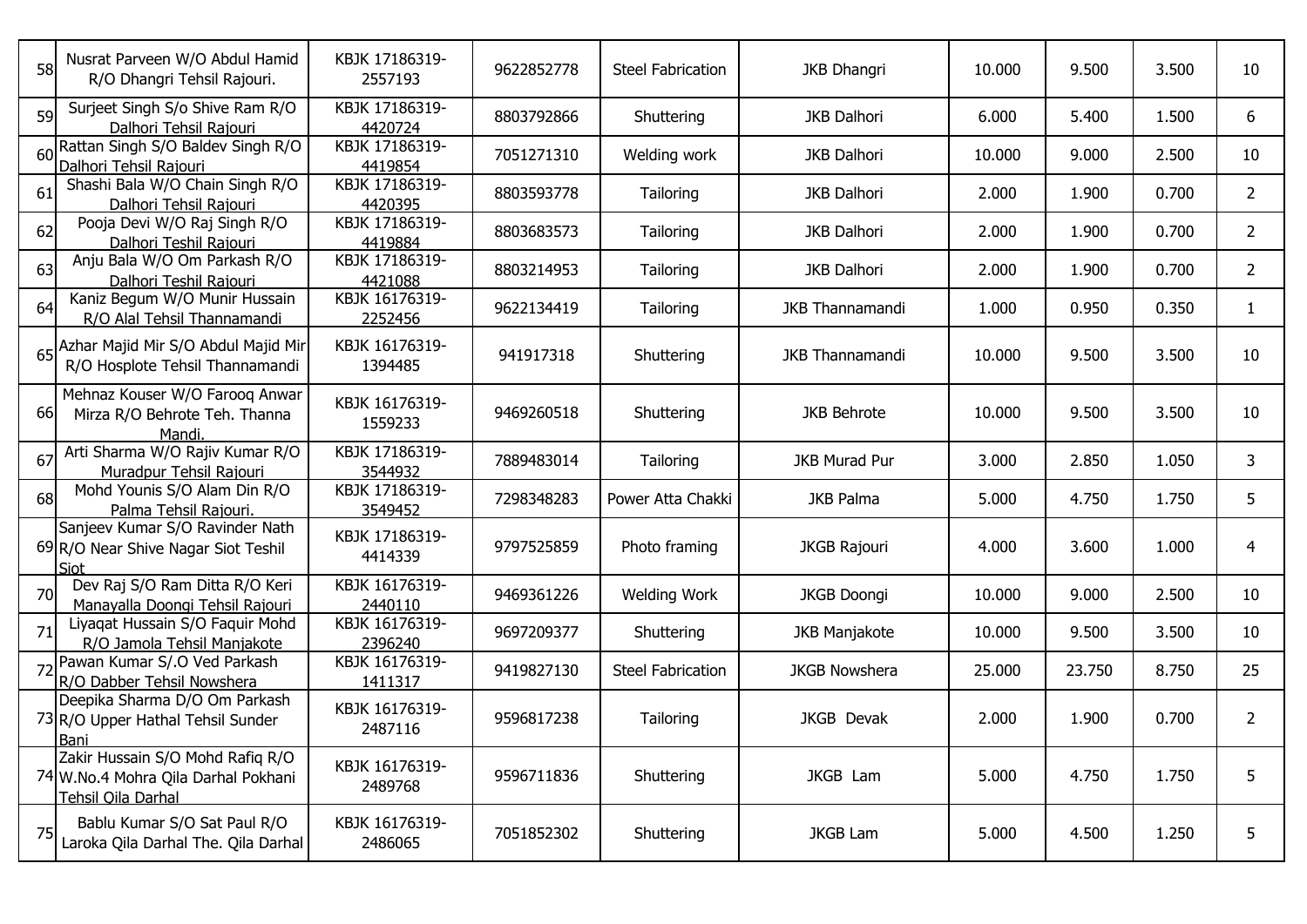| | | | | | | | | | |
|---|---|---|---|---|---|---|---|---|---|
| 58 | Nusrat Parveen W/O Abdul Hamid R/O Dhangri Tehsil Rajouri. | KBJK 17186319-2557193 | 9622852778 | Steel Fabrication | JKB Dhangri | 10.000 | 9.500 | 3.500 | 10 |
| 59 | Surjeet Singh S/o Shive Ram R/O Dalhori Tehsil Rajouri | KBJK 17186319-4420724 | 8803792866 | Shuttering | JKB Dalhori | 6.000 | 5.400 | 1.500 | 6 |
| 60 | Rattan Singh S/O Baldev Singh R/O Dalhori Tehsil Rajouri | KBJK 17186319-4419854 | 7051271310 | Welding work | JKB Dalhori | 10.000 | 9.000 | 2.500 | 10 |
| 61 | Shashi Bala W/O Chain Singh R/O Dalhori Tehsil Rajouri | KBJK 17186319-4420395 | 8803593778 | Tailoring | JKB Dalhori | 2.000 | 1.900 | 0.700 | 2 |
| 62 | Pooja Devi W/O Raj Singh R/O Dalhori Teshil Rajouri | KBJK 17186319-4419884 | 8803683573 | Tailoring | JKB Dalhori | 2.000 | 1.900 | 0.700 | 2 |
| 63 | Anju Bala W/O Om Parkash R/O Dalhori Teshil Rajouri | KBJK 17186319-4421088 | 8803214953 | Tailoring | JKB Dalhori | 2.000 | 1.900 | 0.700 | 2 |
| 64 | Kaniz Begum W/O Munir Hussain R/O Alal Tehsil Thannamandi | KBJK 16176319-2252456 | 9622134419 | Tailoring | JKB Thannamandi | 1.000 | 0.950 | 0.350 | 1 |
| 65 | Azhar Majid Mir S/O Abdul Majid Mir R/O Hosplote Tehsil Thannamandi | KBJK 16176319-1394485 | 941917318 | Shuttering | JKB Thannamandi | 10.000 | 9.500 | 3.500 | 10 |
| 66 | Mehnaz Kouser W/O Farooq Anwar Mirza R/O Behrote Teh. Thanna Mandi. | KBJK 16176319-1559233 | 9469260518 | Shuttering | JKB Behrote | 10.000 | 9.500 | 3.500 | 10 |
| 67 | Arti Sharma W/O Rajiv Kumar R/O Muradpur Tehsil Rajouri | KBJK 17186319-3544932 | 7889483014 | Tailoring | JKB Murad Pur | 3.000 | 2.850 | 1.050 | 3 |
| 68 | Mohd Younis S/O Alam Din R/O Palma Tehsil Rajouri. | KBJK 17186319-3549452 | 7298348283 | Power Atta Chakki | JKB Palma | 5.000 | 4.750 | 1.750 | 5 |
| 69 | Sanjeev Kumar S/O Ravinder Nath R/O Near Shive Nagar Siot Teshil Siot | KBJK 17186319-4414339 | 9797525859 | Photo framing | JKGB Rajouri | 4.000 | 3.600 | 1.000 | 4 |
| 70 | Dev Raj S/O Ram Ditta R/O Keri Manayalla Doongi Tehsil Rajouri | KBJK 16176319-2440110 | 9469361226 | Welding Work | JKGB Doongi | 10.000 | 9.000 | 2.500 | 10 |
| 71 | Liyaqat Hussain S/O Faquir Mohd R/O Jamola Tehsil Manjakote | KBJK 16176319-2396240 | 9697209377 | Shuttering | JKB Manjakote | 10.000 | 9.500 | 3.500 | 10 |
| 72 | Pawan Kumar S/.O Ved Parkash R/O Dabber Tehsil Nowshera | KBJK 16176319-1411317 | 9419827130 | Steel Fabrication | JKGB Nowshera | 25.000 | 23.750 | 8.750 | 25 |
| 73 | Deepika Sharma D/O Om Parkash R/O Upper Hathal Tehsil Sunder Bani | KBJK 16176319-2487116 | 9596817238 | Tailoring | JKGB Devak | 2.000 | 1.900 | 0.700 | 2 |
| 74 | Zakir Hussain S/O Mohd Rafiq R/O W.No.4 Mohra Qila Darhal Pokhani Tehsil Qila Darhal | KBJK 16176319-2489768 | 9596711836 | Shuttering | JKGB Lam | 5.000 | 4.750 | 1.750 | 5 |
| 75 | Bablu Kumar S/O Sat Paul R/O Laroka Qila Darhal The. Qila Darhal | KBJK 16176319-2486065 | 7051852302 | Shuttering | JKGB Lam | 5.000 | 4.500 | 1.250 | 5 |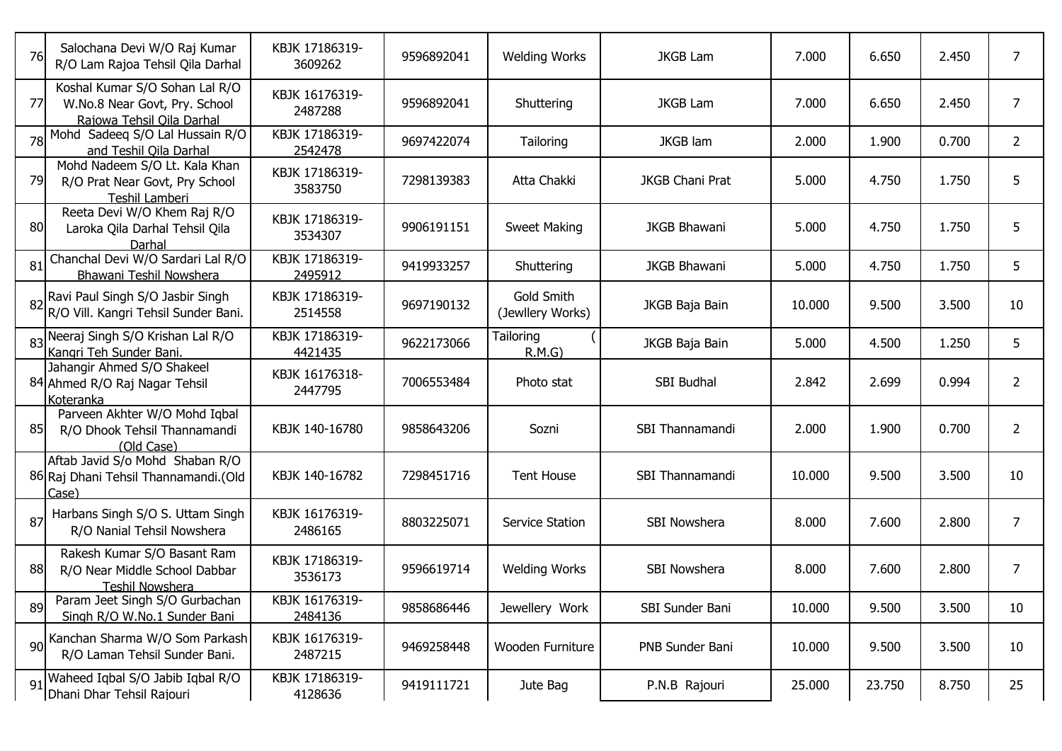| | | | | | | | | | |
|---|---|---|---|---|---|---|---|---|---|
| 76 | Salochana Devi W/O Raj Kumar R/O Lam Rajoa Tehsil Qila Darhal | KBJK 17186319-3609262 | 9596892041 | Welding Works | JKGB Lam | 7.000 | 6.650 | 2.450 | 7 |
| 77 | Koshal Kumar S/O Sohan Lal R/O W.No.8 Near Govt, Pry. School Rajowa Tehsil Qila Darhal | KBJK 16176319-2487288 | 9596892041 | Shuttering | JKGB Lam | 7.000 | 6.650 | 2.450 | 7 |
| 78 | Mohd Sadeeq S/O Lal Hussain R/O and Teshil Qila Darhal | KBJK 17186319-2542478 | 9697422074 | Tailoring | JKGB lam | 2.000 | 1.900 | 0.700 | 2 |
| 79 | Mohd Nadeem S/O Lt. Kala Khan R/O Prat Near Govt, Pry School Teshil Lamberi | KBJK 17186319-3583750 | 7298139383 | Atta Chakki | JKGB Chani Prat | 5.000 | 4.750 | 1.750 | 5 |
| 80 | Reeta Devi W/O Khem Raj R/O Laroka Qila Darhal Tehsil Qila Darhal | KBJK 17186319-3534307 | 9906191151 | Sweet Making | JKGB Bhawani | 5.000 | 4.750 | 1.750 | 5 |
| 81 | Chanchal Devi W/O Sardari Lal R/O Bhawani Teshil Nowshera | KBJK 17186319-2495912 | 9419933257 | Shuttering | JKGB Bhawani | 5.000 | 4.750 | 1.750 | 5 |
| 82 | Ravi Paul Singh S/O Jasbir Singh R/O Vill. Kangri Tehsil Sunder Bani. | KBJK 17186319-2514558 | 9697190132 | Gold Smith (Jewllery Works) | JKGB Baja Bain | 10.000 | 9.500 | 3.500 | 10 |
| 83 | Neeraj Singh S/O Krishan Lal R/O Kangri Teh Sunder Bani. | KBJK 17186319-4421435 | 9622173066 | Tailoring (R.M.G) | JKGB Baja Bain | 5.000 | 4.500 | 1.250 | 5 |
| 84 | Jahangir Ahmed S/O Shakeel Ahmed R/O Raj Nagar Tehsil Koteranka | KBJK 16176318-2447795 | 7006553484 | Photo stat | SBI Budhal | 2.842 | 2.699 | 0.994 | 2 |
| 85 | Parveen Akhter W/O Mohd Iqbal R/O Dhook Tehsil Thannamandi (Old Case) | KBJK 140-16780 | 9858643206 | Sozni | SBI Thannamandi | 2.000 | 1.900 | 0.700 | 2 |
| 86 | Aftab Javid S/o Mohd Shaban R/O Raj Dhani Tehsil Thannamandi.(Old Case) | KBJK 140-16782 | 7298451716 | Tent House | SBI Thannamandi | 10.000 | 9.500 | 3.500 | 10 |
| 87 | Harbans Singh S/O S. Uttam Singh R/O Nanial Tehsil Nowshera | KBJK 16176319-2486165 | 8803225071 | Service Station | SBI Nowshera | 8.000 | 7.600 | 2.800 | 7 |
| 88 | Rakesh Kumar S/O Basant Ram R/O Near Middle School Dabbar Teshil Nowshera | KBJK 17186319-3536173 | 9596619714 | Welding Works | SBI Nowshera | 8.000 | 7.600 | 2.800 | 7 |
| 89 | Param Jeet Singh S/O Gurbachan Singh R/O W.No.1 Sunder Bani | KBJK 16176319-2484136 | 9858686446 | Jewellery Work | SBI Sunder Bani | 10.000 | 9.500 | 3.500 | 10 |
| 90 | Kanchan Sharma W/O Som Parkash R/O Laman Tehsil Sunder Bani. | KBJK 16176319-2487215 | 9469258448 | Wooden Furniture | PNB Sunder Bani | 10.000 | 9.500 | 3.500 | 10 |
| 91 | Waheed Iqbal S/O Jabib Iqbal R/O Dhani Dhar Tehsil Rajouri | KBJK 17186319-4128636 | 9419111721 | Jute Bag | P.N.B Rajouri | 25.000 | 23.750 | 8.750 | 25 |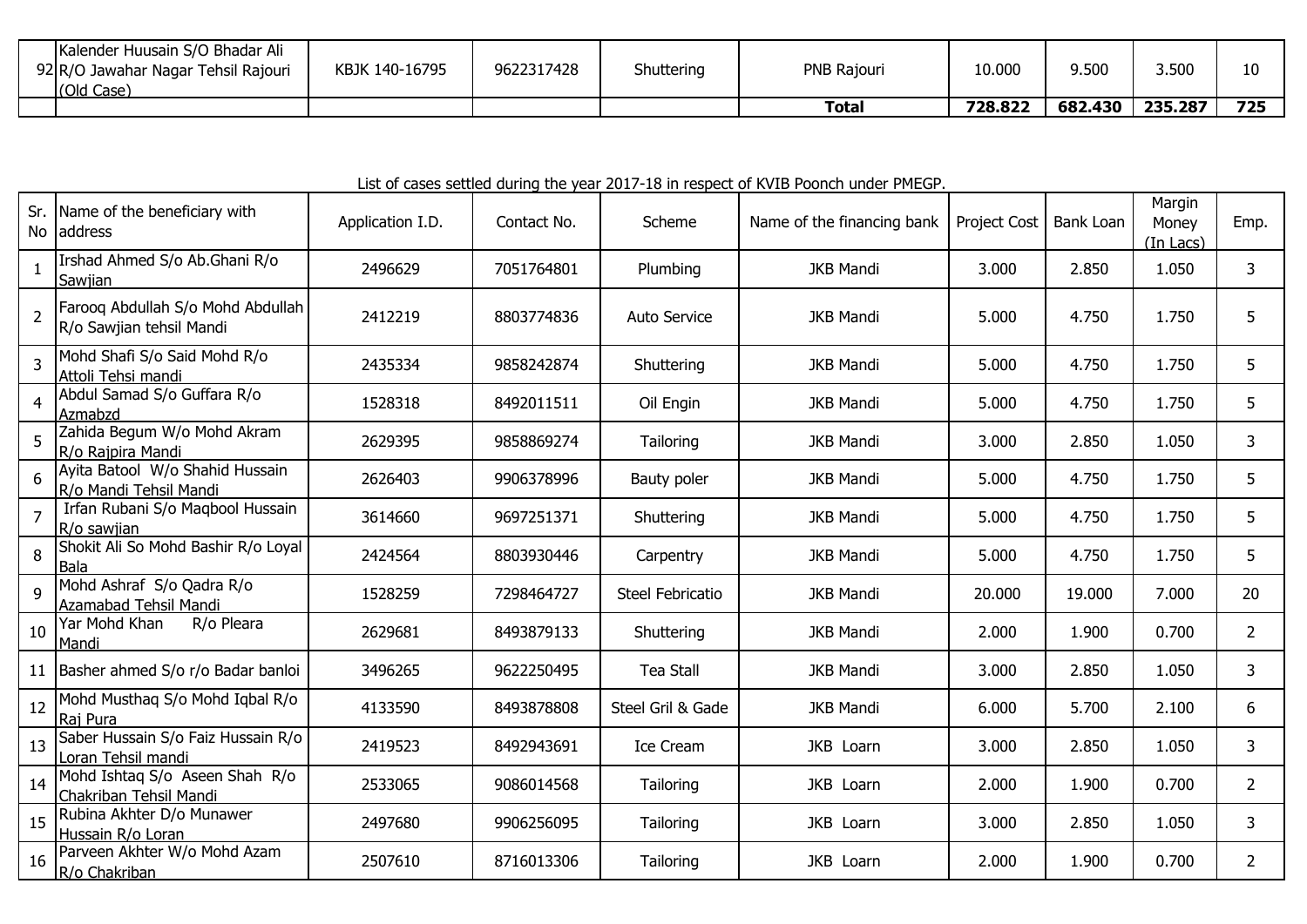| | | | | | | | | | |
|---|---|---|---|---|---|---|---|---|---|
| 92 | Kalender Huusain S/O Bhadar Ali R/O Jawahar Nagar Tehsil Rajouri (Old Case) | KBJK 140-16795 | 9622317428 | Shuttering | PNB Rajouri | 10.000 | 9.500 | 3.500 | 10 |
| | | | | | **Total** | **728.822** | **682.430** | **235.287** | **725** |

List of cases settled during the year 2017-18 in respect of KVIB Poonch under PMEGP.

| Sr. No | Name of the beneficiary with address | Application I.D. | Contact No. | Scheme | Name of the financing bank | Project Cost | Bank Loan | Margin Money (In Lacs) | Emp. |
|---|---|---|---|---|---|---|---|---|---|
| 1 | Irshad Ahmed S/o Ab.Ghani R/o Sawjian | 2496629 | 7051764801 | Plumbing | JKB Mandi | 3.000 | 2.850 | 1.050 | 3 |
| 2 | Farooq Abdullah S/o Mohd Abdullah R/o Sawjian tehsil Mandi | 2412219 | 8803774836 | Auto Service | JKB Mandi | 5.000 | 4.750 | 1.750 | 5 |
| 3 | Mohd Shafi S/o Said Mohd R/o Attoli Tehsi mandi | 2435334 | 9858242874 | Shuttering | JKB Mandi | 5.000 | 4.750 | 1.750 | 5 |
| 4 | Abdul Samad S/o Guffara R/o Azmabzd | 1528318 | 8492011511 | Oil Engin | JKB Mandi | 5.000 | 4.750 | 1.750 | 5 |
| 5 | Zahida Begum W/o Mohd Akram R/o Rajpira Mandi | 2629395 | 9858869274 | Tailoring | JKB Mandi | 3.000 | 2.850 | 1.050 | 3 |
| 6 | Ayita Batool W/o Shahid Hussain R/o Mandi Tehsil Mandi | 2626403 | 9906378996 | Bauty poler | JKB Mandi | 5.000 | 4.750 | 1.750 | 5 |
| 7 | Irfan Rubani S/o Maqbool Hussain R/o sawjian | 3614660 | 9697251371 | Shuttering | JKB Mandi | 5.000 | 4.750 | 1.750 | 5 |
| 8 | Shokit Ali So Mohd Bashir R/o Loyal Bala | 2424564 | 8803930446 | Carpentry | JKB Mandi | 5.000 | 4.750 | 1.750 | 5 |
| 9 | Mohd Ashraf S/o Qadra R/o Azamabad Tehsil Mandi | 1528259 | 7298464727 | Steel Febricatio | JKB Mandi | 20.000 | 19.000 | 7.000 | 20 |
| 10 | Yar Mohd Khan R/o Pleara Mandi | 2629681 | 8493879133 | Shuttering | JKB Mandi | 2.000 | 1.900 | 0.700 | 2 |
| 11 | Basher ahmed S/o r/o Badar banloi | 3496265 | 9622250495 | Tea Stall | JKB Mandi | 3.000 | 2.850 | 1.050 | 3 |
| 12 | Mohd Musthaq S/o Mohd Iqbal R/o Raj Pura | 4133590 | 8493878808 | Steel Gril & Gade | PNB Mandi | 6.000 | 5.700 | 2.100 | 6 |
| 13 | Saber Hussain S/o Faiz Hussain R/o Loran Tehsil mandi | 2419523 | 8492943691 | Ice Cream | JKB Loarn | 3.000 | 2.850 | 1.050 | 3 |
| 14 | Mohd Ishtaq S/o Aseen Shah R/o Chakriban Tehsil Mandi | 2533065 | 9086014568 | Tailoring | JKB Loarn | 2.000 | 1.900 | 0.700 | 2 |
| 15 | Rubina Akhter D/o Munawer Hussain R/o Loran | 2497680 | 9906256095 | Tailoring | JKB Loarn | 3.000 | 2.850 | 1.050 | 3 |
| 16 | Parveen Akhter W/o Mohd Azam R/o Chakriban | 2507610 | 8716013306 | Tailoring | JKB Loarn | 2.000 | 1.900 | 0.700 | 2 |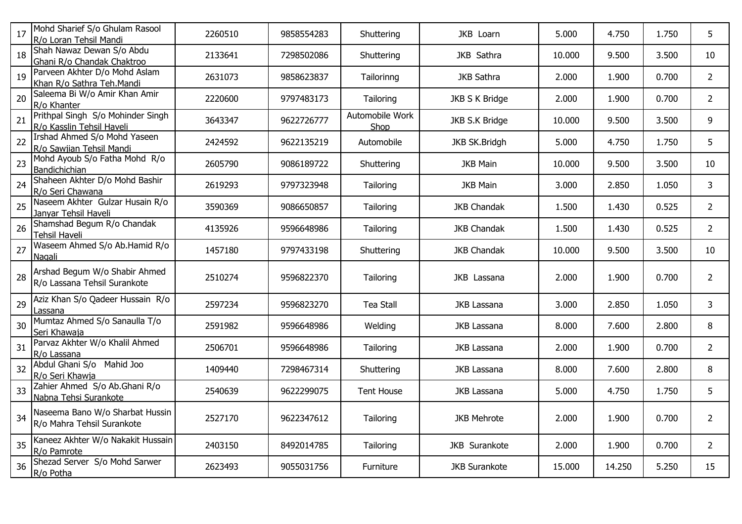| 17 | Mohd Sharief S/o Ghulam Rasool R/o Loran Tehsil Mandi | 2260510 | 9858554283 | Shuttering | JKB Loarn | 5.000 | 4.750 | 1.750 | 5 |
|---|---|---|---|---|---|---|---|---|---|
| 18 | Shah Nawaz Dewan S/o Abdu Ghani R/o Chandak Chaktroo | 2133641 | 7298502086 | Shuttering | JKB Sathra | 10.000 | 9.500 | 3.500 | 10 |
| 19 | Parveen Akhter D/o Mohd Aslam Khan R/o Sathra Teh.Mandi | 2631073 | 9858623837 | Tailorinng | JKB Sathra | 2.000 | 1.900 | 0.700 | 2 |
| 20 | Saleema Bi W/o Amir Khan Amir R/o Khanter | 2220600 | 9797483173 | Tailoring | JKB S K Bridge | 2.000 | 1.900 | 0.700 | 2 |
| 21 | Prithpal Singh S/o Mohinder Singh R/o Kasslin Tehsil Haveli | 3643347 | 9622726777 | Automobile Work Shop | JKB S.K Bridge | 10.000 | 9.500 | 3.500 | 9 |
| 22 | Irshad Ahmed S/o Mohd Yaseen R/o Sawjian Tehsil Mandi | 2424592 | 9622135219 | Automobile | JKB SK.Bridgh | 5.000 | 4.750 | 1.750 | 5 |
| 23 | Mohd Ayoub S/o Fatha Mohd R/o Bandichichian | 2605790 | 9086189722 | Shuttering | JKB Main | 10.000 | 9.500 | 3.500 | 10 |
| 24 | Shaheen Akhter D/o Mohd Bashir R/o Seri Chawana | 2619293 | 9797323948 | Tailoring | JKB Main | 3.000 | 2.850 | 1.050 | 3 |
| 25 | Naseem Akhter Gulzar Husain R/o Janyar Tehsil Haveli | 3590369 | 9086650857 | Tailoring | JKB Chandak | 1.500 | 1.430 | 0.525 | 2 |
| 26 | Shamshad Begum R/o Chandak Tehsil Haveli | 4135926 | 9596648986 | Tailoring | JKB Chandak | 1.500 | 1.430 | 0.525 | 2 |
| 27 | Waseem Ahmed S/o Ab.Hamid R/o Nagali | 1457180 | 9797433198 | Shuttering | JKB Chandak | 10.000 | 9.500 | 3.500 | 10 |
| 28 | Arshad Begum W/o Shabir Ahmed R/o Lassana Tehsil Surankote | 2510274 | 9596822370 | Tailoring | JKB Lassana | 2.000 | 1.900 | 0.700 | 2 |
| 29 | Aziz Khan S/o Qadeer Hussain R/o Lassana | 2597234 | 9596823270 | Tea Stall | JKB Lassana | 3.000 | 2.850 | 1.050 | 3 |
| 30 | Mumtaz Ahmed S/o Sanaulla T/o Seri Khawaja | 2591982 | 9596648986 | Welding | JKB Lassana | 8.000 | 7.600 | 2.800 | 8 |
| 31 | Parvaz Akhter W/o Khalil Ahmed R/o Lassana | 2506701 | 9596648986 | Tailoring | JKB Lassana | 2.000 | 1.900 | 0.700 | 2 |
| 32 | Abdul Ghani S/o Mahid Joo R/o Seri Khawja | 1409440 | 7298467314 | Shuttering | JKB Lassana | 8.000 | 7.600 | 2.800 | 8 |
| 33 | Zahier Ahmed S/o Ab.Ghani R/o Nabna Tehsi Surankote | 2540639 | 9622299075 | Tent House | JKB Lassana | 5.000 | 4.750 | 1.750 | 5 |
| 34 | Naseema Bano W/o Sharbat Hussin R/o Mahra Tehsil Surankote | 2527170 | 9622347612 | Tailoring | JKB Mehrote | 2.000 | 1.900 | 0.700 | 2 |
| 35 | Kaneez Akhter W/o Nakakit Hussain R/o Pamrote | 2403150 | 8492014785 | Tailoring | JKB Surankote | 2.000 | 1.900 | 0.700 | 2 |
| 36 | Shezad Server S/o Mohd Sarwer R/o Potha | 2623493 | 9055031756 | Furniture | JKB Surankote | 15.000 | 14.250 | 5.250 | 15 |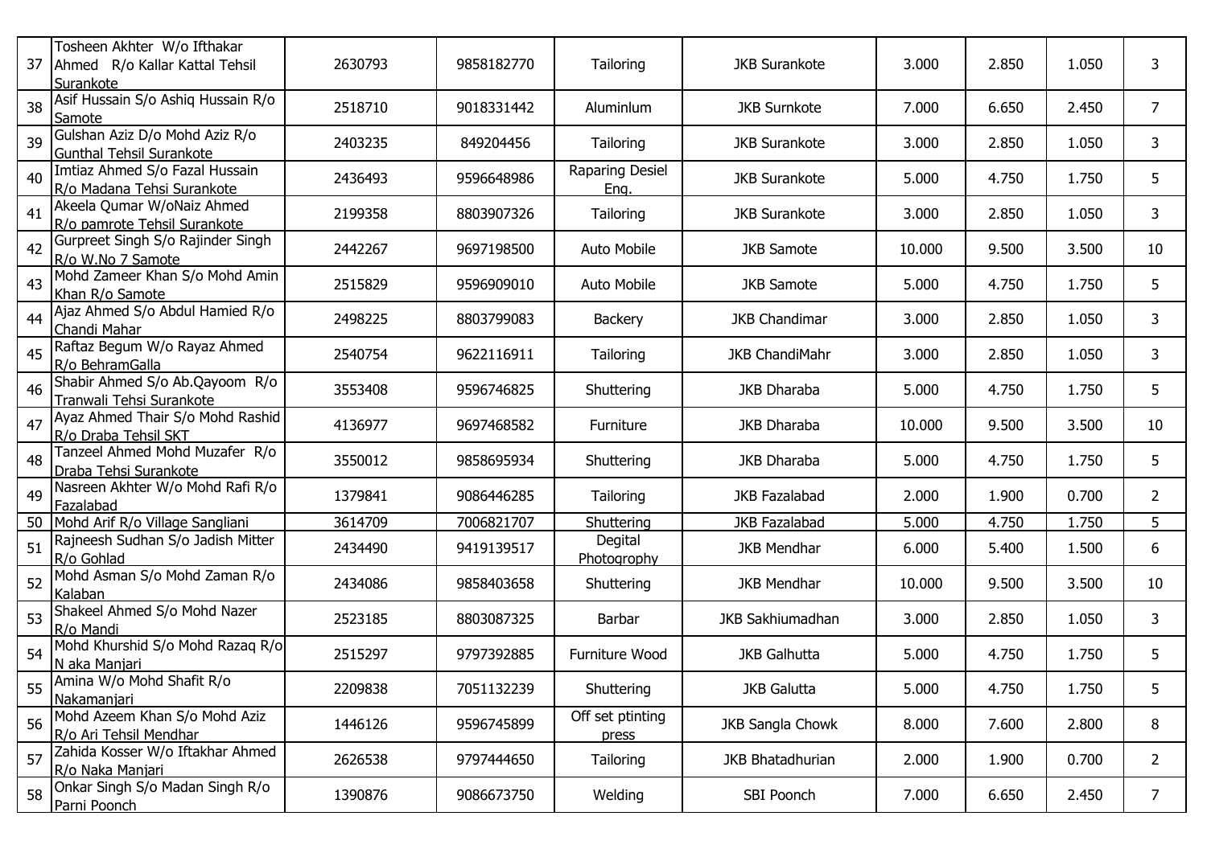| 37 | Tosheen Akhter W/o Ifthakar Ahmed R/o Kallar Kattal Tehsil Surankote | 2630793 | 9858182770 | Tailoring | JKB Surankote | 3.000 | 2.850 | 1.050 | 3 |
|---|---|---|---|---|---|---|---|---|---|
| 38 | Asif Hussain S/o Ashiq Hussain R/o Samote | 2518710 | 9018331442 | Aluminlum | JKB Surnkote | 7.000 | 6.650 | 2.450 | 7 |
| 39 | Gulshan Aziz D/o Mohd Aziz R/o Gunthal Tehsil Surankote | 2403235 | 849204456 | Tailoring | JKB Surankote | 3.000 | 2.850 | 1.050 | 3 |
| 40 | Imtiaz Ahmed S/o Fazal Hussain R/o Madana Tehsi Surankote | 2436493 | 9596648986 | Raparing Desiel Eng. | JKB Surankote | 5.000 | 4.750 | 1.750 | 5 |
| 41 | Akeela Qumar W/oNaiz Ahmed R/o pamrote Tehsil Surankote | 2199358 | 8803907326 | Tailoring | JKB Surankote | 3.000 | 2.850 | 1.050 | 3 |
| 42 | Gurpreet Singh S/o Rajinder Singh R/o W.No 7 Samote | 2442267 | 9697198500 | Auto Mobile | JKB Samote | 10.000 | 9.500 | 3.500 | 10 |
| 43 | Mohd Zameer Khan S/o Mohd Amin Khan R/o Samote | 2515829 | 9596909010 | Auto Mobile | JKB Samote | 5.000 | 4.750 | 1.750 | 5 |
| 44 | Ajaz Ahmed S/o Abdul Hamied R/o Chandi Mahar | 2498225 | 8803799083 | Backery | JKB Chandimar | 3.000 | 2.850 | 1.050 | 3 |
| 45 | Raftaz Begum W/o Rayaz Ahmed R/o BehramGalla | 2540754 | 9622116911 | Tailoring | JKB ChandiMahr | 3.000 | 2.850 | 1.050 | 3 |
| 46 | Shabir Ahmed S/o Ab.Qayoom R/o Tranwali Tehsi Surankote | 3553408 | 9596746825 | Shuttering | JKB Dharaba | 5.000 | 4.750 | 1.750 | 5 |
| 47 | Ayaz Ahmed Thair S/o Mohd Rashid R/o Draba Tehsil SKT | 4136977 | 9697468582 | Furniture | JKB Dharaba | 10.000 | 9.500 | 3.500 | 10 |
| 48 | Tanzeel Ahmed Mohd Muzafer R/o Draba Tehsi Surankote | 3550012 | 9858695934 | Shuttering | JKB Dharaba | 5.000 | 4.750 | 1.750 | 5 |
| 49 | Nasreen Akhter W/o Mohd Rafi R/o Fazalabad | 1379841 | 9086446285 | Tailoring | JKB Fazalabad | 2.000 | 1.900 | 0.700 | 2 |
| 50 | Mohd Arif R/o Village Sangliani | 3614709 | 7006821707 | Shuttering | JKB Fazalabad | 5.000 | 4.750 | 1.750 | 5 |
| 51 | Rajneesh Sudhan S/o Jadish Mitter R/o Gohlad | 2434490 | 9419139517 | Degital Photography | JKB Mendhar | 6.000 | 5.400 | 1.500 | 6 |
| 52 | Mohd Asman S/o Mohd Zaman R/o Kalaban | 2434086 | 9858403658 | Shuttering | JKB Mendhar | 10.000 | 9.500 | 3.500 | 10 |
| 53 | Shakeel Ahmed S/o Mohd Nazer R/o Mandi | 2523185 | 8803087325 | Barbar | JKB Sakhiumadhan | 3.000 | 2.850 | 1.050 | 3 |
| 54 | Mohd Khurshid S/o Mohd Razaq R/o N aka Manjari | 2515297 | 9797392885 | Furniture Wood | JKB Galhutta | 5.000 | 4.750 | 1.750 | 5 |
| 55 | Amina W/o Mohd Shafit R/o Nakamanjari | 2209838 | 7051132239 | Shuttering | JKB Galutta | 5.000 | 4.750 | 1.750 | 5 |
| 56 | Mohd Azeem Khan S/o Mohd Aziz R/o Ari Tehsil Mendhar | 1446126 | 9596745899 | Off set ptinting press | JKB Sangla Chowk | 8.000 | 7.600 | 2.800 | 8 |
| 57 | Zahida Kosser W/o Iftakhar Ahmed R/o Naka Manjari | 2626538 | 9797444650 | Tailoring | JKB Bhatadhurian | 2.000 | 1.900 | 0.700 | 2 |
| 58 | Onkar Singh S/o Madan Singh R/o Parni Poonch | 1390876 | 9086673750 | Welding | SBI Poonch | 7.000 | 6.650 | 2.450 | 7 |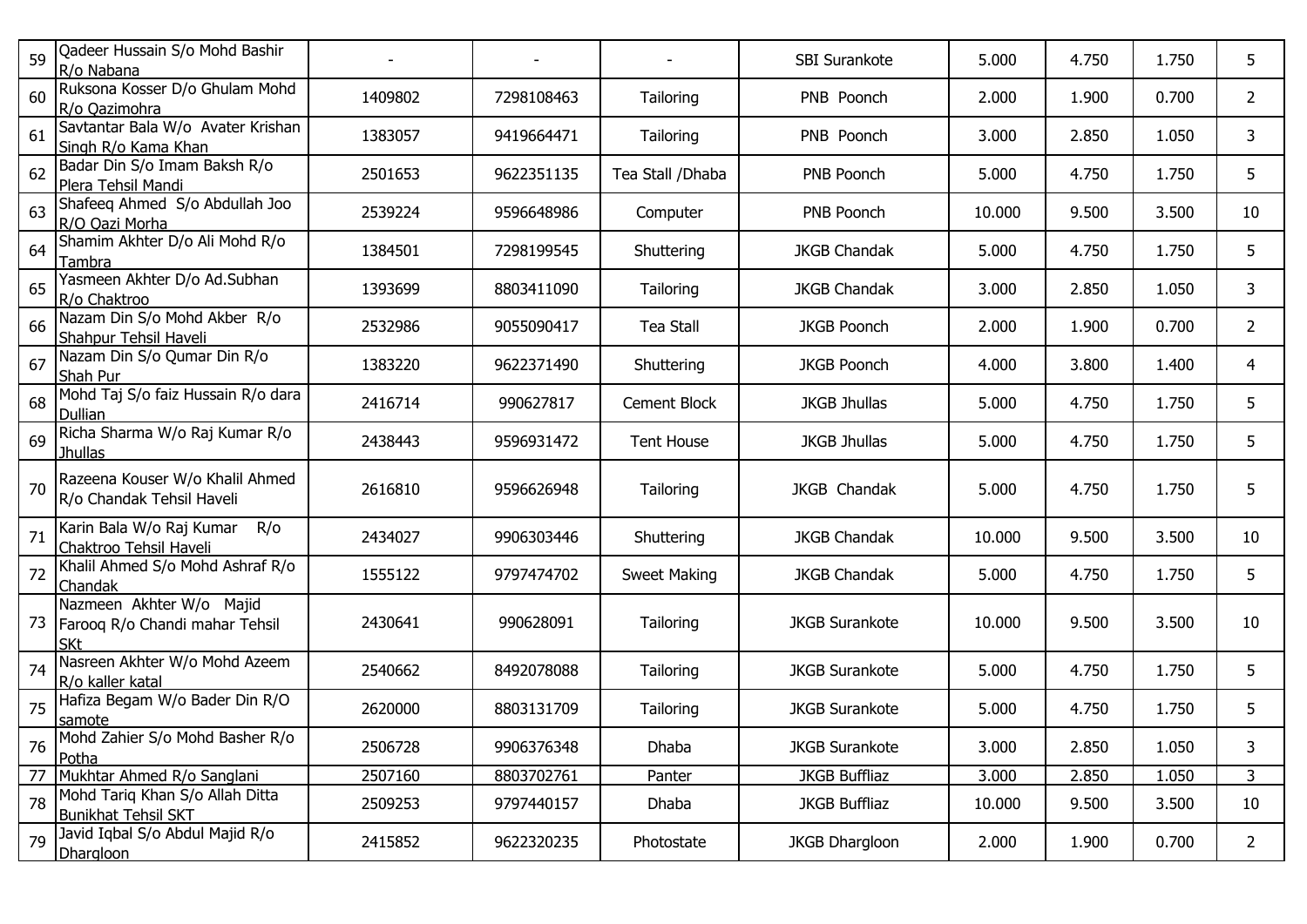| | | | | | | | | | |
|---|---|---|---|---|---|---|---|---|---|
| 59 | Qadeer Hussain S/o Mohd Bashir R/o Nabana | - | - | - | SBI Surankote | 5.000 | 4.750 | 1.750 | 5 |
| 60 | Ruksona Kosser D/o Ghulam Mohd R/o Qazimohra | 1409802 | 7298108463 | Tailoring | PNB Poonch | 2.000 | 1.900 | 0.700 | 2 |
| 61 | Savtantar Bala W/o Avater Krishan Singh R/o Kama Khan | 1383057 | 9419664471 | Tailoring | PNB Poonch | 3.000 | 2.850 | 1.050 | 3 |
| 62 | Badar Din S/o Imam Baksh R/o Plera Tehsil Mandi | 2501653 | 9622351135 | Tea Stall /Dhaba | PNB Poonch | 5.000 | 4.750 | 1.750 | 5 |
| 63 | Shafeeq Ahmed S/o Abdullah Joo R/O Qazi Morha | 2539224 | 9596648986 | Computer | PNB Poonch | 10.000 | 9.500 | 3.500 | 10 |
| 64 | Shamim Akhter D/o Ali Mohd R/o Tambra | 1384501 | 7298199545 | Shuttering | JKGB Chandak | 5.000 | 4.750 | 1.750 | 5 |
| 65 | Yasmeen Akhter D/o Ad.Subhan R/o Chaktroo | 1393699 | 8803411090 | Tailoring | JKGB Chandak | 3.000 | 2.850 | 1.050 | 3 |
| 66 | Nazam Din S/o Mohd Akber R/o Shahpur Tehsil Haveli | 2532986 | 9055090417 | Tea Stall | JKGB Poonch | 2.000 | 1.900 | 0.700 | 2 |
| 67 | Nazam Din S/o Qumar Din R/o Shah Pur | 1383220 | 9622371490 | Shuttering | JKGB Poonch | 4.000 | 3.800 | 1.400 | 4 |
| 68 | Mohd Taj S/o faiz Hussain R/o dara Dullian | 2416714 | 990627817 | Cement Block | JKGB Jhullas | 5.000 | 4.750 | 1.750 | 5 |
| 69 | Richa Sharma W/o Raj Kumar R/o Jhullas | 2438443 | 9596931472 | Tent House | JKGB Jhullas | 5.000 | 4.750 | 1.750 | 5 |
| 70 | Razeena Kouser W/o Khalil Ahmed R/o Chandak Tehsil Haveli | 2616810 | 9596626948 | Tailoring | JKGB Chandak | 5.000 | 4.750 | 1.750 | 5 |
| 71 | Karin Bala W/o Raj Kumar R/o Chaktroo Tehsil Haveli | 2434027 | 9906303446 | Shuttering | JKGB Chandak | 10.000 | 9.500 | 3.500 | 10 |
| 72 | Khalil Ahmed S/o Mohd Ashraf R/o Chandak | 1555122 | 9797474702 | Sweet Making | JKGB Chandak | 5.000 | 4.750 | 1.750 | 5 |
| 73 | Nazmeen Akhter W/o Majid Farooq R/o Chandi mahar Tehsil SKt | 2430641 | 990628091 | Tailoring | JKGB Surankote | 10.000 | 9.500 | 3.500 | 10 |
| 74 | Nasreen Akhter W/o Mohd Azeem R/o kaller katal | 2540662 | 8492078088 | Tailoring | JKGB Surankote | 5.000 | 4.750 | 1.750 | 5 |
| 75 | Hafiza Begam W/o Bader Din R/O samote | 2620000 | 8803131709 | Tailoring | JKGB Surankote | 5.000 | 4.750 | 1.750 | 5 |
| 76 | Mohd Zahier S/o Mohd Basher R/o Potha | 2506728 | 9906376348 | Dhaba | JKGB Surankote | 3.000 | 2.850 | 1.050 | 3 |
| 77 | Mukhtar Ahmed R/o Sanglani | 2507160 | 8803702761 | Panter | JKGB Buffliaz | 3.000 | 2.850 | 1.050 | 3 |
| 78 | Mohd Tariq Khan S/o Allah Ditta Bunikhat Tehsil SKT | 2509253 | 9797440157 | Dhaba | JKGB Buffliaz | 10.000 | 9.500 | 3.500 | 10 |
| 79 | Javid Iqbal S/o Abdul Majid R/o Dhargloon | 2415852 | 9622320235 | Photostate | JKGB Dhargloon | 2.000 | 1.900 | 0.700 | 2 |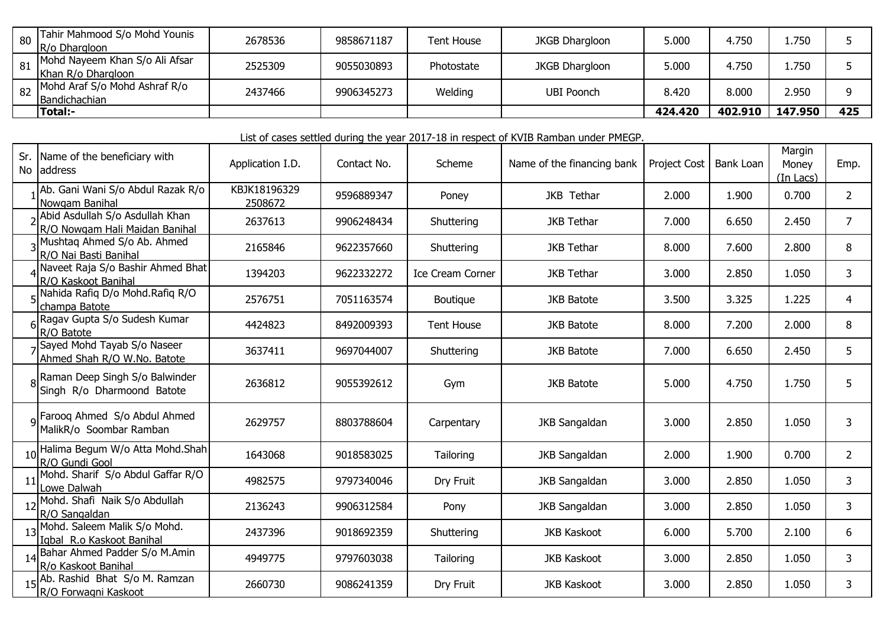| 80 | Tahir Mahmood S/o Mohd Younis R/o Dhargloon | 2678536 | 9858671187 | Tent House | JKGB Dhargloon | 5.000 | 4.750 | 1.750 | 5 |
|---|---|---|---|---|---|---|---|---|---|
| 81 | Mohd Nayeem Khan S/o Ali Afsar Khan R/o Dhargloon | 2525309 | 9055030893 | Photostate | JKGB Dhargloon | 5.000 | 4.750 | 1.750 | 5 |
| 82 | Mohd Araf S/o Mohd Ashraf R/o Bandichachian | 2437466 | 9906345273 | Welding | UBI Poonch | 8.420 | 8.000 | 2.950 | 9 |
| | **Total:-** | | | | | **424.420** | **402.910** | **147.950** | **425** |

List of cases settled during the year 2017-18 in respect of KVIB Ramban under PMEGP.

| Sr. No | Name of the beneficiary with address | Application I.D. | Contact No. | Scheme | Name of the financing bank | Project Cost | Bank Loan | Margin Money (In Lacs) | Emp. |
|---|---|---|---|---|---|---|---|---|---|
| 1 | Ab. Gani Wani S/o Abdul Razak R/o Nowgam Banihal | KBJK18196329 2508672 | 9596889347 | Poney | JKB Tethar | 2.000 | 1.900 | 0.700 | 2 |
| 2 | Abid Asdullah S/o Asdullah Khan R/O Nowgam Hali Maidan Banihal | 2637613 | 9906248434 | Shuttering | JKB Tethar | 7.000 | 6.650 | 2.450 | 7 |
| 3 | Mushtaq Ahmed S/o Ab. Ahmed R/O Nai Basti Banihal | 2165846 | 9622357660 | Shuttering | JKB Tethar | 8.000 | 7.600 | 2.800 | 8 |
| 4 | Naveet Raja S/o Bashir Ahmed Bhat R/O Kaskoot Banihal | 1394203 | 9622332272 | Ice Cream Corner | JKB Tethar | 3.000 | 2.850 | 1.050 | 3 |
| 5 | Nahida Rafiq D/o Mohd.Rafiq R/O champa Batote | 2576751 | 7051163574 | Boutique | JKB Batote | 3.500 | 3.325 | 1.225 | 4 |
| 6 | Ragav Gupta S/o Sudesh Kumar R/O Batote | 4424823 | 8492009393 | Tent House | JKB Batote | 8.000 | 7.200 | 2.000 | 8 |
| 7 | Sayed Mohd Tayab S/o Naseer Ahmed Shah R/O W.No. Batote | 3637411 | 9697044007 | Shuttering | JKB Batote | 7.000 | 6.650 | 2.450 | 5 |
| 8 | Raman Deep Singh S/o Balwinder Singh R/o Dharmoond Batote | 2636812 | 9055392612 | Gym | JKB Batote | 5.000 | 4.750 | 1.750 | 5 |
| 9 | Farooq Ahmed S/o Abdul Ahmed MalikR/o Soombar Ramban | 2629757 | 8803788604 | Carpentary | JKB Sangaldan | 3.000 | 2.850 | 1.050 | 3 |
| 10 | Halima Begum W/o Atta Mohd.Shah R/O Gundi Gool | 1643068 | 9018583025 | Tailoring | JKB Sangaldan | 2.000 | 1.900 | 0.700 | 2 |
| 11 | Mohd. Sharif S/o Abdul Gaffar R/O Lowe Dalwah | 4982575 | 9797340046 | Dry Fruit | JKB Sangaldan | 3.000 | 2.850 | 1.050 | 3 |
| 12 | Mohd. Shafi Naik S/o Abdullah R/O Sangaldan | 2136243 | 9906312584 | Pony | JKB Sangaldan | 3.000 | 2.850 | 1.050 | 3 |
| 13 | Mohd. Saleem Malik S/o Mohd. Iqbal R.o Kaskoot Banihal | 2437396 | 9018692359 | Shuttering | JKB Kaskoot | 6.000 | 5.700 | 2.100 | 6 |
| 14 | Bahar Ahmed Padder S/o M.Amin R/o Kaskoot Banihal | 4949775 | 9797603038 | Tailoring | JKB Kaskoot | 3.000 | 2.850 | 1.050 | 3 |
| 15 | Ab. Rashid Bhat S/o M. Ramzan R/O Forwagni Kaskoot | 2660730 | 9086241359 | Dry Fruit | JKB Kaskoot | 3.000 | 2.850 | 1.050 | 3 |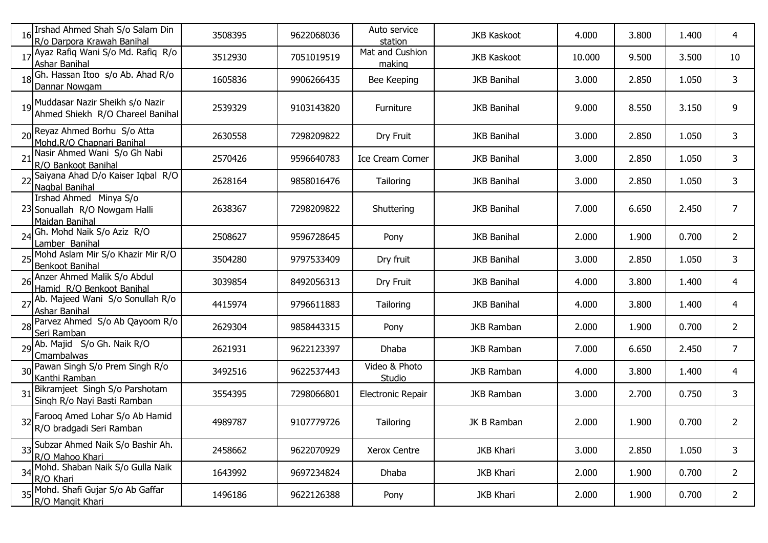| | | | | | | | | | |
|---|---|---|---|---|---|---|---|---|---|
| 16 | Irshad Ahmed Shah S/o Salam Din R/o Darpora Krawah Banihal | 3508395 | 9622068036 | Auto service station | JKB Kaskoot | 4.000 | 3.800 | 1.400 | 4 |
| 17 | Ayaz Rafiq Wani S/o Md. Rafiq R/o Ashar Banihal | 3512930 | 7051019519 | Mat and Cushion making | JKB Kaskoot | 10.000 | 9.500 | 3.500 | 10 |
| 18 | Gh. Hassan Itoo s/o Ab. Ahad R/o Dannar Nowgam | 1605836 | 9906266435 | Bee Keeping | JKB Banihal | 3.000 | 2.850 | 1.050 | 3 |
| 19 | Muddasar Nazir Sheikh s/o Nazir Ahmed Shiekh R/O Chareel Banihal | 2539329 | 9103143820 | Furniture | JKB Banihal | 9.000 | 8.550 | 3.150 | 9 |
| 20 | Reyaz Ahmed Borhu S/o Atta Mohd.R/O Chapnari Banihal | 2630558 | 7298209822 | Dry Fruit | JKB Banihal | 3.000 | 2.850 | 1.050 | 3 |
| 21 | Nasir Ahmed Wani S/o Gh Nabi R/O Bankoot Banihal | 2570426 | 9596640783 | Ice Cream Corner | JKB Banihal | 3.000 | 2.850 | 1.050 | 3 |
| 22 | Saiyana Ahad D/o Kaiser Iqbal R/O Nagbal Banihal | 2628164 | 9858016476 | Tailoring | JKB Banihal | 3.000 | 2.850 | 1.050 | 3 |
| 23 | Irshad Ahmed Minya S/o Sonuallah R/O Nowgam Halli Maidan Banihal | 2638367 | 7298209822 | Shuttering | JKB Banihal | 7.000 | 6.650 | 2.450 | 7 |
| 24 | Gh. Mohd Naik S/o Aziz R/O Lamber Banihal | 2508627 | 9596728645 | Pony | JKB Banihal | 2.000 | 1.900 | 0.700 | 2 |
| 25 | Mohd Aslam Mir S/o Khazir Mir R/O Benkoot Banihal | 3504280 | 9797533409 | Dry fruit | JKB Banihal | 3.000 | 2.850 | 1.050 | 3 |
| 26 | Anzer Ahmed Malik S/o Abdul Hamid R/O Benkoot Banihal | 3039854 | 8492056313 | Dry Fruit | JKB Banihal | 4.000 | 3.800 | 1.400 | 4 |
| 27 | Ab. Majeed Wani S/o Sonullah R/o Ashar Banihal | 4415974 | 9796611883 | Tailoring | JKB Banihal | 4.000 | 3.800 | 1.400 | 4 |
| 28 | Parvez Ahmed S/o Ab Qayoom R/o Seri Ramban | 2629304 | 9858443315 | Pony | JKB Ramban | 2.000 | 1.900 | 0.700 | 2 |
| 29 | Ab. Majid S/o Gh. Naik R/O Cmambalwas | 2621931 | 9622123397 | Dhaba | JKB Ramban | 7.000 | 6.650 | 2.450 | 7 |
| 30 | Pawan Singh S/o Prem Singh R/o Kanthi Ramban | 3492516 | 9622537443 | Video & Photo Studio | JKB Ramban | 4.000 | 3.800 | 1.400 | 4 |
| 31 | Bikramjeet Singh S/o Parshotam Singh R/o Nayi Basti Ramban | 3554395 | 7298066801 | Electronic Repair | JKB Ramban | 3.000 | 2.700 | 0.750 | 3 |
| 32 | Farooq Amed Lohar S/o Ab Hamid R/o bradgadi Seri Ramban | 4989787 | 9107779726 | Tailoring | JK B Ramban | 2.000 | 1.900 | 0.700 | 2 |
| 33 | Subzar Ahmed Naik S/o Bashir Ah. R/O Mahoo Khari | 2458662 | 9622070929 | Xerox Centre | JKB Khari | 3.000 | 2.850 | 1.050 | 3 |
| 34 | Mohd. Shaban Naik S/o Gulla Naik R/O Khari | 1643992 | 9697234824 | Dhaba | JKB Khari | 2.000 | 1.900 | 0.700 | 2 |
| 35 | Mohd. Shafi Gujar S/o Ab Gaffar R/O Mangit Khari | 1496186 | 9622126388 | Pony | JKB Khari | 2.000 | 1.900 | 0.700 | 2 |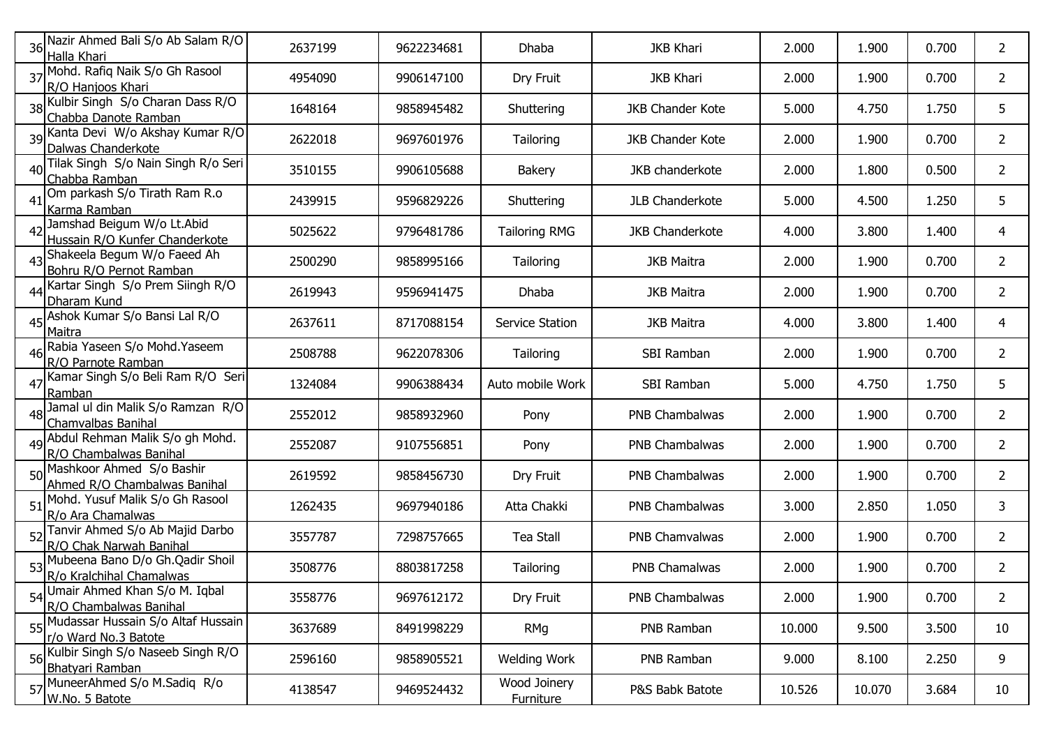| | | | | | | | | | |
|---|---|---|---|---|---|---|---|---|---|
| 36 | Nazir Ahmed Bali S/o Ab Salam R/O Halla Khari | 2637199 | 9622234681 | Dhaba | JKB Khari | 2.000 | 1.900 | 0.700 | 2 |
| 37 | Mohd. Rafiq Naik S/o Gh Rasool R/O Hanjoos Khari | 4954090 | 9906147100 | Dry Fruit | JKB Khari | 2.000 | 1.900 | 0.700 | 2 |
| 38 | Kulbir Singh S/o Charan Dass R/O Chabba Danote Ramban | 1648164 | 9858945482 | Shuttering | JKB Chander Kote | 5.000 | 4.750 | 1.750 | 5 |
| 39 | Kanta Devi W/o Akshay Kumar R/O Dalwas Chanderkote | 2622018 | 9697601976 | Tailoring | JKB Chander Kote | 2.000 | 1.900 | 0.700 | 2 |
| 40 | Tilak Singh S/o Nain Singh R/o Seri Chabba Ramban | 3510155 | 9906105688 | Bakery | JKB chanderkote | 2.000 | 1.800 | 0.500 | 2 |
| 41 | Om parkash S/o Tirath Ram R.o Karma Ramban | 2439915 | 9596829226 | Shuttering | JLB Chanderkote | 5.000 | 4.500 | 1.250 | 5 |
| 42 | Jamshad Beigum W/o Lt.Abid Hussain R/O Kunfer Chanderkote | 5025622 | 9796481786 | Tailoring RMG | JKB Chanderkote | 4.000 | 3.800 | 1.400 | 4 |
| 43 | Shakeela Begum W/o Faeed Ah Bohru R/O Pernot Ramban | 2500290 | 9858995166 | Tailoring | JKB Maitra | 2.000 | 1.900 | 0.700 | 2 |
| 44 | Kartar Singh S/o Prem Siingh R/O Dharam Kund | 2619943 | 9596941475 | Dhaba | JKB Maitra | 2.000 | 1.900 | 0.700 | 2 |
| 45 | Ashok Kumar S/o Bansi Lal R/O Maitra | 2637611 | 8717088154 | Service Station | JKB Maitra | 4.000 | 3.800 | 1.400 | 4 |
| 46 | Rabia Yaseen S/o Mohd.Yaseem R/O Parnote Ramban | 2508788 | 9622078306 | Tailoring | SBI Ramban | 2.000 | 1.900 | 0.700 | 2 |
| 47 | Kamar Singh S/o Beli Ram R/O Seri Ramban | 1324084 | 9906388434 | Auto mobile Work | SBI Ramban | 5.000 | 4.750 | 1.750 | 5 |
| 48 | Jamal ul din Malik S/o Ramzan R/O Chamvalbas Banihal | 2552012 | 9858932960 | Pony | PNB Chambalwas | 2.000 | 1.900 | 0.700 | 2 |
| 49 | Abdul Rehman Malik S/o gh Mohd. R/O Chambalwas Banihal | 2552087 | 9107556851 | Pony | PNB Chambalwas | 2.000 | 1.900 | 0.700 | 2 |
| 50 | Mashkoor Ahmed S/o Bashir Ahmed R/O Chambalwas Banihal | 2619592 | 9858456730 | Dry Fruit | PNB Chambalwas | 2.000 | 1.900 | 0.700 | 2 |
| 51 | Mohd. Yusuf Malik S/o Gh Rasool R/o Ara Chamalwas | 1262435 | 9697940186 | Atta Chakki | PNB Chambalwas | 3.000 | 2.850 | 1.050 | 3 |
| 52 | Tanvir Ahmed S/o Ab Majid Darbo R/O Chak Narwah Banihal | 3557787 | 7298757665 | Tea Stall | PNB Chamvalwas | 2.000 | 1.900 | 0.700 | 2 |
| 53 | Mubeena Bano D/o Gh.Qadir Shoil R/o Kralchihal Chamalwas | 3508776 | 8803817258 | Tailoring | PNB Chamalwas | 2.000 | 1.900 | 0.700 | 2 |
| 54 | Umair Ahmed Khan S/o M. Iqbal R/O Chambalwas Banihal | 3558776 | 9697612172 | Dry Fruit | PNB Chambalwas | 2.000 | 1.900 | 0.700 | 2 |
| 55 | Mudassar Hussain S/o Altaf Hussain r/o Ward No.3 Batote | 3637689 | 8491998229 | RMg | PNB Ramban | 10.000 | 9.500 | 3.500 | 10 |
| 56 | Kulbir Singh S/o Naseeb Singh R/O Bhatyari Ramban | 2596160 | 9858905521 | Welding Work | PNB Ramban | 9.000 | 8.100 | 2.250 | 9 |
| 57 | MuneerAhmed S/o M.Sadiq R/o W.No. 5 Batote | 4138547 | 9469524432 | Wood Joinery Furniture | P&S Babk Batote | 10.526 | 10.070 | 3.684 | 10 |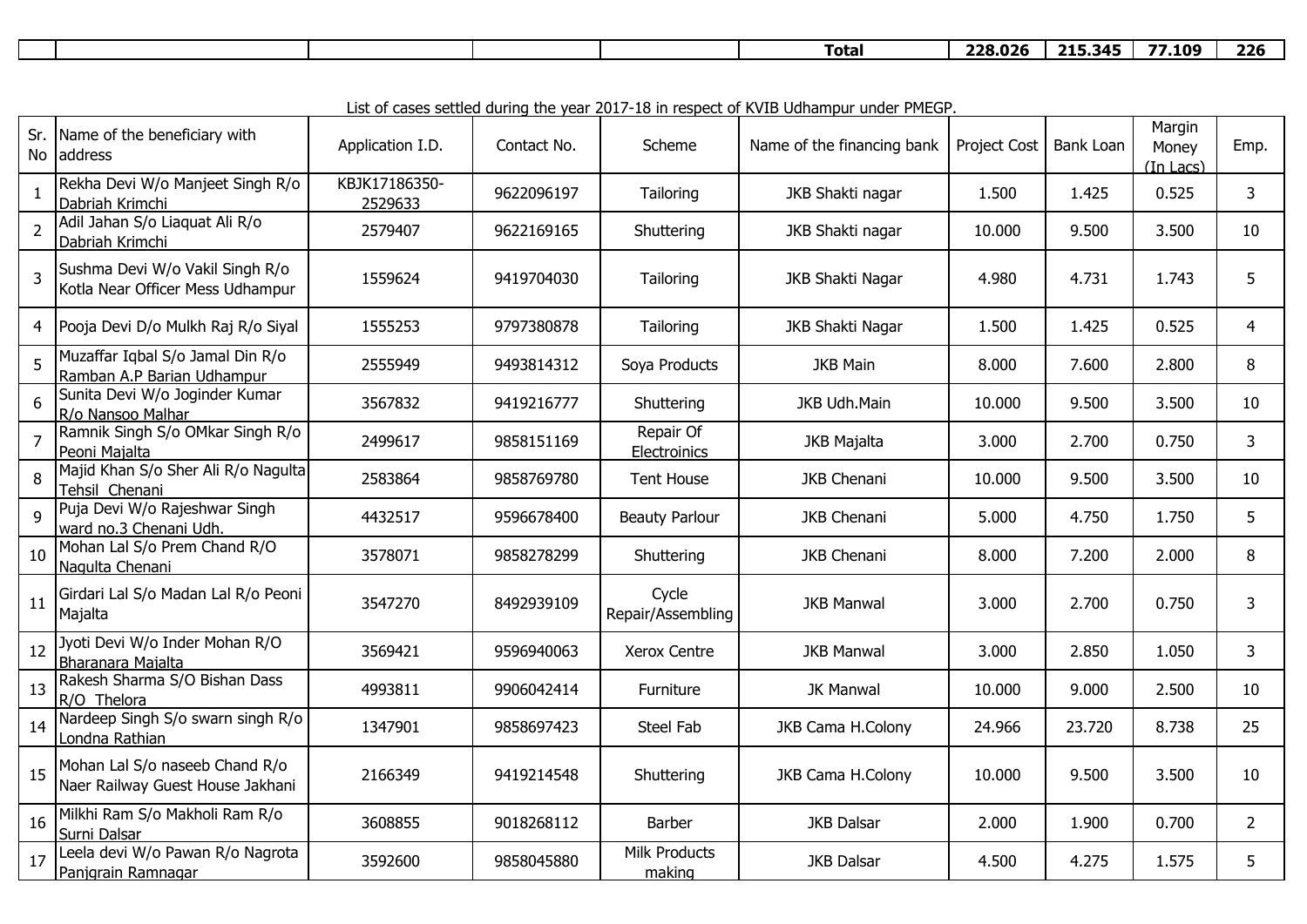| | | | | | Total | 228.026 | 215.345 | 77.109 | 226 |
|---|---|---|---|---|---|---|---|---|---|

List of cases settled during the year 2017-18 in respect of KVIB Udhampur under PMEGP.

| Sr. No | Name of the beneficiary with address | Application I.D. | Contact No. | Scheme | Name of the financing bank | Project Cost | Bank Loan | Margin Money (In Lacs) | Emp. |
|---|---|---|---|---|---|---|---|---|---|
| 1 | Rekha Devi W/o Manjeet Singh R/o Dabriah Krimchi | KBJK17186350-2529633 | 9622096197 | Tailoring | JKB Shakti nagar | 1.500 | 1.425 | 0.525 | 3 |
| 2 | Adil Jahan S/o Liaquat Ali R/o Dabriah Krimchi | 2579407 | 9622169165 | Shuttering | JKB Shakti nagar | 10.000 | 9.500 | 3.500 | 10 |
| 3 | Sushma Devi W/o Vakil Singh R/o Kotla Near Officer Mess Udhampur | 1559624 | 9419704030 | Tailoring | JKB Shakti Nagar | 4.980 | 4.731 | 1.743 | 5 |
| 4 | Pooja Devi D/o Mulkh Raj R/o Siyal | 1555253 | 9797380878 | Tailoring | JKB Shakti Nagar | 1.500 | 1.425 | 0.525 | 4 |
| 5 | Muzaffar Iqbal S/o Jamal Din R/o Ramban A.P Barian Udhampur | 2555949 | 9493814312 | Soya Products | JKB Main | 8.000 | 7.600 | 2.800 | 8 |
| 6 | Sunita Devi W/o Joginder Kumar R/o Nansoo Malhar | 3567832 | 9419216777 | Shuttering | JKB Udh.Main | 10.000 | 9.500 | 3.500 | 10 |
| 7 | Ramnik Singh S/o OMkar Singh R/o Peoni Majalta | 2499617 | 9858151169 | Repair Of Electroinics | JKB Majalta | 3.000 | 2.700 | 0.750 | 3 |
| 8 | Majid Khan S/o Sher Ali R/o Nagulta Tehsil Chenani | 2583864 | 9858769780 | Tent House | JKB Chenani | 10.000 | 9.500 | 3.500 | 10 |
| 9 | Puja Devi W/o Rajeshwar Singh ward no.3 Chenani Udh. | 4432517 | 9596678400 | Beauty Parlour | JKB Chenani | 5.000 | 4.750 | 1.750 | 5 |
| 10 | Mohan Lal S/o Prem Chand R/O Nagulta Chenani | 3578071 | 9858278299 | Shuttering | JKB Chenani | 8.000 | 7.200 | 2.000 | 8 |
| 11 | Girdari Lal S/o Madan Lal R/o Peoni Majalta | 3547270 | 8492939109 | Cycle Repair/Assembling | JKB Manwal | 3.000 | 2.700 | 0.750 | 3 |
| 12 | Jyoti Devi W/o Inder Mohan R/O Bharanara Majalta | 3569421 | 9596940063 | Xerox Centre | JKB Manwal | 3.000 | 2.850 | 1.050 | 3 |
| 13 | Rakesh Sharma S/O Bishan Dass R/O Thelora | 4993811 | 9906042414 | Furniture | JK Manwal | 10.000 | 9.000 | 2.500 | 10 |
| 14 | Nardeep Singh S/o swarn singh R/o Londna Rathian | 1347901 | 9858697423 | Steel Fab | JKB Cama H.Colony | 24.966 | 23.720 | 8.738 | 25 |
| 15 | Mohan Lal S/o naseeb Chand R/o Naer Railway Guest House Jakhani | 2166349 | 9419214548 | Shuttering | JKB Cama H.Colony | 10.000 | 9.500 | 3.500 | 10 |
| 16 | Milkhi Ram S/o Makholi Ram R/o Surni Dalsar | 3608855 | 9018268112 | Barber | JKB Dalsar | 2.000 | 1.900 | 0.700 | 2 |
| 17 | Leela devi W/o Pawan R/o Nagrota Panjgrain Ramnagar | 3592600 | 9858045880 | Milk Products making | JKB Dalsar | 4.500 | 4.275 | 1.575 | 5 |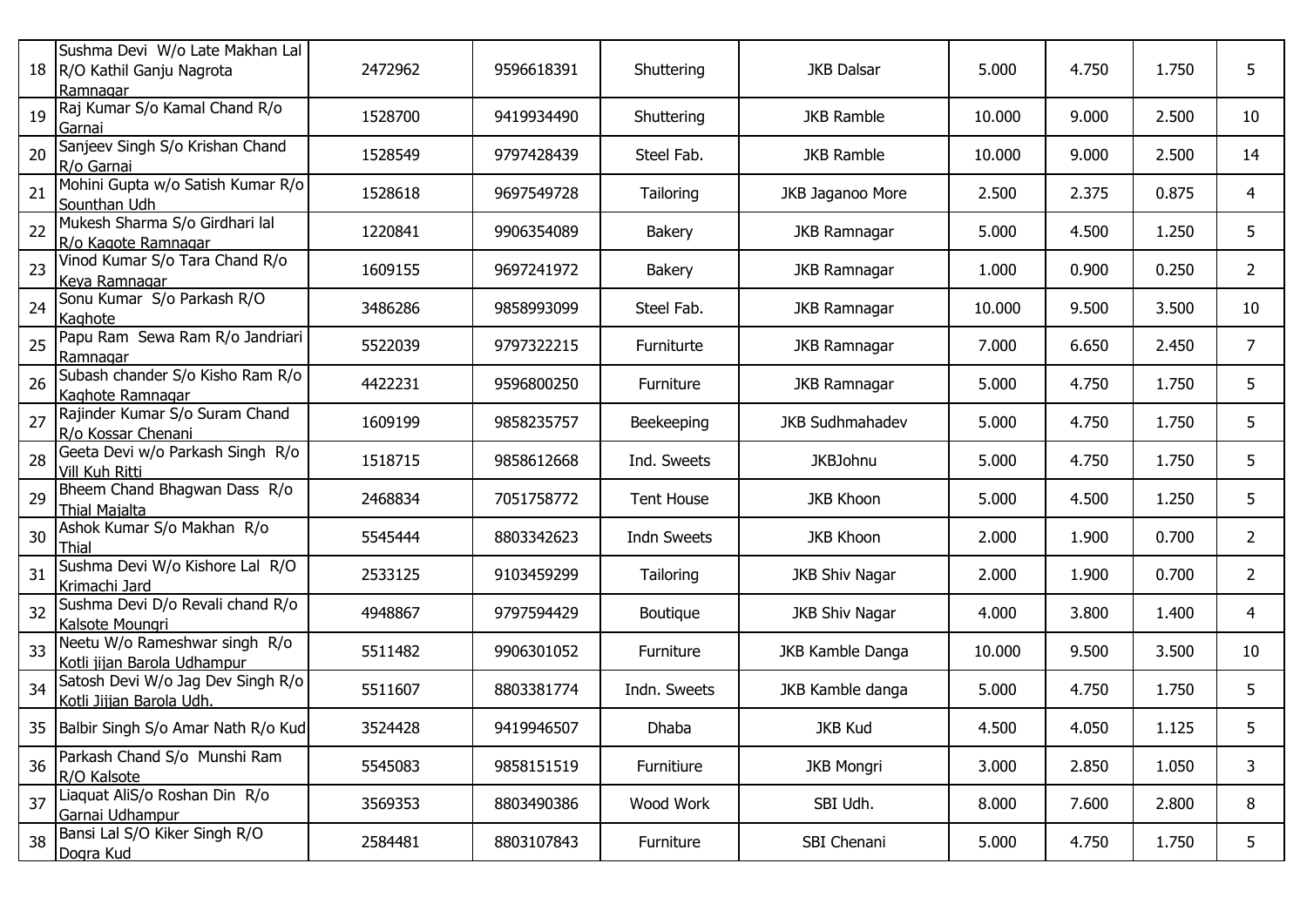| 18 | Sushma Devi W/o Late Makhan Lal R/O Kathil Ganju Nagrota Ramnagar | 2472962 | 9596618391 | Shuttering | JKB Dalsar | 5.000 | 4.750 | 1.750 | 5 |
|---|---|---|---|---|---|---|---|---|---|
| 19 | Raj Kumar S/o Kamal Chand R/o Garnai | 1528700 | 9419934490 | Shuttering | JKB Ramble | 10.000 | 9.000 | 2.500 | 10 |
| 20 | Sanjeev Singh S/o Krishan Chand R/o Garnai | 1528549 | 9797428439 | Steel Fab. | JKB Ramble | 10.000 | 9.000 | 2.500 | 14 |
| 21 | Mohini Gupta w/o Satish Kumar R/o Sounthan Udh | 1528618 | 9697549728 | Tailoring | JKB Jaganoo More | 2.500 | 2.375 | 0.875 | 4 |
| 22 | Mukesh Sharma S/o Girdhari lal R/o Kagote Ramnagar | 1220841 | 9906354089 | Bakery | JKB Ramnagar | 5.000 | 4.500 | 1.250 | 5 |
| 23 | Vinod Kumar S/o Tara Chand R/o Keya Ramnagar | 1609155 | 9697241972 | Bakery | JKB Ramnagar | 1.000 | 0.900 | 0.250 | 2 |
| 24 | Sonu Kumar S/o Parkash R/O Kaghote | 3486286 | 9858993099 | Steel Fab. | JKB Ramnagar | 10.000 | 9.500 | 3.500 | 10 |
| 25 | Papu Ram Sewa Ram R/o Jandriari Ramnagar | 5522039 | 9797322215 | Furniturte | JKB Ramnagar | 7.000 | 6.650 | 2.450 | 7 |
| 26 | Subash chander S/o Kisho Ram R/o Kaghote Ramnagar | 4422231 | 9596800250 | Furniture | JKB Ramnagar | 5.000 | 4.750 | 1.750 | 5 |
| 27 | Rajinder Kumar S/o Suram Chand R/o Kossar Chenani | 1609199 | 9858235757 | Beekeeping | JKB Sudhmahadev | 5.000 | 4.750 | 1.750 | 5 |
| 28 | Geeta Devi w/o Parkash Singh R/o Vill Kuh Ritti | 1518715 | 9858612668 | Ind. Sweets | JKBJohnu | 5.000 | 4.750 | 1.750 | 5 |
| 29 | Bheem Chand Bhagwan Dass R/o Thial Majalta | 2468834 | 7051758772 | Tent House | JKB Khoon | 5.000 | 4.500 | 1.250 | 5 |
| 30 | Ashok Kumar S/o Makhan R/o Thial | 5545444 | 8803342623 | Indn Sweets | JKB Khoon | 2.000 | 1.900 | 0.700 | 2 |
| 31 | Sushma Devi W/o Kishore Lal R/O Krimachi Jard | 2533125 | 9103459299 | Tailoring | JKB Shiv Nagar | 2.000 | 1.900 | 0.700 | 2 |
| 32 | Sushma Devi D/o Revali chand R/o Kalsote Moungri | 4948867 | 9797594429 | Boutique | JKB Shiv Nagar | 4.000 | 3.800 | 1.400 | 4 |
| 33 | Neetu W/o Rameshwar singh R/o Kotli jijan Barola Udhampur | 5511482 | 9906301052 | Furniture | JKB Kamble Danga | 10.000 | 9.500 | 3.500 | 10 |
| 34 | Satosh Devi W/o Jag Dev Singh R/o Kotli Jijian Barola Udh. | 5511607 | 8803381774 | Indn. Sweets | JKB Kamble danga | 5.000 | 4.750 | 1.750 | 5 |
| 35 | Balbir Singh S/o Amar Nath R/o Kud | 3524428 | 9419946507 | Dhaba | JKB Kud | 4.500 | 4.050 | 1.125 | 5 |
| 36 | Parkash Chand S/o Munshi Ram R/O Kalsote | 5545083 | 9858151519 | Furnitiure | JKB Mongri | 3.000 | 2.850 | 1.050 | 3 |
| 37 | Liaquat AliS/o Roshan Din R/o Garnai Udhampur | 3569353 | 8803490386 | Wood Work | SBI Udh. | 8.000 | 7.600 | 2.800 | 8 |
| 38 | Bansi Lal S/O Kiker Singh R/O Dogra Kud | 2584481 | 8803107843 | Furniture | SBI Chenani | 5.000 | 4.750 | 1.750 | 5 |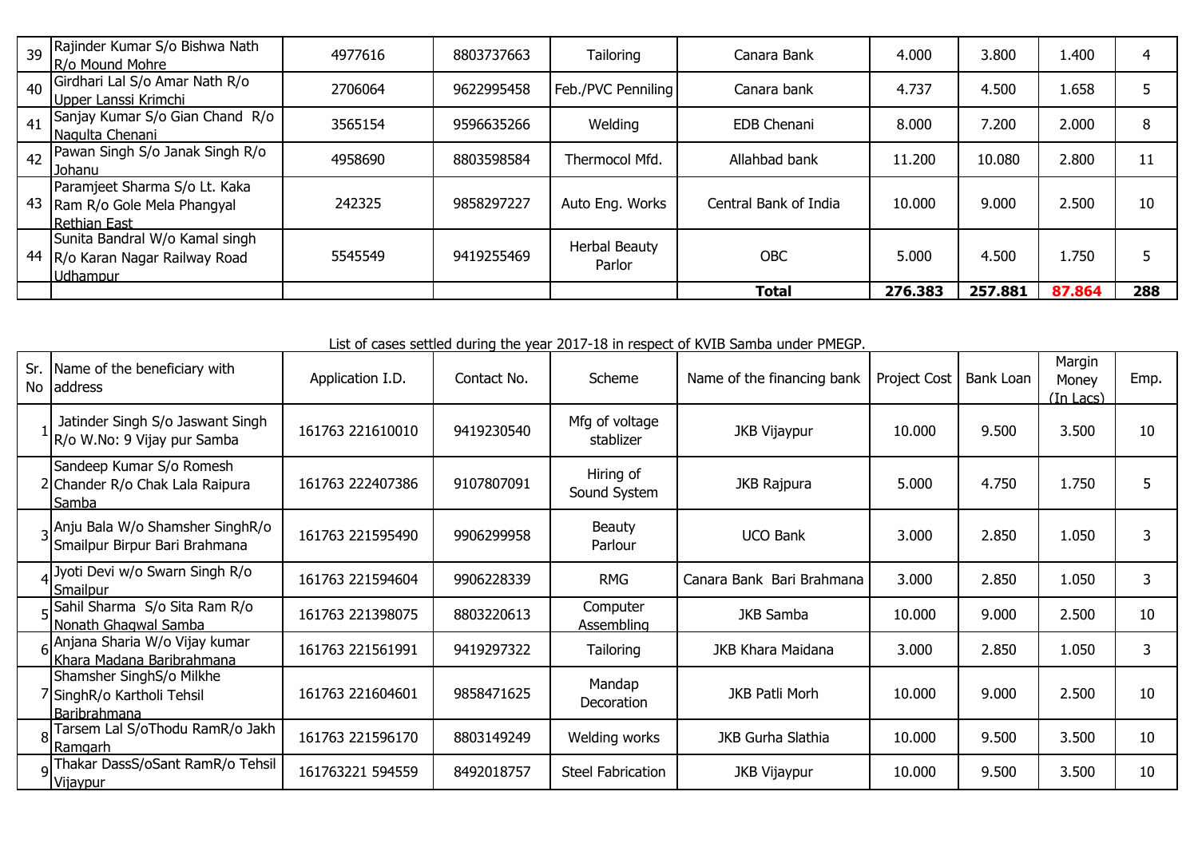| | | | | | | | | | |
|---|---|---|---|---|---|---|---|---|---|
| 39 | Rajinder Kumar S/o Bishwa Nath R/o Mound Mohre | 4977616 | 8803737663 | Tailoring | Canara Bank | 4.000 | 3.800 | 1.400 | 4 |
| 40 | Girdhari Lal S/o Amar Nath R/o Upper Lanssi Krimchi | 2706064 | 9622995458 | Feb./PVC Penniling | Canara bank | 4.737 | 4.500 | 1.658 | 5 |
| 41 | Sanjay Kumar S/o Gian Chand R/o Nagulta Chenani | 3565154 | 9596635266 | Welding | EDB Chenani | 8.000 | 7.200 | 2.000 | 8 |
| 42 | Pawan Singh S/o Janak Singh R/o Johanu | 4958690 | 8803598584 | Thermocol Mfd. | Allahbad bank | 11.200 | 10.080 | 2.800 | 11 |
| 43 | Paramjeet Sharma S/o Lt. Kaka Ram R/o Gole Mela Phangyal Rethian East | 242325 | 9858297227 | Auto Eng. Works | Central Bank of India | 10.000 | 9.000 | 2.500 | 10 |
| 44 | Sunita Bandral W/o Kamal singh R/o Karan Nagar Railway Road Udhampur | 5545549 | 9419255469 | Herbal Beauty Parlor | OBC | 5.000 | 4.500 | 1.750 | 5 |
| | | | | | **Total** | **276.383** | **257.881** | **87.864** | **288** |

List of cases settled during the year 2017-18 in respect of KVIB Samba under PMEGP.

| Sr. No | Name of the beneficiary with address | Application I.D. | Contact No. | Scheme | Name of the financing bank | Project Cost | Bank Loan | Margin Money (In Lacs) | Emp. |
|---|---|---|---|---|---|---|---|---|---|
| 1 | Jatinder Singh S/o Jaswant Singh R/o W.No: 9 Vijay pur Samba | 161763 221610010 | 9419230540 | Mfg of voltage stablizer | JKB Vijaypur | 10.000 | 9.500 | 3.500 | 10 |
| 2 | Sandeep Kumar S/o Romesh Chander R/o Chak Lala Raipura Samba | 161763 222407386 | 9107807091 | Hiring of Sound System | JKB Rajpura | 5.000 | 4.750 | 1.750 | 5 |
| 3 | Anju Bala W/o Shamsher SinghR/o Smailpur Birpur Bari Brahmana | 161763 221595490 | 9906299958 | Beauty Parlour | UCO Bank | 3.000 | 2.850 | 1.050 | 3 |
| 4 | Jyoti Devi w/o Swarn Singh R/o Smailpur | 161763 221594604 | 9906228339 | RMG | Canara Bank Bari Brahmana | 3.000 | 2.850 | 1.050 | 3 |
| 5 | Sahil Sharma S/o Sita Ram R/o Nonath Ghagwal Samba | 161763 221398075 | 8803220613 | Computer Assembling | JKB Samba | 10.000 | 9.000 | 2.500 | 10 |
| 6 | Anjana Sharia W/o Vijay kumar Khara Madana Baribrahmana | 161763 221561991 | 9419297322 | Tailoring | JKB Khara Maidana | 3.000 | 2.850 | 1.050 | 3 |
| 7 | Shamsher SinghS/o Milkhe SinghR/o Kartholi Tehsil Baribrahmana | 161763 221604601 | 9858471625 | Mandap Decoration | JKB Patli Morh | 10.000 | 9.000 | 2.500 | 10 |
| 8 | Tarsem Lal S/oThodu RamR/o Jakh Ramgarh | 161763 221596170 | 8803149249 | Welding works | JKB Gurha Slathia | 10.000 | 9.500 | 3.500 | 10 |
| 9 | Thakar DassS/oSant RamR/o Tehsil Vijaypur | 161763221 594559 | 8492018757 | Steel Fabrication | JKB Vijaypur | 10.000 | 9.500 | 3.500 | 10 |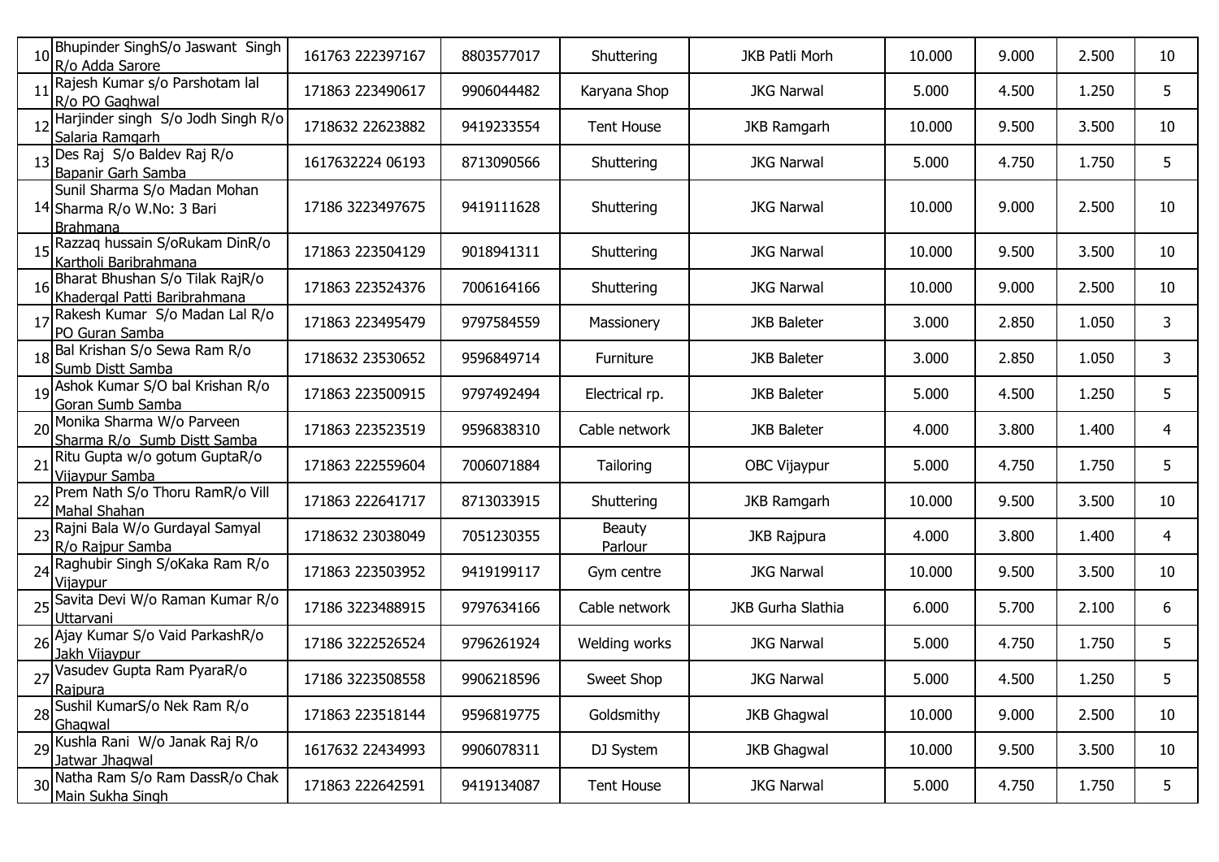| | | | | | | | | | |
|---|---|---|---|---|---|---|---|---|---|
| 10 | Bhupinder SinghS/o Jaswant Singh R/o Adda Sarore | 161763 222397167 | 8803577017 | Shuttering | JKB Patli Morh | 10.000 | 9.000 | 2.500 | 10 |
| 11 | Rajesh Kumar s/o Parshotam lal R/o PO Gaghwal | 171863 223490617 | 9906044482 | Karyana Shop | JKG Narwal | 5.000 | 4.500 | 1.250 | 5 |
| 12 | Harjinder singh S/o Jodh Singh R/o Salaria Ramgarh | 1718632 22623882 | 9419233554 | Tent House | JKB Ramgarh | 10.000 | 9.500 | 3.500 | 10 |
| 13 | Des Raj S/o Baldev Raj R/o Bapanir Garh Samba | 1617632224 06193 | 8713090566 | Shuttering | JKG Narwal | 5.000 | 4.750 | 1.750 | 5 |
| 14 | Sunil Sharma S/o Madan Mohan Sharma R/o W.No: 3 Bari Brahmana | 17186 3223497675 | 9419111628 | Shuttering | JKG Narwal | 10.000 | 9.000 | 2.500 | 10 |
| 15 | Razzaq hussain S/oRukam DinR/o Kartholi Baribrahmana | 171863 223504129 | 9018941311 | Shuttering | JKG Narwal | 10.000 | 9.500 | 3.500 | 10 |
| 16 | Bharat Bhushan S/o Tilak RajR/o Khadergal Patti Baribrahmana | 171863 223524376 | 7006164166 | Shuttering | JKG Narwal | 10.000 | 9.000 | 2.500 | 10 |
| 17 | Rakesh Kumar S/o Madan Lal R/o PO Guran Samba | 171863 223495479 | 9797584559 | Massionery | JKB Baleter | 3.000 | 2.850 | 1.050 | 3 |
| 18 | Bal Krishan S/o Sewa Ram R/o Sumb Distt Samba | 1718632 23530652 | 9596849714 | Furniture | JKB Baleter | 3.000 | 2.850 | 1.050 | 3 |
| 19 | Ashok Kumar S/O bal Krishan R/o Goran Sumb Samba | 171863 223500915 | 9797492494 | Electrical rp. | JKB Baleter | 5.000 | 4.500 | 1.250 | 5 |
| 20 | Monika Sharma W/o Parveen Sharma R/o Sumb Distt Samba | 171863 223523519 | 9596838310 | Cable network | JKB Baleter | 4.000 | 3.800 | 1.400 | 4 |
| 21 | Ritu Gupta w/o gotum GuptaR/o Vijaypur Samba | 171863 222559604 | 7006071884 | Tailoring | OBC Vijaypur | 5.000 | 4.750 | 1.750 | 5 |
| 22 | Prem Nath S/o Thoru RamR/o Vill Mahal Shahan | 171863 222641717 | 8713033915 | Shuttering | JKB Ramgarh | 10.000 | 9.500 | 3.500 | 10 |
| 23 | Rajni Bala W/o Gurdayal Samyal R/o Rajpur Samba | 1718632 23038049 | 7051230355 | Beauty Parlour | JKB Rajpura | 4.000 | 3.800 | 1.400 | 4 |
| 24 | Raghubir Singh S/oKaka Ram R/o Vijaypur | 171863 223503952 | 9419199117 | Gym centre | JKG Narwal | 10.000 | 9.500 | 3.500 | 10 |
| 25 | Savita Devi W/o Raman Kumar R/o Uttarvani | 17186 3223488915 | 9797634166 | Cable network | JKB Gurha Slathia | 6.000 | 5.700 | 2.100 | 6 |
| 26 | Ajay Kumar S/o Vaid ParkashR/o Jakh Vijaypur | 17186 3222526524 | 9796261924 | Welding works | JKG Narwal | 5.000 | 4.750 | 1.750 | 5 |
| 27 | Vasudev Gupta Ram PyaraR/o Rajpura | 17186 3223508558 | 9906218596 | Sweet Shop | JKG Narwal | 5.000 | 4.500 | 1.250 | 5 |
| 28 | Sushil KumarS/o Nek Ram R/o Ghagwal | 171863 223518144 | 9596819775 | Goldsmithy | JKB Ghagwal | 10.000 | 9.000 | 2.500 | 10 |
| 29 | Kushla Rani W/o Janak Raj R/o Jatwar Jhagwal | 1617632 22434993 | 9906078311 | DJ System | JKB Ghagwal | 10.000 | 9.500 | 3.500 | 10 |
| 30 | Natha Ram S/o Ram DassR/o Chak Main Sukha Singh | 171863 222642591 | 9419134087 | Tent House | JKG Narwal | 5.000 | 4.750 | 1.750 | 5 |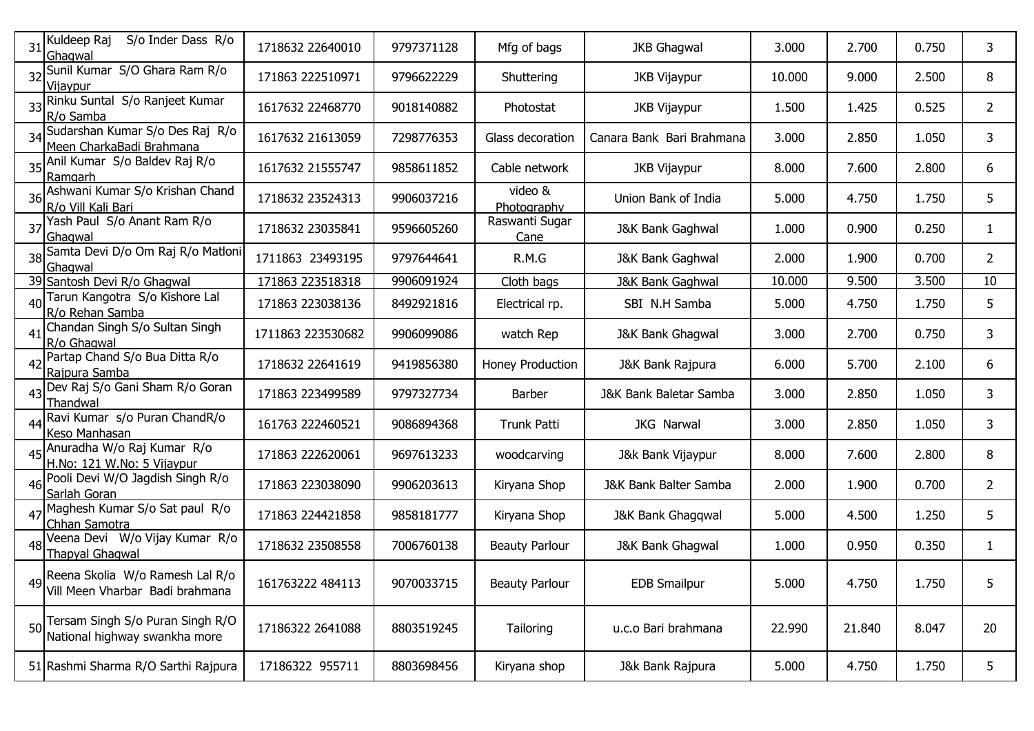| 31 | Kuldeep Raj S/o Inder Dass R/o Ghagwal | 1718632 22640010 | 9797371128 | Mfg of bags | JKB Ghagwal | 3.000 | 2.700 | 0.750 | 3 |
|---|---|---|---|---|---|---|---|---|---|
| 32 | Sunil Kumar S/O Ghara Ram R/o Vijaypur | 171863 222510971 | 9796622229 | Shuttering | JKB Vijaypur | 10.000 | 9.000 | 2.500 | 8 |
| 33 | Rinku Suntal S/o Ranjeet Kumar R/o Samba | 1617632 22468770 | 9018140882 | Photostat | JKB Vijaypur | 1.500 | 1.425 | 0.525 | 2 |
| 34 | Sudarshan Kumar S/o Des Raj R/o Meen CharkaBadi Brahmana | 1617632 21613059 | 7298776353 | Glass decoration | Canara Bank Bari Brahmana | 3.000 | 2.850 | 1.050 | 3 |
| 35 | Anil Kumar S/o Baldev Raj R/o Ramgarh | 1617632 21555747 | 9858611852 | Cable network | JKB Vijaypur | 8.000 | 7.600 | 2.800 | 6 |
| 36 | Ashwani Kumar S/o Krishan Chand R/o Vill Kali Bari | 1718632 23524313 | 9906037216 | video & Photography | Union Bank of India | 5.000 | 4.750 | 1.750 | 5 |
| 37 | Yash Paul S/o Anant Ram R/o Ghagwal | 1718632 23035841 | 9596605260 | Raswanti Sugar Cane | J&K Bank Gaghwal | 1.000 | 0.900 | 0.250 | 1 |
| 38 | Samta Devi D/o Om Raj R/o Matloni Ghagwal | 1711863 23493195 | 9797644641 | R.M.G | J&K Bank Gaghwal | 2.000 | 1.900 | 0.700 | 2 |
| 39 | Santosh Devi R/o Ghagwal | 171863 223518318 | 9906091924 | Cloth bags | J&K Bank Gaghwal | 10.000 | 9.500 | 3.500 | 10 |
| 40 | Tarun Kangotra S/o Kishore Lal R/o Rehan Samba | 171863 223038136 | 8492921816 | Electrical rp. | SBI N.H Samba | 5.000 | 4.750 | 1.750 | 5 |
| 41 | Chandan Singh S/o Sultan Singh R/o Ghagwal | 1711863 223530682 | 9906099086 | watch Rep | J&K Bank Ghagwal | 3.000 | 2.700 | 0.750 | 3 |
| 42 | Partap Chand S/o Bua Ditta R/o Rajpura Samba | 1718632 22641619 | 9419856380 | Honey Production | J&K Bank Rajpura | 6.000 | 5.700 | 2.100 | 6 |
| 43 | Dev Raj S/o Gani Sham R/o Goran Thandwal | 171863 223499589 | 9797327734 | Barber | J&K Bank Baletar Samba | 3.000 | 2.850 | 1.050 | 3 |
| 44 | Ravi Kumar s/o Puran ChandR/o Keso Manhasan | 161763 222460521 | 9086894368 | Trunk Patti | JKG Narwal | 3.000 | 2.850 | 1.050 | 3 |
| 45 | Anuradha W/o Raj Kumar R/o H.No: 121 W.No: 5 Vijaypur | 171863 222620061 | 9697613233 | woodcarving | J&k Bank Vijaypur | 8.000 | 7.600 | 2.800 | 8 |
| 46 | Pooli Devi W/O Jagdish Singh R/o Sarlah Goran | 171863 223038090 | 9906203613 | Kiryana Shop | J&K Bank Balter Samba | 2.000 | 1.900 | 0.700 | 2 |
| 47 | Maghesh Kumar S/o Sat paul R/o Chhan Samotra | 171863 224421858 | 9858181777 | Kiryana Shop | J&K Bank Ghagqwal | 5.000 | 4.500 | 1.250 | 5 |
| 48 | Veena Devi W/o Vijay Kumar R/o Thapyal Ghagwal | 1718632 23508558 | 7006760138 | Beauty Parlour | J&K Bank Ghagwal | 1.000 | 0.950 | 0.350 | 1 |
| 49 | Reena Skolia W/o Ramesh Lal R/o Vill Meen Vharbar Badi brahmana | 161763222 484113 | 9070033715 | Beauty Parlour | EDB Smailpur | 5.000 | 4.750 | 1.750 | 5 |
| 50 | Tersam Singh S/o Puran Singh R/O National highway swankha more | 17186322 2641088 | 8803519245 | Tailoring | u.c.o Bari brahmana | 22.990 | 21.840 | 8.047 | 20 |
| 51 | Rashmi Sharma R/O Sarthi Rajpura | 17186322 955711 | 8803698456 | Kiryana shop | J&k Bank Rajpura | 5.000 | 4.750 | 1.750 | 5 |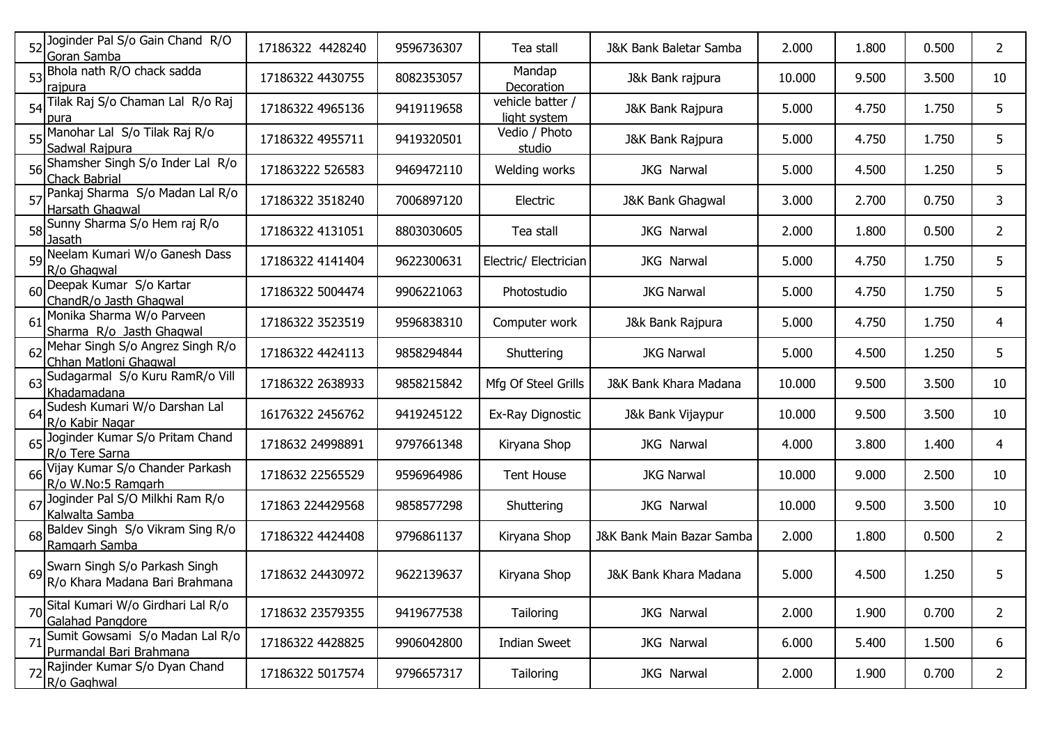| | | | | | | | | | |
|---|---|---|---|---|---|---|---|---|---|
| 52 | Joginder Pal S/o Gain Chand R/O Goran Samba | 17186322 4428240 | 9596736307 | Tea stall | J&K Bank Baletar Samba | 2.000 | 1.800 | 0.500 | 2 |
| 53 | Bhola nath R/O chack sadda rajpura | 17186322 4430755 | 8082353057 | Mandap Decoration | J&k Bank rajpura | 10.000 | 9.500 | 3.500 | 10 |
| 54 | Tilak Raj S/o Chaman Lal R/o Raj pura | 17186322 4965136 | 9419119658 | vehicle batter / light system | J&K Bank Rajpura | 5.000 | 4.750 | 1.750 | 5 |
| 55 | Manohar Lal S/o Tilak Raj R/o Sadwal Rajpura | 17186322 4955711 | 9419320501 | Vedio / Photo studio | J&K Bank Rajpura | 5.000 | 4.750 | 1.750 | 5 |
| 56 | Shamsher Singh S/o Inder Lal R/o Chack Babrial | 171863222 526583 | 9469472110 | Welding works | JKG Narwal | 5.000 | 4.500 | 1.250 | 5 |
| 57 | Pankaj Sharma S/o Madan Lal R/o Harsath Ghagwal | 17186322 3518240 | 7006897120 | Electric | J&K Bank Ghagwal | 3.000 | 2.700 | 0.750 | 3 |
| 58 | Sunny Sharma S/o Hem raj R/o Jasath | 17186322 4131051 | 8803030605 | Tea stall | JKG Narwal | 2.000 | 1.800 | 0.500 | 2 |
| 59 | Neelam Kumari W/o Ganesh Dass R/o Ghagwal | 17186322 4141404 | 9622300631 | Electric/ Electrician | JKG Narwal | 5.000 | 4.750 | 1.750 | 5 |
| 60 | Deepak Kumar S/o Kartar ChandR/o Jasth Ghagwal | 17186322 5004474 | 9906221063 | Photostudio | JKG Narwal | 5.000 | 4.750 | 1.750 | 5 |
| 61 | Monika Sharma W/o Parveen Sharma R/o Jasth Ghagwal | 17186322 3523519 | 9596838310 | Computer work | J&k Bank Rajpura | 5.000 | 4.750 | 1.750 | 4 |
| 62 | Mehar Singh S/o Angrez Singh R/o Chhan Matloni Ghagwal | 17186322 4424113 | 9858294844 | Shuttering | JKG Narwal | 5.000 | 4.500 | 1.250 | 5 |
| 63 | Sudagarmal S/o Kuru RamR/o Vill Khadamadana | 17186322 2638933 | 9858215842 | Mfg Of Steel Grills | J&K Bank Khara Madana | 10.000 | 9.500 | 3.500 | 10 |
| 64 | Sudesh Kumari W/o Darshan Lal R/o Kabir Nagar | 16176322 2456762 | 9419245122 | Ex-Ray Dignostic | J&k Bank Vijaypur | 10.000 | 9.500 | 3.500 | 10 |
| 65 | Joginder Kumar S/o Pritam Chand R/o Tere Sarna | 1718632 24998891 | 9797661348 | Kiryana Shop | JKG Narwal | 4.000 | 3.800 | 1.400 | 4 |
| 66 | Vijay Kumar S/o Chander Parkash R/o W.No:5 Ramgarh | 1718632 22565529 | 9596964986 | Tent House | JKG Narwal | 10.000 | 9.000 | 2.500 | 10 |
| 67 | Joginder Pal S/O Milkhi Ram R/o Kalwalta Samba | 171863 224429568 | 9858577298 | Shuttering | JKG Narwal | 10.000 | 9.500 | 3.500 | 10 |
| 68 | Baldev Singh S/o Vikram Sing R/o Ramgarh Samba | 17186322 4424408 | 9796861137 | Kiryana Shop | J&K Bank Main Bazar Samba | 2.000 | 1.800 | 0.500 | 2 |
| 69 | Swarn Singh S/o Parkash Singh R/o Khara Madana Bari Brahmana | 1718632 24430972 | 9622139637 | Kiryana Shop | J&K Bank Khara Madana | 5.000 | 4.500 | 1.250 | 5 |
| 70 | Sital Kumari W/o Girdhari Lal R/o Galahad Pangdore | 1718632 23579355 | 9419677538 | Tailoring | JKG Narwal | 2.000 | 1.900 | 0.700 | 2 |
| 71 | Sumit Gowsami S/o Madan Lal R/o Purmandal Bari Brahmana | 17186322 4428825 | 9906042800 | Indian Sweet | JKG Narwal | 6.000 | 5.400 | 1.500 | 6 |
| 72 | Rajinder Kumar S/o Dyan Chand R/o Gaghwal | 17186322 5017574 | 9796657317 | Tailoring | JKG Narwal | 2.000 | 1.900 | 0.700 | 2 |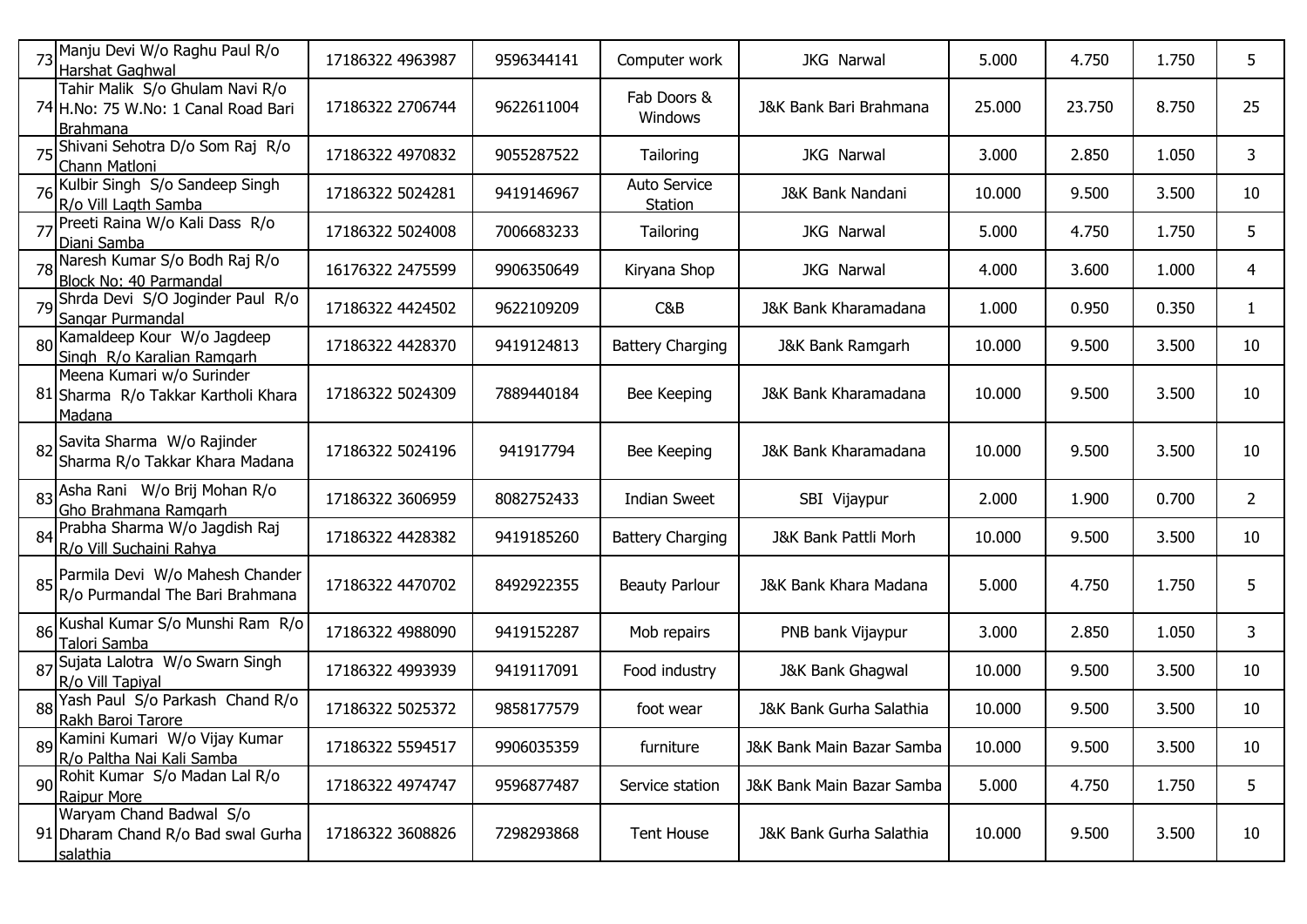| 73 | Manju Devi W/o Raghu Paul R/o Harshat Gaghwal | 17186322 4963987 | 9596344141 | Computer work | JKG Narwal | 5.000 | 4.750 | 1.750 | 5 |
|---|---|---|---|---|---|---|---|---|---|
| 74 | Tahir Malik S/o Ghulam Navi R/o H.No: 75 W.No: 1 Canal Road Bari Brahmana | 17186322 2706744 | 9622611004 | Fab Doors & Windows | J&K Bank Bari Brahmana | 25.000 | 23.750 | 8.750 | 25 |
| 75 | Shivani Sehotra D/o Som Raj R/o Chann Matloni | 17186322 4970832 | 9055287522 | Tailoring | JKG Narwal | 3.000 | 2.850 | 1.050 | 3 |
| 76 | Kulbir Singh S/o Sandeep Singh R/o Vill Lagth Samba | 17186322 5024281 | 9419146967 | Auto Service Station | J&K Bank Nandani | 10.000 | 9.500 | 3.500 | 10 |
| 77 | Preeti Raina W/o Kali Dass R/o Diani Samba | 17186322 5024008 | 7006683233 | Tailoring | JKG Narwal | 5.000 | 4.750 | 1.750 | 5 |
| 78 | Naresh Kumar S/o Bodh Raj R/o Block No: 40 Parmandal | 16176322 2475599 | 9906350649 | Kiryana Shop | JKG Narwal | 4.000 | 3.600 | 1.000 | 4 |
| 79 | Shrda Devi S/O Joginder Paul R/o Sangar Purmandal | 17186322 4424502 | 9622109209 | C&B | J&K Bank Kharamadana | 1.000 | 0.950 | 0.350 | 1 |
| 80 | Kamaldeep Kour W/o Jagdeep Singh R/o Karalian Ramgarh | 17186322 4428370 | 9419124813 | Battery Charging | J&K Bank Ramgarh | 10.000 | 9.500 | 3.500 | 10 |
| 81 | Meena Kumari w/o Surinder Sharma R/o Takkar Kartholi Khara Madana | 17186322 5024309 | 7889440184 | Bee Keeping | J&K Bank Kharamadana | 10.000 | 9.500 | 3.500 | 10 |
| 82 | Savita Sharma W/o Rajinder Sharma R/o Takkar Khara Madana | 17186322 5024196 | 941917794 | Bee Keeping | J&K Bank Kharamadana | 10.000 | 9.500 | 3.500 | 10 |
| 83 | Asha Rani W/o Brij Mohan R/o Gho Brahmana Ramgarh | 17186322 3606959 | 8082752433 | Indian Sweet | SBI Vijaypur | 2.000 | 1.900 | 0.700 | 2 |
| 84 | Prabha Sharma W/o Jagdish Raj R/o Vill Suchaini Rahya | 17186322 4428382 | 9419185260 | Battery Charging | J&K Bank Pattli Morh | 10.000 | 9.500 | 3.500 | 10 |
| 85 | Parmila Devi W/o Mahesh Chander R/o Purmandal The Bari Brahmana | 17186322 4470702 | 8492922355 | Beauty Parlour | J&K Bank Khara Madana | 5.000 | 4.750 | 1.750 | 5 |
| 86 | Kushal Kumar S/o Munshi Ram R/o Talori Samba | 17186322 4988090 | 9419152287 | Mob repairs | PNB bank Vijaypur | 3.000 | 2.850 | 1.050 | 3 |
| 87 | Sujata Lalotra W/o Swarn Singh R/o Vill Tapiyal | 17186322 4993939 | 9419117091 | Food industry | J&K Bank Ghagwal | 10.000 | 9.500 | 3.500 | 10 |
| 88 | Yash Paul S/o Parkash Chand R/o Rakh Baroi Tarore | 17186322 5025372 | 9858177579 | foot wear | J&K Bank Gurha Salathia | 10.000 | 9.500 | 3.500 | 10 |
| 89 | Kamini Kumari W/o Vijay Kumar R/o Paltha Nai Kali Samba | 17186322 5594517 | 9906035359 | furniture | J&K Bank Main Bazar Samba | 10.000 | 9.500 | 3.500 | 10 |
| 90 | Rohit Kumar S/o Madan Lal R/o Raipur More | 17186322 4974747 | 9596877487 | Service station | J&K Bank Main Bazar Samba | 5.000 | 4.750 | 1.750 | 5 |
| 91 | Waryam Chand Badwal S/o Dharam Chand R/o Bad swal Gurha salathia | 17186322 3608826 | 7298293868 | Tent House | J&K Bank Gurha Salathia | 10.000 | 9.500 | 3.500 | 10 |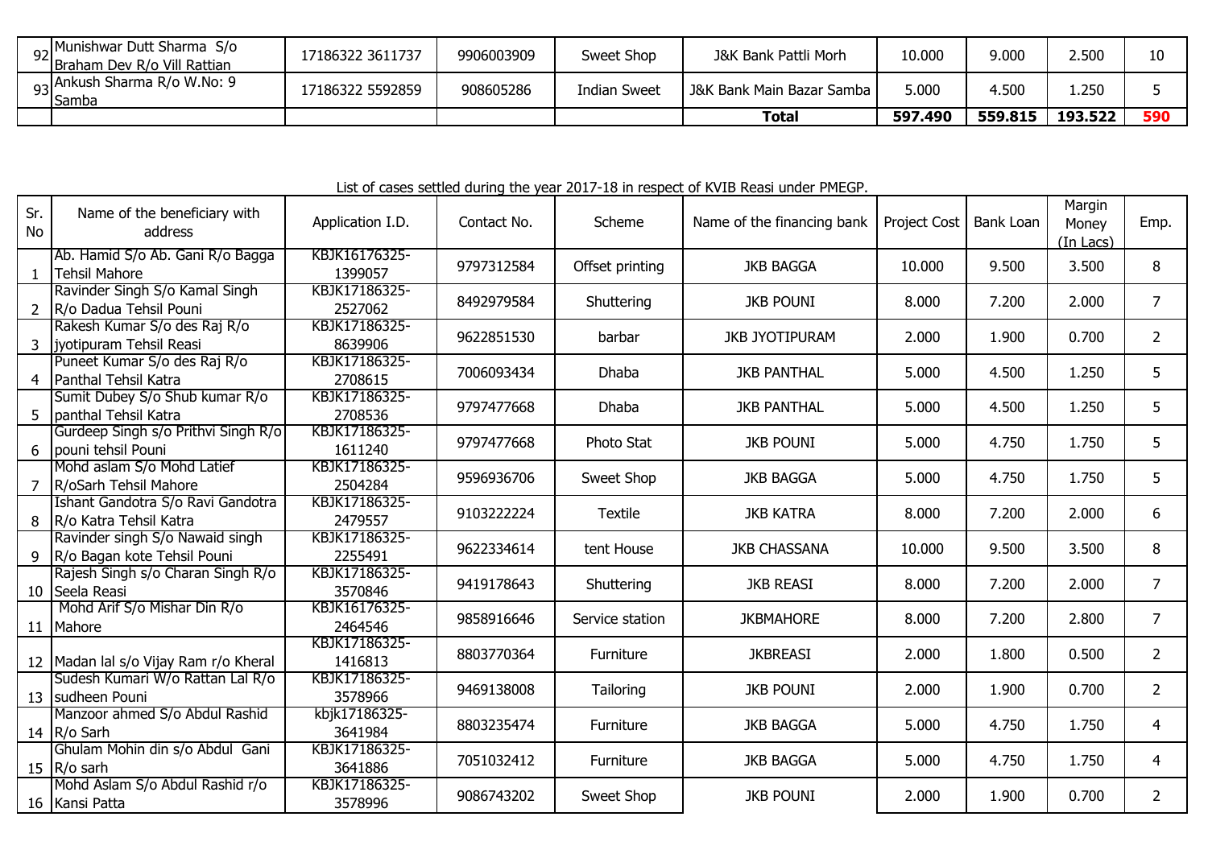| 92 | Munishwar Dutt Sharma S/o Braham Dev R/o Vill Rattian | 17186322 3611737 | 9906003909 | Sweet Shop | J&K Bank Pattli Morh | 10.000 | 9.000 | 2.500 | 10 |
|---|---|---|---|---|---|---|---|---|---|
| 93 | Ankush Sharma R/o W.No: 9 Samba | 17186322 5592859 | 908605286 | Indian Sweet | J&K Bank Main Bazar Samba | 5.000 | 4.500 | 1.250 | 5 |
| | | | | | **Total** | **597.490** | **559.815** | **193.522** | **590** |

List of cases settled during the year 2017-18 in respect of KVIB Reasi under PMEGP.

| Sr. No | Name of the beneficiary with address | Application I.D. | Contact No. | Scheme | Name of the financing bank | Project Cost | Bank Loan | Margin Money (In Lacs) | Emp. |
|---|---|---|---|---|---|---|---|---|---|
| 1 | Ab. Hamid S/o Ab. Gani R/o Bagga Tehsil Mahore | KBJK16176325-1399057 | 9797312584 | Offset printing | JKB BAGGA | 10.000 | 9.500 | 3.500 | 8 |
| 2 | Ravinder Singh S/o Kamal Singh R/o Dadua Tehsil Pouni | KBJK17186325-2527062 | 8492979584 | Shuttering | JKB POUNI | 8.000 | 7.200 | 2.000 | 7 |
| 3 | Rakesh Kumar S/o des Raj R/o jyotipuram Tehsil Reasi | KBJK17186325-8639906 | 9622851530 | barbar | JKB JYOTIPURAM | 2.000 | 1.900 | 0.700 | 2 |
| 4 | Puneet Kumar S/o des Raj R/o Panthal Tehsil Katra | KBJK17186325-2708615 | 7006093434 | Dhaba | JKB PANTHAL | 5.000 | 4.500 | 1.250 | 5 |
| 5 | Sumit Dubey S/o Shub kumar R/o panthal Tehsil Katra | KBJK17186325-2708536 | 9797477668 | Dhaba | JKB PANTHAL | 5.000 | 4.500 | 1.250 | 5 |
| 6 | Gurdeep Singh s/o Prithvi Singh R/o pouni tehsil Pouni | KBJK17186325-1611240 | 9797477668 | Photo Stat | JKB POUNI | 5.000 | 4.750 | 1.750 | 5 |
| 7 | Mohd aslam S/o Mohd Latief R/oSarh Tehsil Mahore | KBJK17186325-2504284 | 9596936706 | Sweet Shop | JKB BAGGA | 5.000 | 4.750 | 1.750 | 5 |
| 8 | Ishant Gandotra S/o Ravi Gandotra R/o Katra Tehsil Katra | KBJK17186325-2479557 | 9103222224 | Textile | JKB KATRA | 8.000 | 7.200 | 2.000 | 6 |
| 9 | Ravinder singh S/o Nawaid singh R/o Bagan kote Tehsil Pouni | KBJK17186325-2255491 | 9622334614 | tent House | JKB CHASSANA | 10.000 | 9.500 | 3.500 | 8 |
| 10 | Rajesh Singh s/o Charan Singh R/o Seela Reasi | KBJK17186325-3570846 | 9419178643 | Shuttering | JKB REASI | 8.000 | 7.200 | 2.000 | 7 |
| 11 | Mohd Arif S/o Mishar Din R/o Mahore | KBJK16176325-2464546 | 9858916646 | Service station | JKBMAHORE | 8.000 | 7.200 | 2.800 | 7 |
| 12 | Madan lal s/o Vijay Ram r/o Kheral | KBJK17186325-1416813 | 8803770364 | Furniture | JKBREASI | 2.000 | 1.800 | 0.500 | 2 |
| 13 | Sudesh Kumari W/o Rattan Lal R/o sudheen Pouni | KBJK17186325-3578966 | 9469138008 | Tailoring | JKB POUNI | 2.000 | 1.900 | 0.700 | 2 |
| 14 | Manzoor ahmed S/o Abdul Rashid R/o Sarh | kbjk17186325-3641984 | 8803235474 | Furniture | JKB BAGGA | 5.000 | 4.750 | 1.750 | 4 |
| 15 | Ghulam Mohin din s/o Abdul Gani R/o sarh | KBJK17186325-3641886 | 7051032412 | Furniture | JKB BAGGA | 5.000 | 4.750 | 1.750 | 4 |
| 16 | Mohd Aslam S/o Abdul Rashid r/o Kansi Patta | KBJK17186325-3578996 | 9086743202 | Sweet Shop | JKB POUNI | 2.000 | 1.900 | 0.700 | 2 |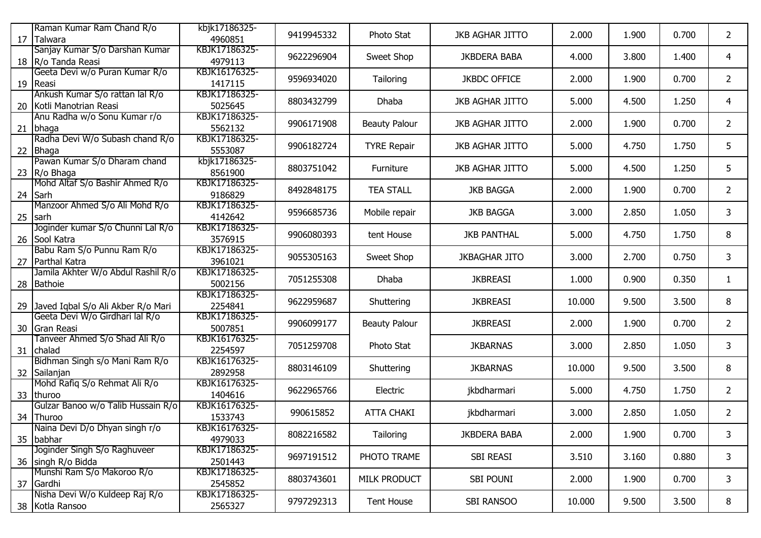| | | | | | | | | | |
|---|---|---|---|---|---|---|---|---|---|
| 17 | Raman Kumar Ram Chand R/o Talwara | kbjk17186325-4960851 | 9419945332 | Photo Stat | JKB AGHAR JITTO | 2.000 | 1.900 | 0.700 | 2 |
| 18 | Sanjay Kumar S/o Darshan Kumar R/o Tanda Reasi | KBJK17186325-4979113 | 9622296904 | Sweet Shop | JKBDERA BABA | 4.000 | 3.800 | 1.400 | 4 |
| 19 | Geeta Devi w/o Puran Kumar R/o Reasi | KBJK16176325-1417115 | 9596934020 | Tailoring | JKBDC OFFICE | 2.000 | 1.900 | 0.700 | 2 |
| 20 | Ankush Kumar S/o rattan lal R/o Kotli Manotrian Reasi | KBJK17186325-5025645 | 8803432799 | Dhaba | JKB AGHAR JITTO | 5.000 | 4.500 | 1.250 | 4 |
| 21 | Anu Radha w/o Sonu Kumar r/o bhaga | KBJK17186325-5562132 | 9906171908 | Beauty Palour | JKB AGHAR JITTO | 2.000 | 1.900 | 0.700 | 2 |
| 22 | Radha Devi W/o Subash chand R/o Bhaga | KBJK17186325-5553087 | 9906182724 | TYRE Repair | JKB AGHAR JITTO | 5.000 | 4.750 | 1.750 | 5 |
| 23 | Pawan Kumar S/o Dharam chand R/o Bhaga | kbjk17186325-8561900 | 8803751042 | Furniture | JKB AGHAR JITTO | 5.000 | 4.500 | 1.250 | 5 |
| 24 | Mohd Altaf S/o Bashir Ahmed R/o Sarh | KBJK17186325-9186829 | 8492848175 | TEA STALL | JKB BAGGA | 2.000 | 1.900 | 0.700 | 2 |
| 25 | Manzoor Ahmed S/o Ali Mohd R/o sarh | KBJK17186325-4142642 | 9596685736 | Mobile repair | JKB BAGGA | 3.000 | 2.850 | 1.050 | 3 |
| 26 | Joginder kumar S/o Chunni Lal R/o Sool Katra | KBJK17186325-3576915 | 9906080393 | tent House | JKB PANTHAL | 5.000 | 4.750 | 1.750 | 8 |
| 27 | Babu Ram S/o Punnu Ram R/o Parthal Katra | KBJK17186325-3961021 | 9055305163 | Sweet Shop | JKBAGHAR JITO | 3.000 | 2.700 | 0.750 | 3 |
| 28 | Jamila Akhter W/o Abdul Rashil R/o Bathoie | KBJK17186325-5002156 | 7051255308 | Dhaba | JKBREASI | 1.000 | 0.900 | 0.350 | 1 |
| 29 | Javed Iqbal S/o Ali Akber R/o Mari | KBJK17186325-2254841 | 9622959687 | Shuttering | JKBREASI | 10.000 | 9.500 | 3.500 | 8 |
| 30 | Geeta Devi W/o Girdhari lal R/o Gran Reasi | KBJK17186325-5007851 | 9906099177 | Beauty Palour | JKBREASI | 2.000 | 1.900 | 0.700 | 2 |
| 31 | Tanveer Ahmed S/o Shad Ali R/o chalad | KBJK16176325-2254597 | 7051259708 | Photo Stat | JKBARNAS | 3.000 | 2.850 | 1.050 | 3 |
| 32 | Bidhman Singh s/o Mani Ram R/o Sailanjan | KBJK16176325-2892958 | 8803146109 | Shuttering | JKBARNAS | 10.000 | 9.500 | 3.500 | 8 |
| 33 | Mohd Rafiq S/o Rehmat Ali R/o thuroo | KBJK16176325-1404616 | 9622965766 | Electric | jkbdharmari | 5.000 | 4.750 | 1.750 | 2 |
| 34 | Gulzar Banoo w/o Talib Hussain R/o Thuroo | KBJK16176325-1533743 | 990615852 | ATTA CHAKI | jkbdharmari | 3.000 | 2.850 | 1.050 | 2 |
| 35 | Naina Devi D/o Dhyan singh r/o babhar | KBJK16176325-4979033 | 8082216582 | Tailoring | JKBDERA BABA | 2.000 | 1.900 | 0.700 | 3 |
| 36 | Joginder Singh S/o Raghuveer singh R/o Bidda | KBJK17186325-2501443 | 9697191512 | PHOTO TRAME | SBI REASI | 3.510 | 3.160 | 0.880 | 3 |
| 37 | Munshi Ram S/o Makoroo R/o Gardhi | KBJK17186325-2545852 | 8803743601 | MILK PRODUCT | SBI POUNI | 2.000 | 1.900 | 0.700 | 3 |
| 38 | Nisha Devi W/o Kuldeep Raj R/o Kotla Ransoo | KBJK17186325-2565327 | 9797292313 | Tent House | SBI RANSOO | 10.000 | 9.500 | 3.500 | 8 |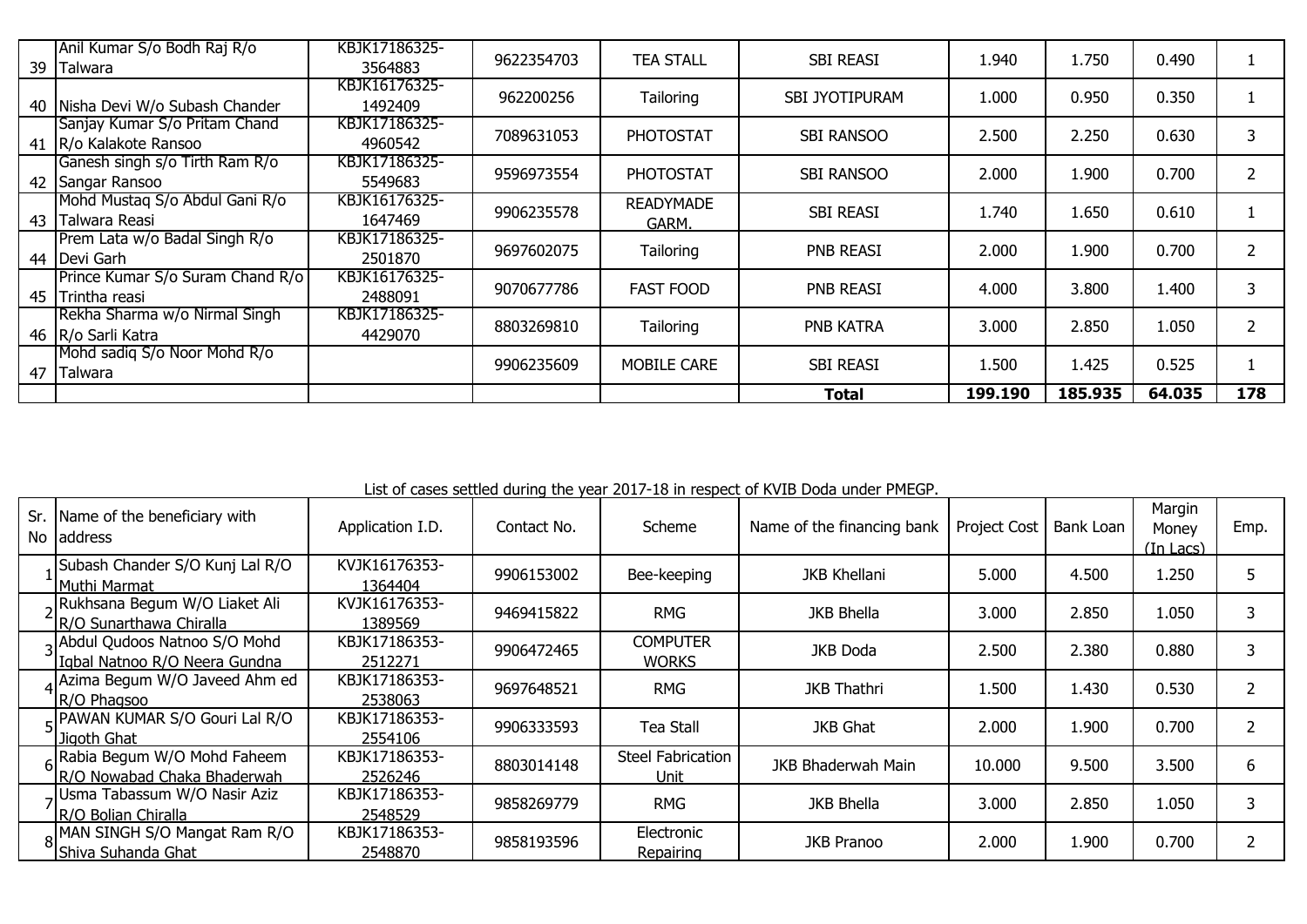| | | | | | | | | | |
|---|---|---|---|---|---|---|---|---|---|
| 39 | Anil Kumar S/o Bodh Raj R/o Talwara | KBJK17186325-3564883 | 9622354703 | TEA STALL | SBI REASI | 1.940 | 1.750 | 0.490 | 1 |
| 40 | Nisha Devi W/o Subash Chander | KBJK16176325-1492409 | 962200256 | Tailoring | SBI JYOTIPURAM | 1.000 | 0.950 | 0.350 | 1 |
| 41 | Sanjay Kumar S/o Pritam Chand R/o Kalakote Ransoo | KBJK17186325-4960542 | 7089631053 | PHOTOSTAT | SBI RANSOO | 2.500 | 2.250 | 0.630 | 3 |
| 42 | Ganesh singh s/o Tirth Ram R/o Sangar Ransoo | KBJK17186325-5549683 | 9596973554 | PHOTOSTAT | SBI RANSOO | 2.000 | 1.900 | 0.700 | 2 |
| 43 | Mohd Mustaq S/o Abdul Gani R/o Talwara Reasi | KBJK16176325-1647469 | 9906235578 | READYMADE GARM. | SBI REASI | 1.740 | 1.650 | 0.610 | 1 |
| 44 | Prem Lata w/o Badal Singh R/o Devi Garh | KBJK17186325-2501870 | 9697602075 | Tailoring | PNB REASI | 2.000 | 1.900 | 0.700 | 2 |
| 45 | Prince Kumar S/o Suram Chand R/o Trintha reasi | KBJK16176325-2488091 | 9070677786 | FAST FOOD | PNB REASI | 4.000 | 3.800 | 1.400 | 3 |
| 46 | Rekha Sharma w/o Nirmal Singh R/o Sarli Katra | KBJK17186325-4429070 | 8803269810 | Tailoring | PNB KATRA | 3.000 | 2.850 | 1.050 | 2 |
| 47 | Mohd sadiq S/o Noor Mohd R/o Talwara | | 9906235609 | MOBILE CARE | SBI REASI | 1.500 | 1.425 | 0.525 | 1 |
| | | | | | **Total** | **199.190** | **185.935** | **64.035** | **178** |

List of cases settled during the year 2017-18 in respect of KVIB Doda under PMEGP.

| Sr. No | Name of the beneficiary with address | Application I.D. | Contact No. | Scheme | Name of the financing bank | Project Cost | Bank Loan | Margin Money (In Lacs) | Emp. |
|---|---|---|---|---|---|---|---|---|---|
| 1 | Subash Chander S/O Kunj Lal R/O Muthi Marmat | KVJK16176353-1364404 | 9906153002 | Bee-keeping | JKB Khellani | 5.000 | 4.500 | 1.250 | 5 |
| 2 | Rukhsana Begum W/O Liaket Ali R/O Sunarthawa Chiralla | KVJK16176353-1389569 | 9469415822 | RMG | JKB Bhella | 3.000 | 2.850 | 1.050 | 3 |
| 3 | Abdul Qudoos Natnoo S/O Mohd Iqbal Natnoo R/O Neera Gundna | KBJK17186353-2512271 | 9906472465 | COMPUTER WORKS | JKB Doda | 2.500 | 2.380 | 0.880 | 3 |
| 4 | Azima Begum W/O Javeed Ahm ed R/O Phagsoo | KBJK17186353-2538063 | 9697648521 | RMG | JKB Thathri | 1.500 | 1.430 | 0.530 | 2 |
| 5 | PAWAN KUMAR S/O Gouri Lal R/O Jigoth Ghat | KBJK17186353-2554106 | 9906333593 | Tea Stall | JKB Ghat | 2.000 | 1.900 | 0.700 | 2 |
| 6 | Rabia Begum W/O Mohd Faheem R/O Nowabad Chaka Bhaderwah | KBJK17186353-2526246 | 8803014148 | Steel Fabrication Unit | JKB Bhaderwah Main | 10.000 | 9.500 | 3.500 | 6 |
| 7 | Usma Tabassum W/O Nasir Aziz R/O Bolian Chiralla | KBJK17186353-2548529 | 9858269779 | RMG | JKB Bhella | 3.000 | 2.850 | 1.050 | 3 |
| 8 | MAN SINGH S/O Mangat Ram R/O Shiva Suhanda Ghat | KBJK17186353-2548870 | 9858193596 | Electronic Repairing | JKB Pranoo | 2.000 | 1.900 | 0.700 | 2 |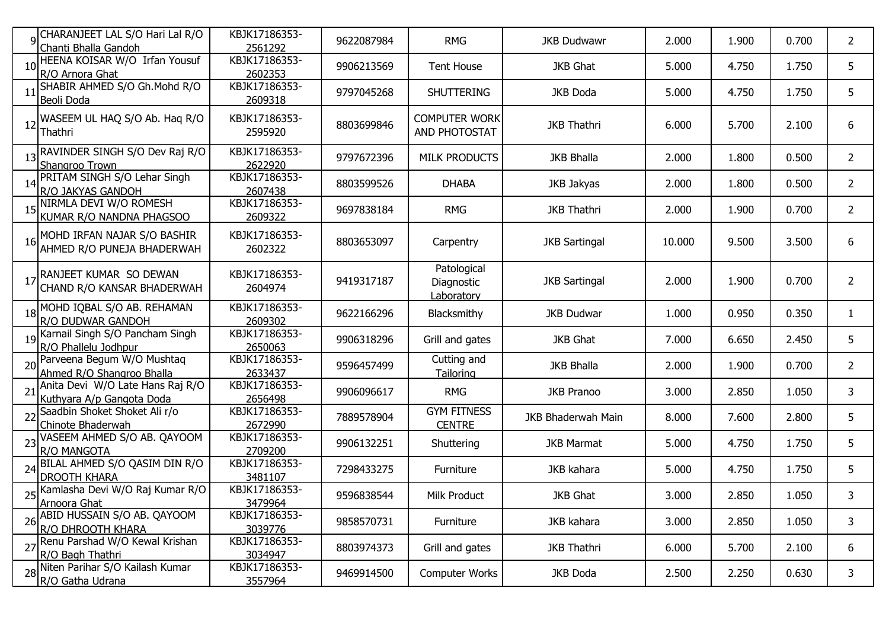| 9 | CHARANJEET LAL S/O Hari Lal R/O Chanti Bhalla Gandoh | KBJK17186353-2561292 | 9622087984 | RMG | JKB Dudwawr | 2.000 | 1.900 | 0.700 | 2 |
|---|---|---|---|---|---|---|---|---|---|
| 10 | HEENA KOISAR W/O Irfan Yousuf R/O Arnora Ghat | KBJK17186353-2602353 | 9906213569 | Tent House | JKB Ghat | 5.000 | 4.750 | 1.750 | 5 |
| 11 | SHABIR AHMED S/O Gh.Mohd R/O Beoli Doda | KBJK17186353-2609318 | 9797045268 | SHUTTERING | JKB Doda | 5.000 | 4.750 | 1.750 | 5 |
| 12 | WASEEM UL HAQ S/O Ab. Haq R/O Thathri | KBJK17186353-2595920 | 8803699846 | COMPUTER WORK AND PHOTOSTAT | JKB Thathri | 6.000 | 5.700 | 2.100 | 6 |
| 13 | RAVINDER SINGH S/O Dev Raj R/O Shangroo Trown | KBJK17186353-2622920 | 9797672396 | MILK PRODUCTS | JKB Bhalla | 2.000 | 1.800 | 0.500 | 2 |
| 14 | PRITAM SINGH S/O Lehar Singh R/O JAKYAS GANDOH | KBJK17186353-2607438 | 8803599526 | DHABA | JKB Jakyas | 2.000 | 1.800 | 0.500 | 2 |
| 15 | NIRMLA DEVI W/O ROMESH KUMAR R/O NANDNA PHAGSOO | KBJK17186353-2609322 | 9697838184 | RMG | JKB Thathri | 2.000 | 1.900 | 0.700 | 2 |
| 16 | MOHD IRFAN NAJAR S/O BASHIR AHMED R/O PUNEJA BHADERWAH | KBJK17186353-2602322 | 8803653097 | Carpentry | JKB Sartingal | 10.000 | 9.500 | 3.500 | 6 |
| 17 | RANJEET KUMAR SO DEWAN CHAND R/O KANSAR BHADERWAH | KBJK17186353-2604974 | 9419317187 | Patological Diagnostic Laboratory | JKB Sartingal | 2.000 | 1.900 | 0.700 | 2 |
| 18 | MOHD IQBAL S/O AB. REHAMAN R/O DUDWAR GANDOH | KBJK17186353-2609302 | 9622166296 | Blacksmithy | JKB Dudwar | 1.000 | 0.950 | 0.350 | 1 |
| 19 | Karnail Singh S/O Pancham Singh R/O Phallelu Jodhpur | KBJK17186353-2650063 | 9906318296 | Grill and gates | JKB Ghat | 7.000 | 6.650 | 2.450 | 5 |
| 20 | Parveena Begum W/O Mushtaq Ahmed R/O Shangroo Bhalla | KBJK17186353-2633437 | 9596457499 | Cutting and Tailoring | JKB Bhalla | 2.000 | 1.900 | 0.700 | 2 |
| 21 | Anita Devi W/O Late Hans Raj R/O Kuthyara A/p Gangota Doda | KBJK17186353-2656498 | 9906096617 | RMG | JKB Pranoo | 3.000 | 2.850 | 1.050 | 3 |
| 22 | Saadbin Shoket Shoket Ali r/o Chinote Bhaderwah | KBJK17186353-2672990 | 7889578904 | GYM FITNESS CENTRE | JKB Bhaderwah Main | 8.000 | 7.600 | 2.800 | 5 |
| 23 | VASEEM AHMED S/O AB. QAYOOM R/O MANGOTA | KBJK17186353-2709200 | 9906132251 | Shuttering | JKB Marmat | 5.000 | 4.750 | 1.750 | 5 |
| 24 | BILAL AHMED S/O QASIM DIN R/O DROOTH KHARA | KBJK17186353-3481107 | 7298433275 | Furniture | JKB kahara | 5.000 | 4.750 | 1.750 | 5 |
| 25 | Kamlasha Devi W/O Raj Kumar R/O Arnoora Ghat | KBJK17186353-3479964 | 9596838544 | Milk Product | JKB Ghat | 3.000 | 2.850 | 1.050 | 3 |
| 26 | ABID HUSSAIN S/O AB. QAYOOM R/O DHROOTH KHARA | KBJK17186353-3039776 | 9858570731 | Furniture | JKB kahara | 3.000 | 2.850 | 1.050 | 3 |
| 27 | Renu Parshad W/O Kewal Krishan R/O Bagh Thathri | KBJK17186353-3034947 | 8803974373 | Grill and gates | JKB Thathri | 6.000 | 5.700 | 2.100 | 6 |
| 28 | Niten Parihar S/O Kailash Kumar R/O Gatha Udrana | KBJK17186353-3557964 | 9469914500 | Computer Works | JKB Doda | 2.500 | 2.250 | 0.630 | 3 |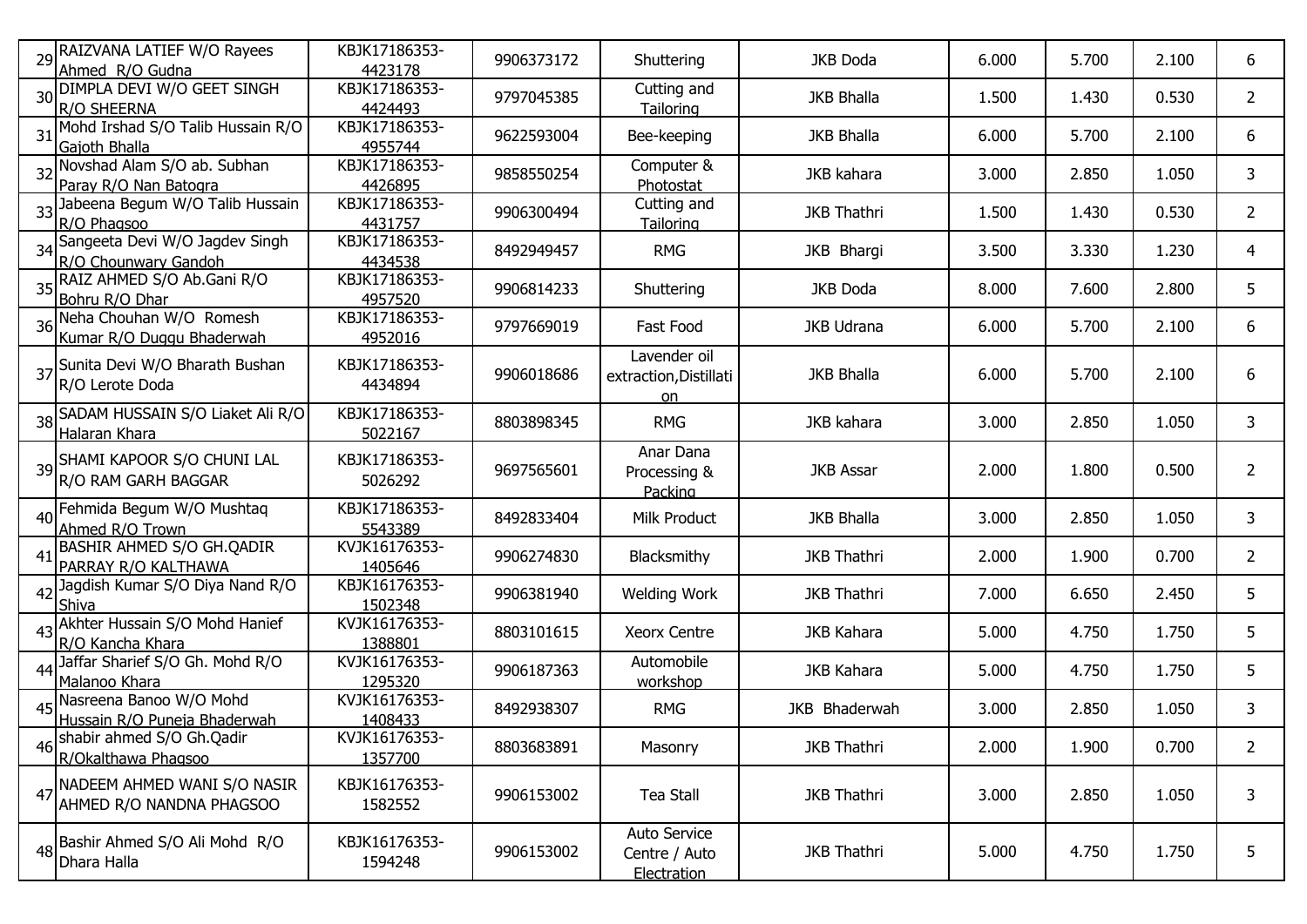| | | | | | | | | |
|---|---|---|---|---|---|---|---|---|
| 29 | RAIZVANA LATIEF W/O Rayees Ahmed R/O Gudna | KBJK17186353-4423178 | 9906373172 | Shuttering | JKB Doda | 6.000 | 5.700 | 2.100 | 6 |
| 30 | DIMPLA DEVI W/O GEET SINGH R/O SHEERNA | KBJK17186353-4424493 | 9797045385 | Cutting and Tailoring | JKB Bhalla | 1.500 | 1.430 | 0.530 | 2 |
| 31 | Mohd Irshad S/O Talib Hussain R/O Gajoth Bhalla | KBJK17186353-4955744 | 9622593004 | Bee-keeping | JKB Bhalla | 6.000 | 5.700 | 2.100 | 6 |
| 32 | Novshad Alam S/O ab. Subhan Paray R/O Nan Batogra | KBJK17186353-4426895 | 9858550254 | Computer & Photostat | JKB kahara | 3.000 | 2.850 | 1.050 | 3 |
| 33 | Jabeena Begum W/O Talib Hussain R/O Phagsoo | KBJK17186353-4431757 | 9906300494 | Cutting and Tailoring | JKB Thathri | 1.500 | 1.430 | 0.530 | 2 |
| 34 | Sangeeta Devi W/O Jagdev Singh R/O Chounwary Gandoh | KBJK17186353-4434538 | 8492949457 | RMG | JKB Bhargi | 3.500 | 3.330 | 1.230 | 4 |
| 35 | RAIZ AHMED S/O Ab.Gani R/O Bohru R/O Dhar | KBJK17186353-4957520 | 9906814233 | Shuttering | JKB Doda | 8.000 | 7.600 | 2.800 | 5 |
| 36 | Neha Chouhan W/O Romesh Kumar R/O Duggu Bhaderwah | KBJK17186353-4952016 | 9797669019 | Fast Food | JKB Udrana | 6.000 | 5.700 | 2.100 | 6 |
| 37 | Sunita Devi W/O Bharath Bushan R/O Lerote Doda | KBJK17186353-4434894 | 9906018686 | Lavender oil extraction,Distillation | JKB Bhalla | 6.000 | 5.700 | 2.100 | 6 |
| 38 | SADAM HUSSAIN S/O Liaket Ali R/O Halaran Khara | KBJK17186353-5022167 | 8803898345 | RMG | JKB kahara | 3.000 | 2.850 | 1.050 | 3 |
| 39 | SHAMI KAPOOR S/O CHUNI LAL R/O RAM GARH BAGGAR | KBJK17186353-5026292 | 9697565601 | Anar Dana Processing & Packing | JKB Assar | 2.000 | 1.800 | 0.500 | 2 |
| 40 | Fehmida Begum W/O Mushtaq Ahmed R/O Trown | KBJK17186353-5543389 | 8492833404 | Milk Product | JKB Bhalla | 3.000 | 2.850 | 1.050 | 3 |
| 41 | BASHIR AHMED S/O GH.QADIR PARRAY R/O KALTHAWA | KVJK16176353-1405646 | 9906274830 | Blacksmithy | JKB Thathri | 2.000 | 1.900 | 0.700 | 2 |
| 42 | Jagdish Kumar S/O Diya Nand R/O Shiva | KBJK16176353-1502348 | 9906381940 | Welding Work | JKB Thathri | 7.000 | 6.650 | 2.450 | 5 |
| 43 | Akhter Hussain S/O Mohd Hanief R/O Kancha Khara | KVJK16176353-1388801 | 8803101615 | Xeorx Centre | JKB Kahara | 5.000 | 4.750 | 1.750 | 5 |
| 44 | Jaffar Sharief S/O Gh. Mohd R/O Malanoo Khara | KVJK16176353-1295320 | 9906187363 | Automobile workshop | JKB Kahara | 5.000 | 4.750 | 1.750 | 5 |
| 45 | Nasreena Banoo W/O Mohd Hussain R/O Puneja Bhaderwah | KVJK16176353-1408433 | 8492938307 | RMG | JKB Bhaderwah | 3.000 | 2.850 | 1.050 | 3 |
| 46 | shabir ahmed S/O Gh.Qadir R/Okalthawa Phagsoo | KVJK16176353-1357700 | 8803683891 | Masonry | JKB Thathri | 2.000 | 1.900 | 0.700 | 2 |
| 47 | NADEEM AHMED WANI S/O NASIR AHMED R/O NANDNA PHAGSOO | KBJK16176353-1582552 | 9906153002 | Tea Stall | JKB Thathri | 3.000 | 2.850 | 1.050 | 3 |
| 48 | Bashir Ahmed S/O Ali Mohd R/O Dhara Halla | KBJK16176353-1594248 | 9906153002 | Auto Service Centre / Auto Electration | JKB Thathri | 5.000 | 4.750 | 1.750 | 5 |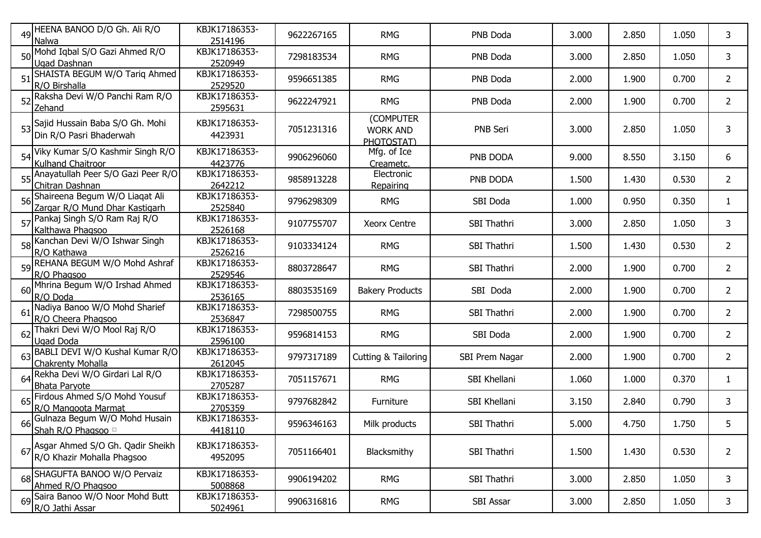| 49 | HEENA BANOO D/O Gh. Ali R/O Nalwa | KBJK17186353-2514196 | 9622267165 | RMG | PNB Doda | 3.000 | 2.850 | 1.050 | 3 |
|---|---|---|---|---|---|---|---|---|---|
| 50 | Mohd Iqbal S/O Gazi Ahmed R/O Ugad Dashnan | KBJK17186353-2520949 | 7298183534 | RMG | PNB Doda | 3.000 | 2.850 | 1.050 | 3 |
| 51 | SHAISTA BEGUM W/O Tariq Ahmed R/O Birshalla | KBJK17186353-2529520 | 9596651385 | RMG | PNB Doda | 2.000 | 1.900 | 0.700 | 2 |
| 52 | Raksha Devi W/O Panchi Ram R/O Zehand | KBJK17186353-2595631 | 9622247921 | RMG | PNB Doda | 2.000 | 1.900 | 0.700 | 2 |
| 53 | Sajid Hussain Baba S/O Gh. Mohi Din R/O Pasri Bhaderwah | KBJK17186353-4423931 | 7051231316 | (COMPUTER WORK AND PHOTOSTAT) | PNB Seri | 3.000 | 2.850 | 1.050 | 3 |
| 54 | Viky Kumar S/O Kashmir Singh R/O Kulhand Chaitroor | KBJK17186353-4423776 | 9906296060 | Mfg. of Ice Creametc. | PNB DODA | 9.000 | 8.550 | 3.150 | 6 |
| 55 | Anayatullah Peer S/O Gazi Peer R/O Chitran Dashnan | KBJK17186353-2642212 | 9858913228 | Electronic Repairing | PNB DODA | 1.500 | 1.430 | 0.530 | 2 |
| 56 | Shaireena Begum W/O Liaqat Ali Zargar R/O Mund Dhar Kastigarh | KBJK17186353-2525840 | 9796298309 | RMG | SBI Doda | 1.000 | 0.950 | 0.350 | 1 |
| 57 | Pankaj Singh S/O Ram Raj R/O Kalthawa Phagsoo | KBJK17186353-2526168 | 9107755707 | Xeorx Centre | SBI Thathri | 3.000 | 2.850 | 1.050 | 3 |
| 58 | Kanchan Devi W/O Ishwar Singh R/O Kathawa | KBJK17186353-2526216 | 9103334124 | RMG | SBI Thathri | 1.500 | 1.430 | 0.530 | 2 |
| 59 | REHANA BEGUM W/O Mohd Ashraf R/O Phagsoo | KBJK17186353-2529546 | 8803728647 | RMG | SBI Thathri | 2.000 | 1.900 | 0.700 | 2 |
| 60 | Mhrina Begum W/O Irshad Ahmed R/O Doda | KBJK17186353-2536165 | 8803535169 | Bakery Products | SBI Doda | 2.000 | 1.900 | 0.700 | 2 |
| 61 | Nadiya Banoo W/O Mohd Sharief R/O Cheera Phagsoo | KBJK17186353-2536847 | 7298500755 | RMG | SBI Thathri | 2.000 | 1.900 | 0.700 | 2 |
| 62 | Thakri Devi W/O Mool Raj R/O Ugad Doda | KBJK17186353-2596100 | 9596814153 | RMG | SBI Doda | 2.000 | 1.900 | 0.700 | 2 |
| 63 | BABLI DEVI W/O Kushal Kumar R/O Chakrenty Mohalla | KBJK17186353-2612045 | 9797317189 | Cutting & Tailoring | SBI Prem Nagar | 2.000 | 1.900 | 0.700 | 2 |
| 64 | Rekha Devi W/O Girdari Lal R/O Bhata Paryote | KBJK17186353-2705287 | 7051157671 | RMG | SBI Khellani | 1.060 | 1.000 | 0.370 | 1 |
| 65 | Firdous Ahmed S/O Mohd Yousuf R/O Mangoota Marmat | KBJK17186353-2705359 | 9797682842 | Furniture | SBI Khellani | 3.150 | 2.840 | 0.790 | 3 |
| 66 | Gulnaza Begum W/O Mohd Husain Shah R/O Phagsoo | KBJK17186353-4418110 | 9596346163 | Milk products | SBI Thathri | 5.000 | 4.750 | 1.750 | 5 |
| 67 | Asgar Ahmed S/O Gh. Qadir Sheikh R/O Khazir Mohalla Phagsoo | KBJK17186353-4952095 | 7051166401 | Blacksmithy | SBI Thathri | 1.500 | 1.430 | 0.530 | 2 |
| 68 | SHAGUFTA BANOO W/O Pervaiz Ahmed R/O Phagsoo | KBJK17186353-5008868 | 9906194202 | RMG | SBI Thathri | 3.000 | 2.850 | 1.050 | 3 |
| 69 | Saira Banoo W/O Noor Mohd Butt R/O Jathi Assar | KBJK17186353-5024961 | 9906316816 | RMG | SBI Assar | 3.000 | 2.850 | 1.050 | 3 |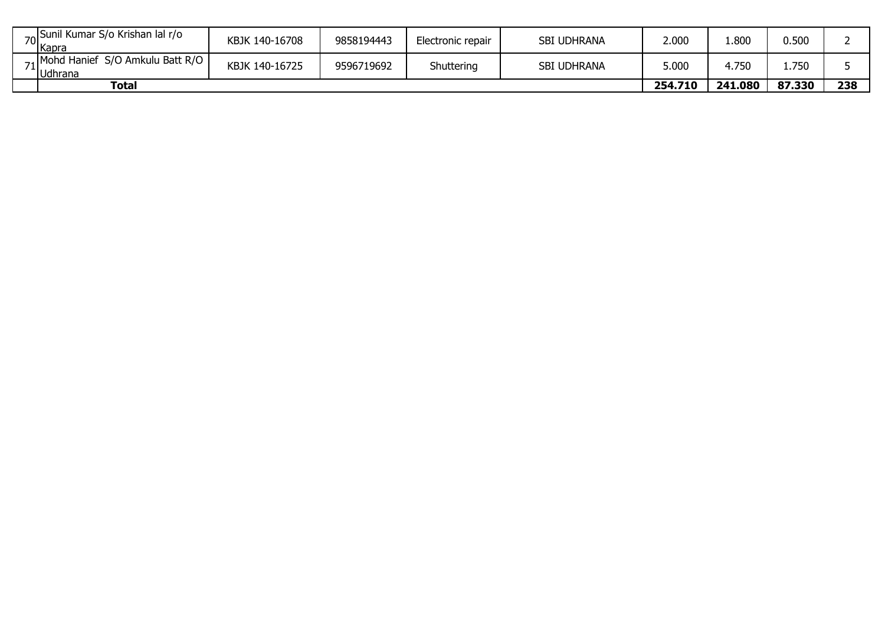| | | | | | | | | | |
|---|---|---|---|---|---|---|---|---|---|
| 70 | Sunil Kumar S/o Krishan lal r/o Kapra | KBJK 140-16708 | 9858194443 | Electronic repair | SBI UDHRANA | 2.000 | 1.800 | 0.500 | 2 |
| 71 | Mohd Hanief S/O Amkulu Batt R/O Udhrana | KBJK 140-16725 | 9596719692 | Shuttering | SBI UDHRANA | 5.000 | 4.750 | 1.750 | 5 |
| | **Total** | | | | | **254.710** | **241.080** | **87.330** | **238** |